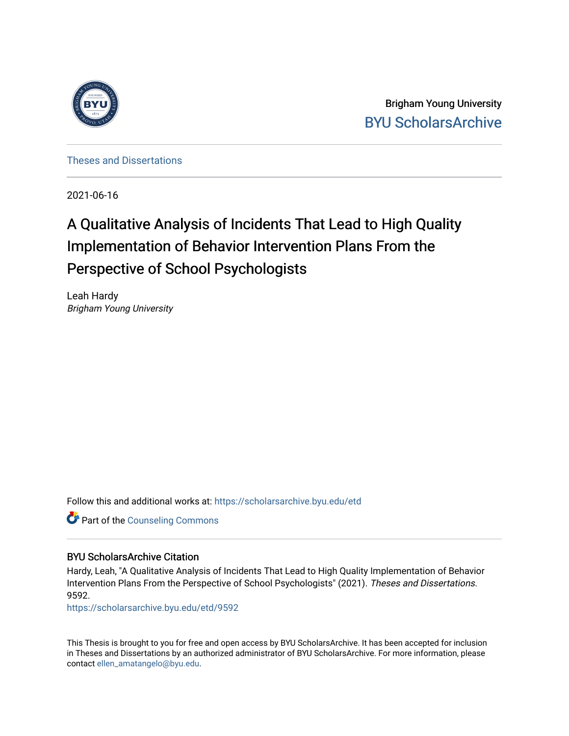Brigham Young University

BYU ScholarsArchive

Theses and Dissertations

2021-06-16

# A Qualitative Analysis of Incidents That Lead to High Quality Implementation of Behavior Intervention Plans From the Perspective of School Psychologists

Leah Hardy
*Brigham Young University*

Follow this and additional works at: https://scholarsarchive.byu.edu/etd

Part of the Counseling Commons

### BYU ScholarsArchive Citation

Hardy, Leah, "A Qualitative Analysis of Incidents That Lead to High Quality Implementation of Behavior Intervention Plans From the Perspective of School Psychologists" (2021). *Theses and Dissertations*. 9592.
https://scholarsarchive.byu.edu/etd/9592

This Thesis is brought to you for free and open access by BYU ScholarsArchive. It has been accepted for inclusion in Theses and Dissertations by an authorized administrator of BYU ScholarsArchive. For more information, please contact ellen_amatangelo@byu.edu.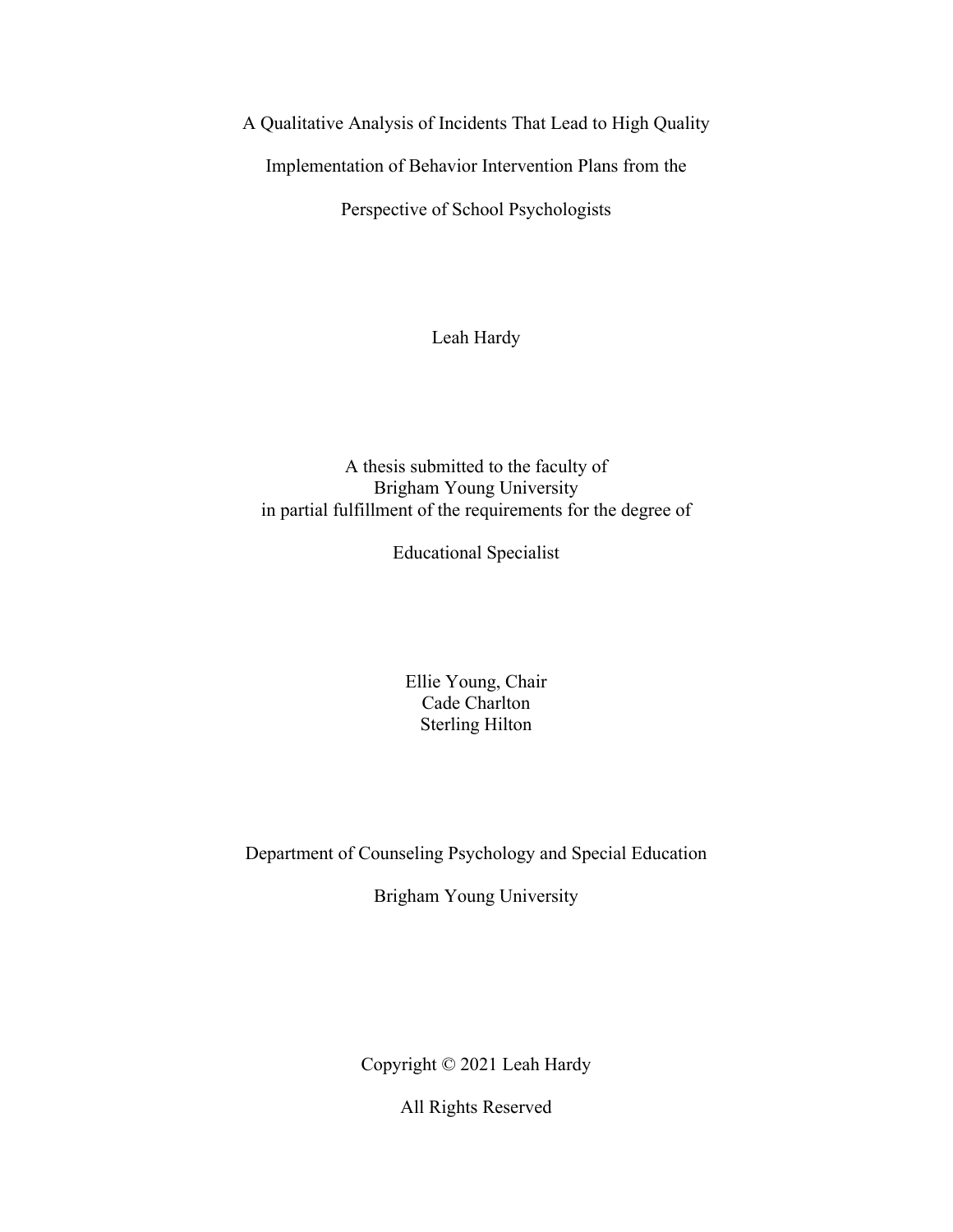# A Qualitative Analysis of Incidents That Lead to High Quality Implementation of Behavior Intervention Plans from the Perspective of School Psychologists

Leah Hardy

A thesis submitted to the faculty of
Brigham Young University
in partial fulfillment of the requirements for the degree of

Educational Specialist

Ellie Young, Chair
Cade Charlton
Sterling Hilton

Department of Counseling Psychology and Special Education

Brigham Young University

Copyright © 2021 Leah Hardy

All Rights Reserved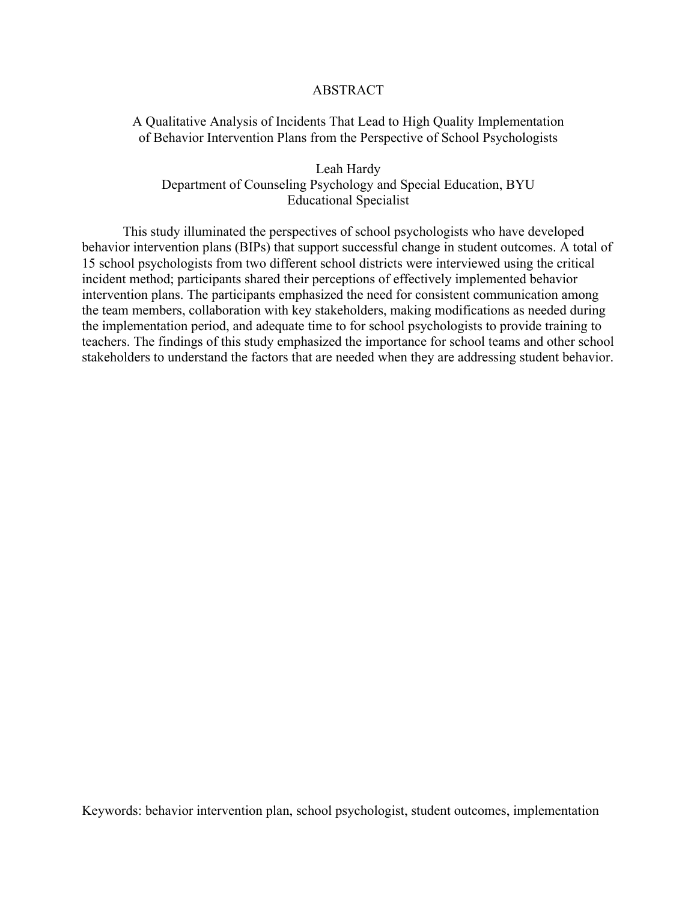# ABSTRACT

## A Qualitative Analysis of Incidents That Lead to High Quality Implementation of Behavior Intervention Plans from the Perspective of School Psychologists

Leah Hardy
Department of Counseling Psychology and Special Education, BYU
Educational Specialist

This study illuminated the perspectives of school psychologists who have developed behavior intervention plans (BIPs) that support successful change in student outcomes. A total of 15 school psychologists from two different school districts were interviewed using the critical incident method; participants shared their perceptions of effectively implemented behavior intervention plans. The participants emphasized the need for consistent communication among the team members, collaboration with key stakeholders, making modifications as needed during the implementation period, and adequate time to for school psychologists to provide training to teachers. The findings of this study emphasized the importance for school teams and other school stakeholders to understand the factors that are needed when they are addressing student behavior.

Keywords: behavior intervention plan, school psychologist, student outcomes, implementation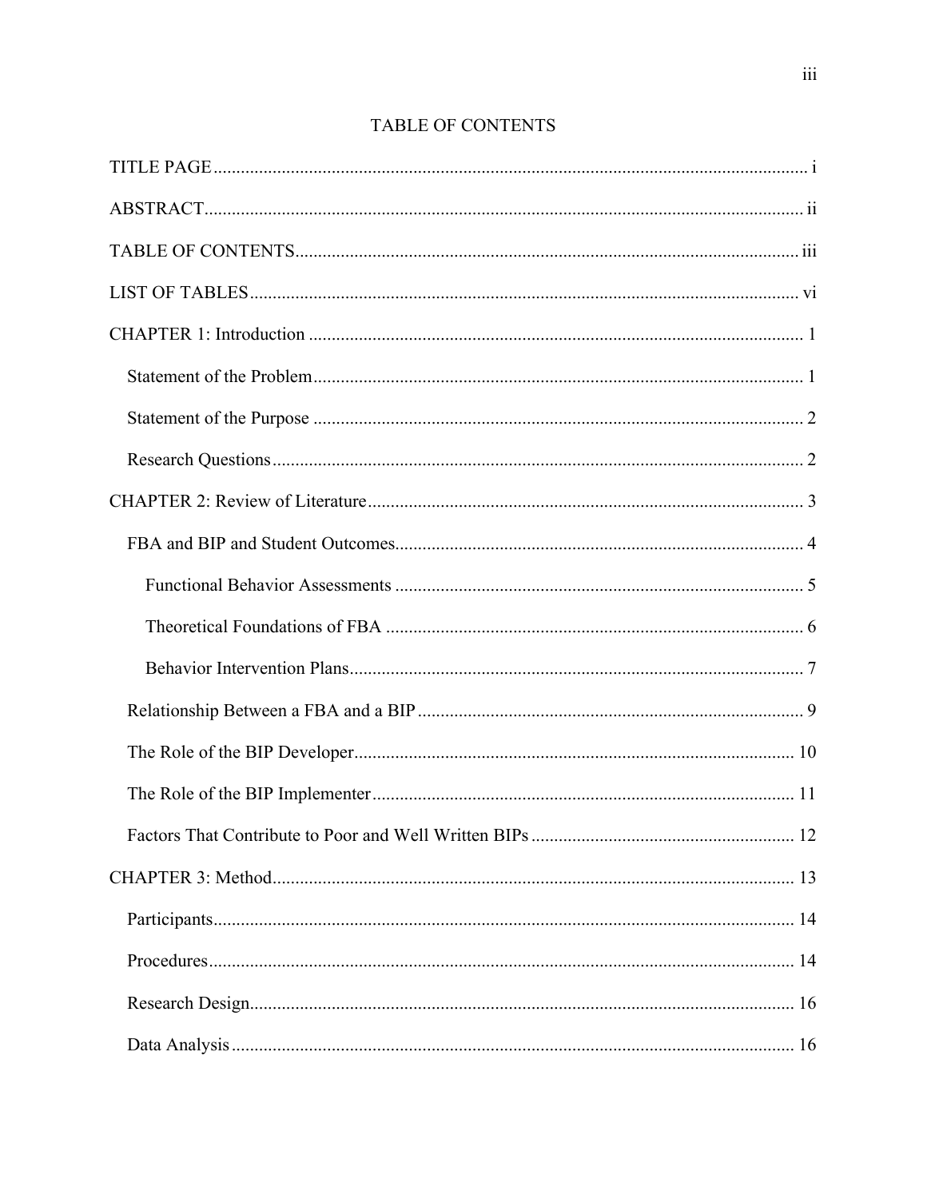# TABLE OF CONTENTS

TITLE PAGE ..... i

ABSTRACT ..... ii

TABLE OF CONTENTS ..... iii

LIST OF TABLES ..... vi

CHAPTER 1: Introduction ..... 1

- Statement of the Problem ..... 1
- Statement of the Purpose ..... 2
- Research Questions ..... 2

CHAPTER 2: Review of Literature ..... 3

- FBA and BIP and Student Outcomes ..... 4
  - Functional Behavior Assessments ..... 5
  - Theoretical Foundations of FBA ..... 6
  - Behavior Intervention Plans ..... 7
- Relationship Between a FBA and a BIP ..... 9
- The Role of the BIP Developer ..... 10
- The Role of the BIP Implementer ..... 11
- Factors That Contribute to Poor and Well Written BIPs ..... 12

CHAPTER 3: Method ..... 13

- Participants ..... 14
- Procedures ..... 14
- Research Design ..... 16
- Data Analysis ..... 16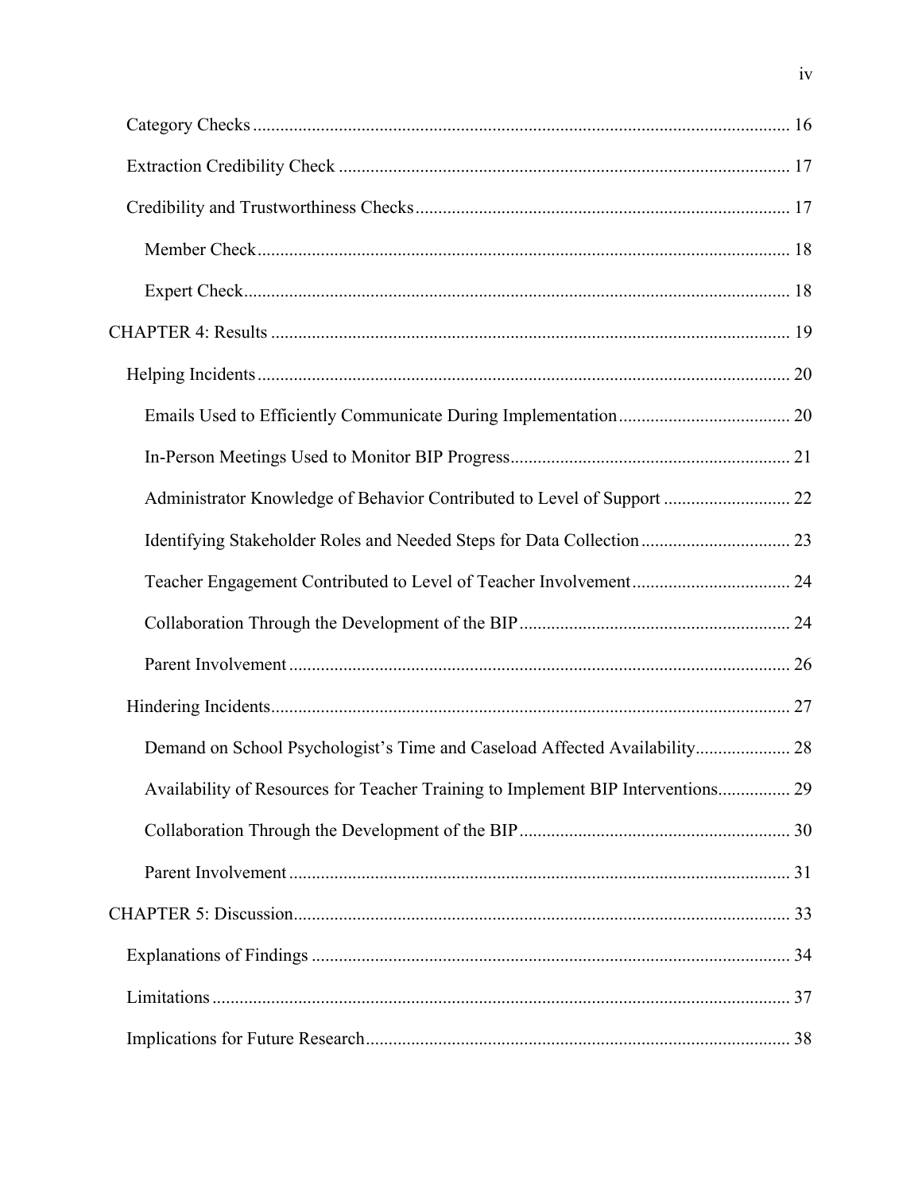Category Checks ..................................................................................................... 16

Extraction Credibility Check ................................................................................... 17

Credibility and Trustworthiness Checks .................................................................. 17

Member Check ..................................................................................................... 18

Expert Check ........................................................................................................ 18

CHAPTER 4: Results .................................................................................................. 19

Helping Incidents ..................................................................................................... 20

Emails Used to Efficiently Communicate During Implementation ...................................... 20

In-Person Meetings Used to Monitor BIP Progress ............................................................. 21

Administrator Knowledge of Behavior Contributed to Level of Support ............................ 22

Identifying Stakeholder Roles and Needed Steps for Data Collection ................................. 23

Teacher Engagement Contributed to Level of Teacher Involvement ................................... 24

Collaboration Through the Development of the BIP ........................................................... 24

Parent Involvement .............................................................................................. 26

Hindering Incidents .................................................................................................. 27

Demand on School Psychologist's Time and Caseload Affected Availability ..................... 28

Availability of Resources for Teacher Training to Implement BIP Interventions ................ 29

Collaboration Through the Development of the BIP ........................................................... 30

Parent Involvement .............................................................................................. 31

CHAPTER 5: Discussion ............................................................................................. 33

Explanations of Findings ......................................................................................... 34

Limitations ............................................................................................................... 37

Implications for Future Research ............................................................................. 38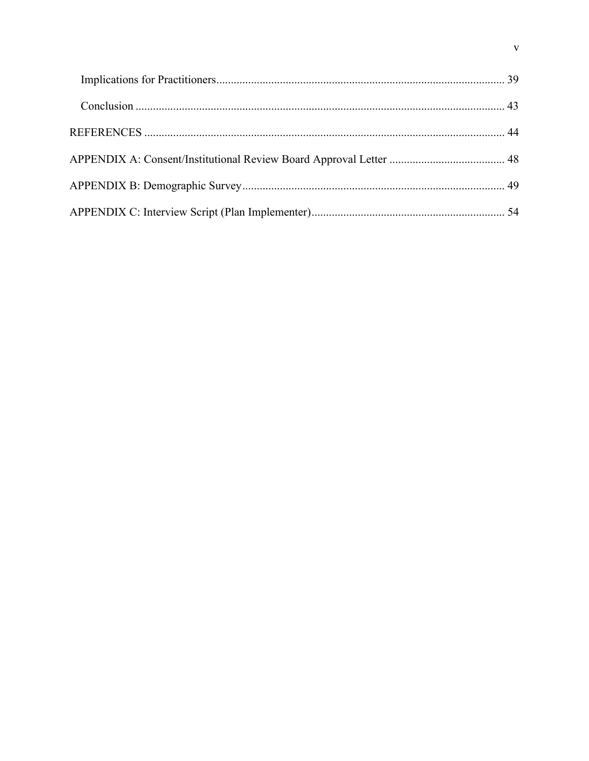Implications for Practitioners ........................................................................................... 39

Conclusion ........................................................................................................................ 43

REFERENCES ........................................................................................................................ 44

APPENDIX A: Consent/Institutional Review Board Approval Letter ..................................... 48

APPENDIX B: Demographic Survey ...................................................................................... 49

APPENDIX C: Interview Script (Plan Implementer) .............................................................. 54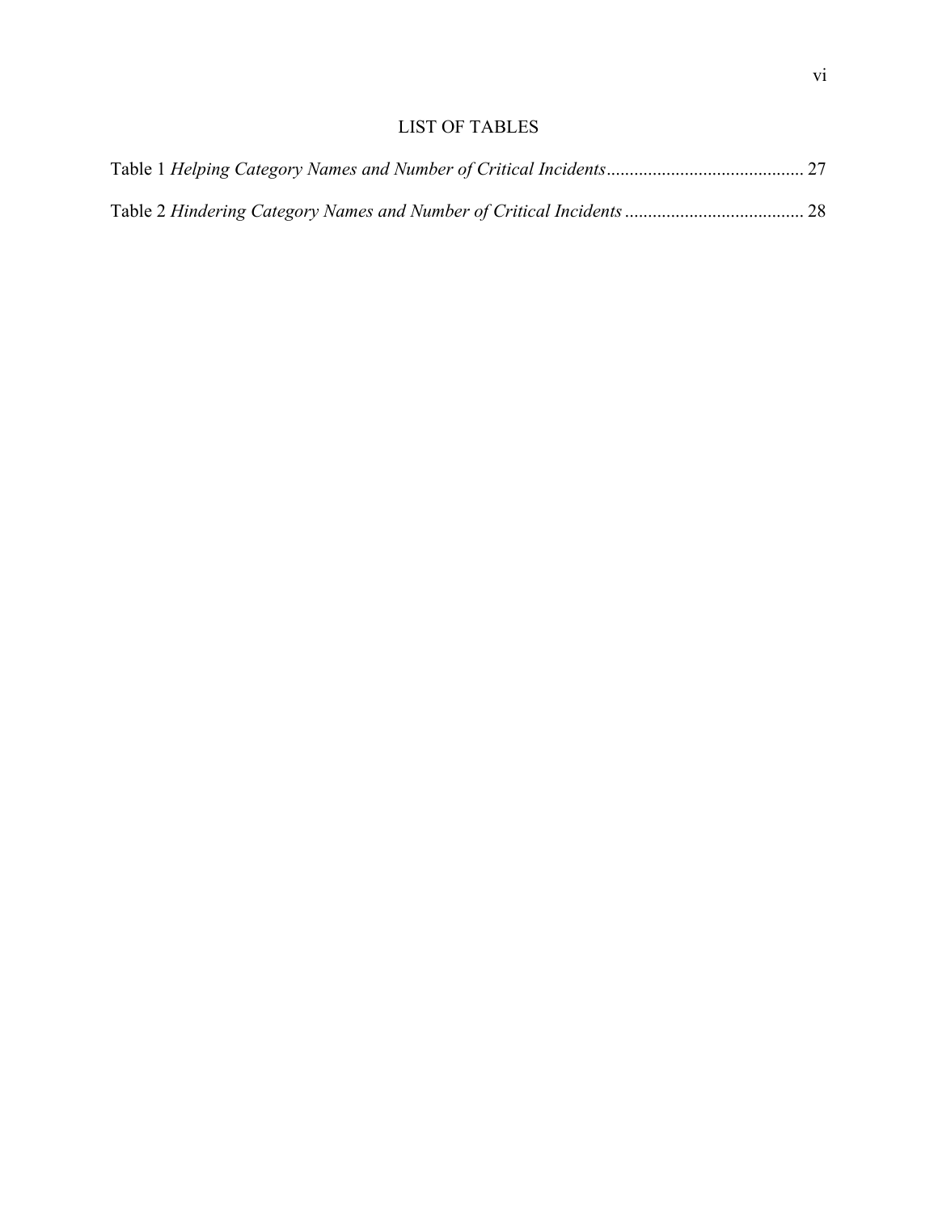# LIST OF TABLES

Table 1 *Helping Category Names and Number of Critical Incidents* ........................................... 27

Table 2 *Hindering Category Names and Number of Critical Incidents* ....................................... 28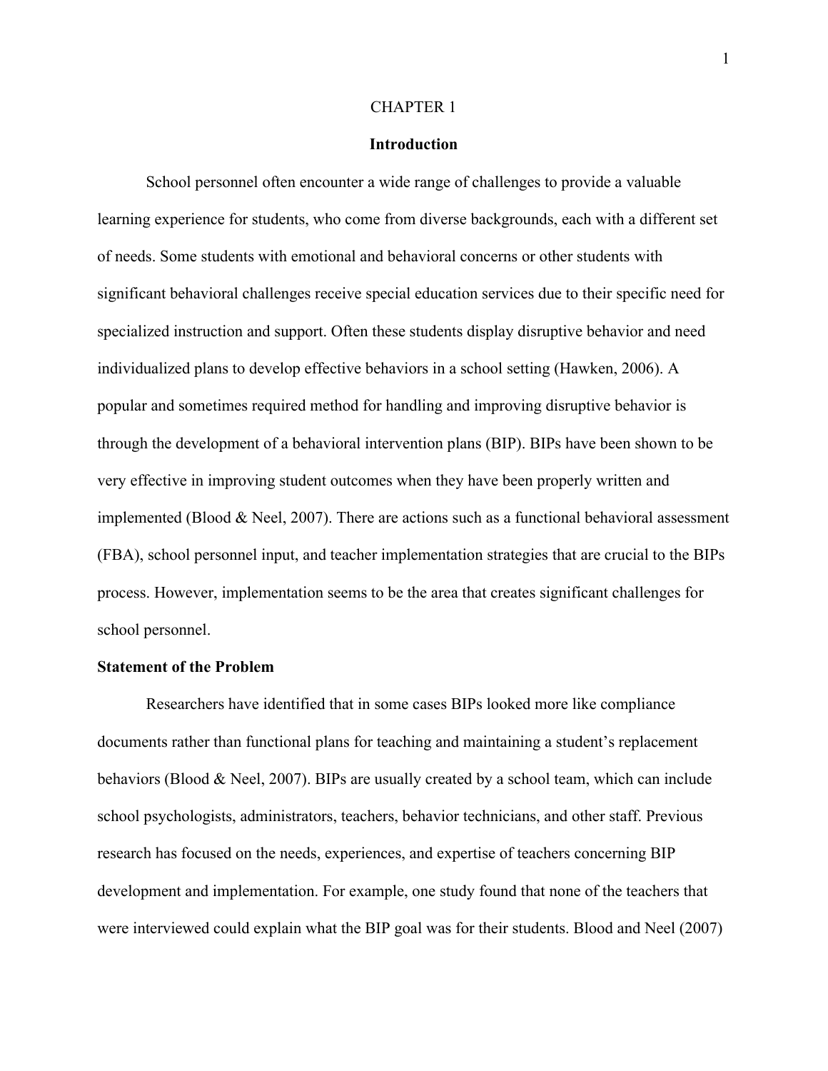# CHAPTER 1

## Introduction

School personnel often encounter a wide range of challenges to provide a valuable learning experience for students, who come from diverse backgrounds, each with a different set of needs. Some students with emotional and behavioral concerns or other students with significant behavioral challenges receive special education services due to their specific need for specialized instruction and support. Often these students display disruptive behavior and need individualized plans to develop effective behaviors in a school setting (Hawken, 2006). A popular and sometimes required method for handling and improving disruptive behavior is through the development of a behavioral intervention plans (BIP). BIPs have been shown to be very effective in improving student outcomes when they have been properly written and implemented (Blood & Neel, 2007). There are actions such as a functional behavioral assessment (FBA), school personnel input, and teacher implementation strategies that are crucial to the BIPs process. However, implementation seems to be the area that creates significant challenges for school personnel.

### Statement of the Problem

Researchers have identified that in some cases BIPs looked more like compliance documents rather than functional plans for teaching and maintaining a student's replacement behaviors (Blood & Neel, 2007). BIPs are usually created by a school team, which can include school psychologists, administrators, teachers, behavior technicians, and other staff. Previous research has focused on the needs, experiences, and expertise of teachers concerning BIP development and implementation. For example, one study found that none of the teachers that were interviewed could explain what the BIP goal was for their students. Blood and Neel (2007)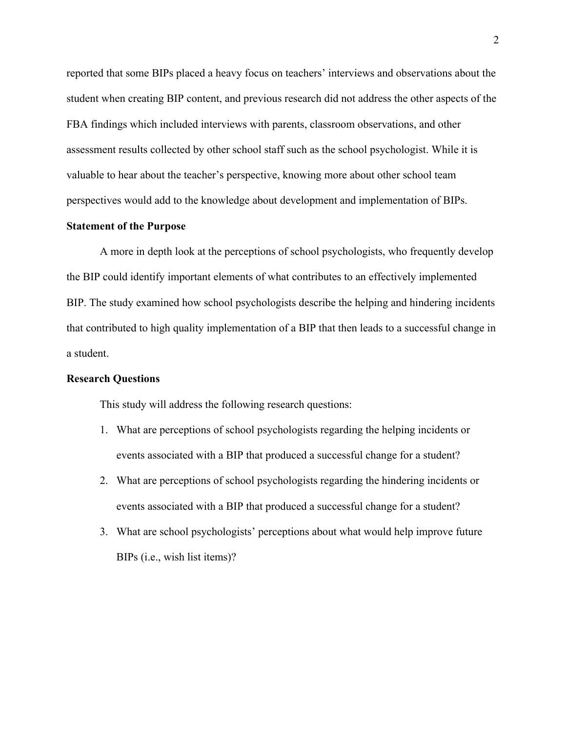reported that some BIPs placed a heavy focus on teachers' interviews and observations about the student when creating BIP content, and previous research did not address the other aspects of the FBA findings which included interviews with parents, classroom observations, and other assessment results collected by other school staff such as the school psychologist. While it is valuable to hear about the teacher's perspective, knowing more about other school team perspectives would add to the knowledge about development and implementation of BIPs.

**Statement of the Purpose**

A more in depth look at the perceptions of school psychologists, who frequently develop the BIP could identify important elements of what contributes to an effectively implemented BIP. The study examined how school psychologists describe the helping and hindering incidents that contributed to high quality implementation of a BIP that then leads to a successful change in a student.

**Research Questions**

This study will address the following research questions:

1. What are perceptions of school psychologists regarding the helping incidents or events associated with a BIP that produced a successful change for a student?
2. What are perceptions of school psychologists regarding the hindering incidents or events associated with a BIP that produced a successful change for a student?
3. What are school psychologists' perceptions about what would help improve future BIPs (i.e., wish list items)?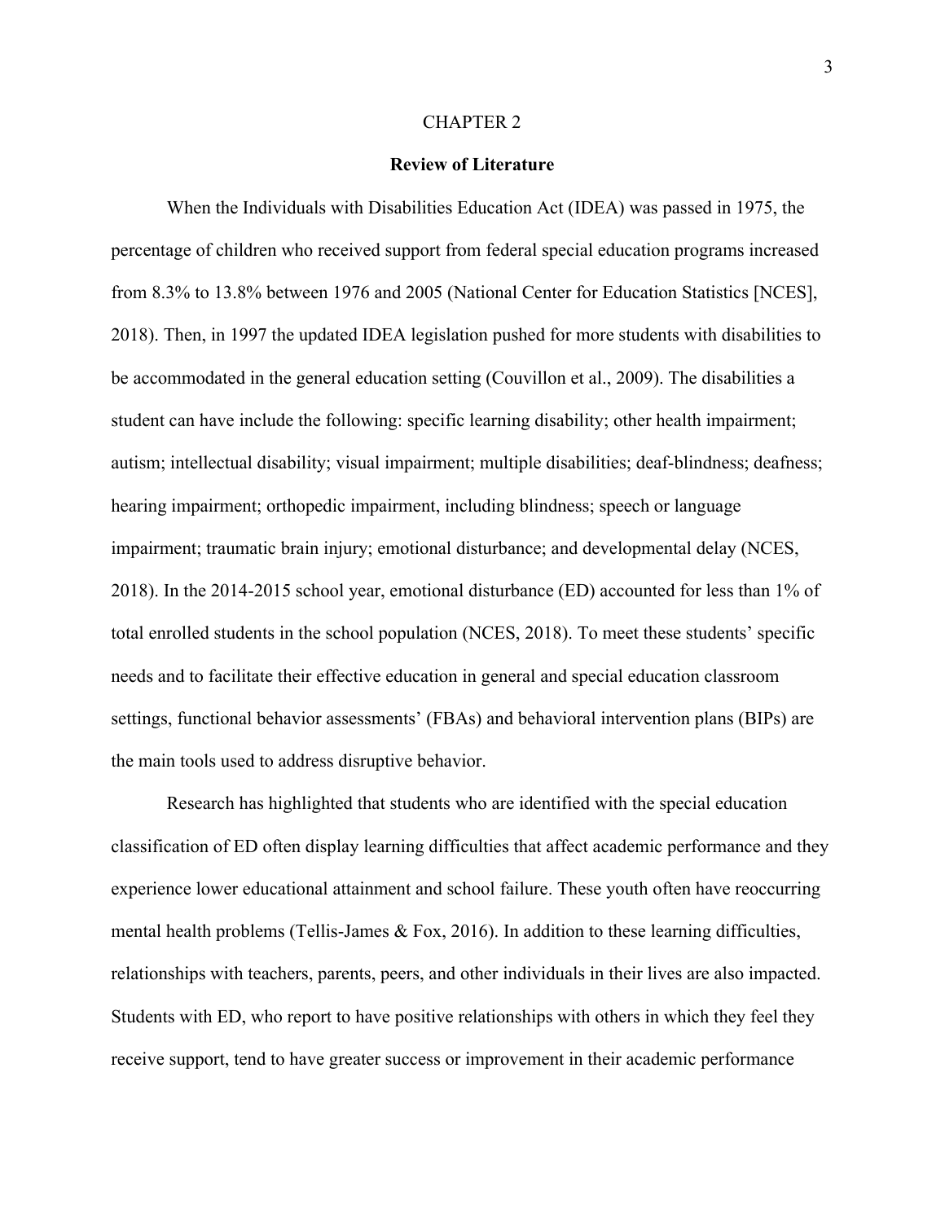CHAPTER 2

## Review of Literature

When the Individuals with Disabilities Education Act (IDEA) was passed in 1975, the percentage of children who received support from federal special education programs increased from 8.3% to 13.8% between 1976 and 2005 (National Center for Education Statistics [NCES], 2018). Then, in 1997 the updated IDEA legislation pushed for more students with disabilities to be accommodated in the general education setting (Couvillon et al., 2009). The disabilities a student can have include the following: specific learning disability; other health impairment; autism; intellectual disability; visual impairment; multiple disabilities; deaf-blindness; deafness; hearing impairment; orthopedic impairment, including blindness; speech or language impairment; traumatic brain injury; emotional disturbance; and developmental delay (NCES, 2018). In the 2014-2015 school year, emotional disturbance (ED) accounted for less than 1% of total enrolled students in the school population (NCES, 2018). To meet these students' specific needs and to facilitate their effective education in general and special education classroom settings, functional behavior assessments' (FBAs) and behavioral intervention plans (BIPs) are the main tools used to address disruptive behavior.

Research has highlighted that students who are identified with the special education classification of ED often display learning difficulties that affect academic performance and they experience lower educational attainment and school failure. These youth often have reoccurring mental health problems (Tellis-James & Fox, 2016). In addition to these learning difficulties, relationships with teachers, parents, peers, and other individuals in their lives are also impacted. Students with ED, who report to have positive relationships with others in which they feel they receive support, tend to have greater success or improvement in their academic performance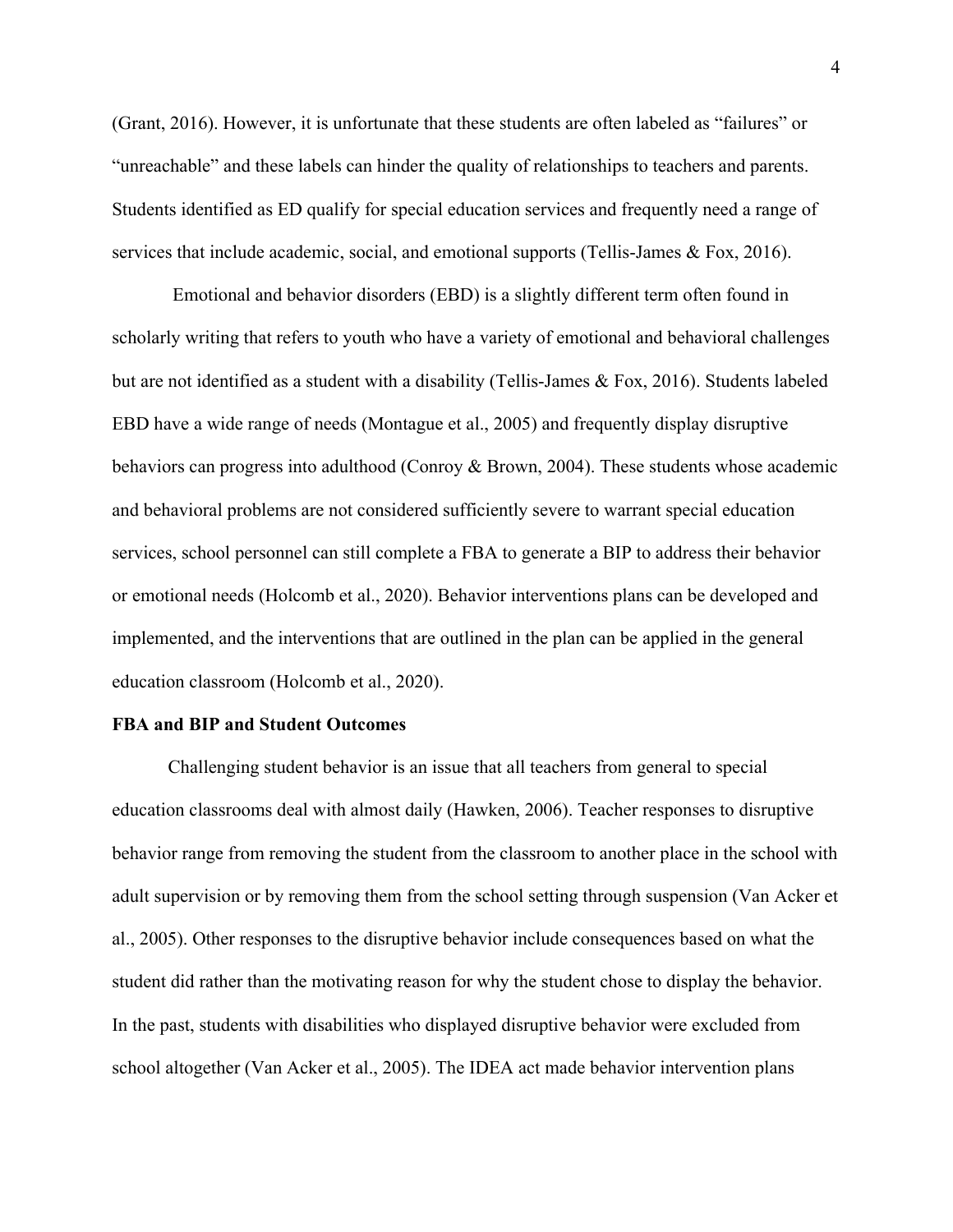(Grant, 2016). However, it is unfortunate that these students are often labeled as "failures" or "unreachable" and these labels can hinder the quality of relationships to teachers and parents. Students identified as ED qualify for special education services and frequently need a range of services that include academic, social, and emotional supports (Tellis-James & Fox, 2016).

Emotional and behavior disorders (EBD) is a slightly different term often found in scholarly writing that refers to youth who have a variety of emotional and behavioral challenges but are not identified as a student with a disability (Tellis-James & Fox, 2016). Students labeled EBD have a wide range of needs (Montague et al., 2005) and frequently display disruptive behaviors can progress into adulthood (Conroy & Brown, 2004). These students whose academic and behavioral problems are not considered sufficiently severe to warrant special education services, school personnel can still complete a FBA to generate a BIP to address their behavior or emotional needs (Holcomb et al., 2020). Behavior interventions plans can be developed and implemented, and the interventions that are outlined in the plan can be applied in the general education classroom (Holcomb et al., 2020).

**FBA and BIP and Student Outcomes**

Challenging student behavior is an issue that all teachers from general to special education classrooms deal with almost daily (Hawken, 2006). Teacher responses to disruptive behavior range from removing the student from the classroom to another place in the school with adult supervision or by removing them from the school setting through suspension (Van Acker et al., 2005). Other responses to the disruptive behavior include consequences based on what the student did rather than the motivating reason for why the student chose to display the behavior. In the past, students with disabilities who displayed disruptive behavior were excluded from school altogether (Van Acker et al., 2005). The IDEA act made behavior intervention plans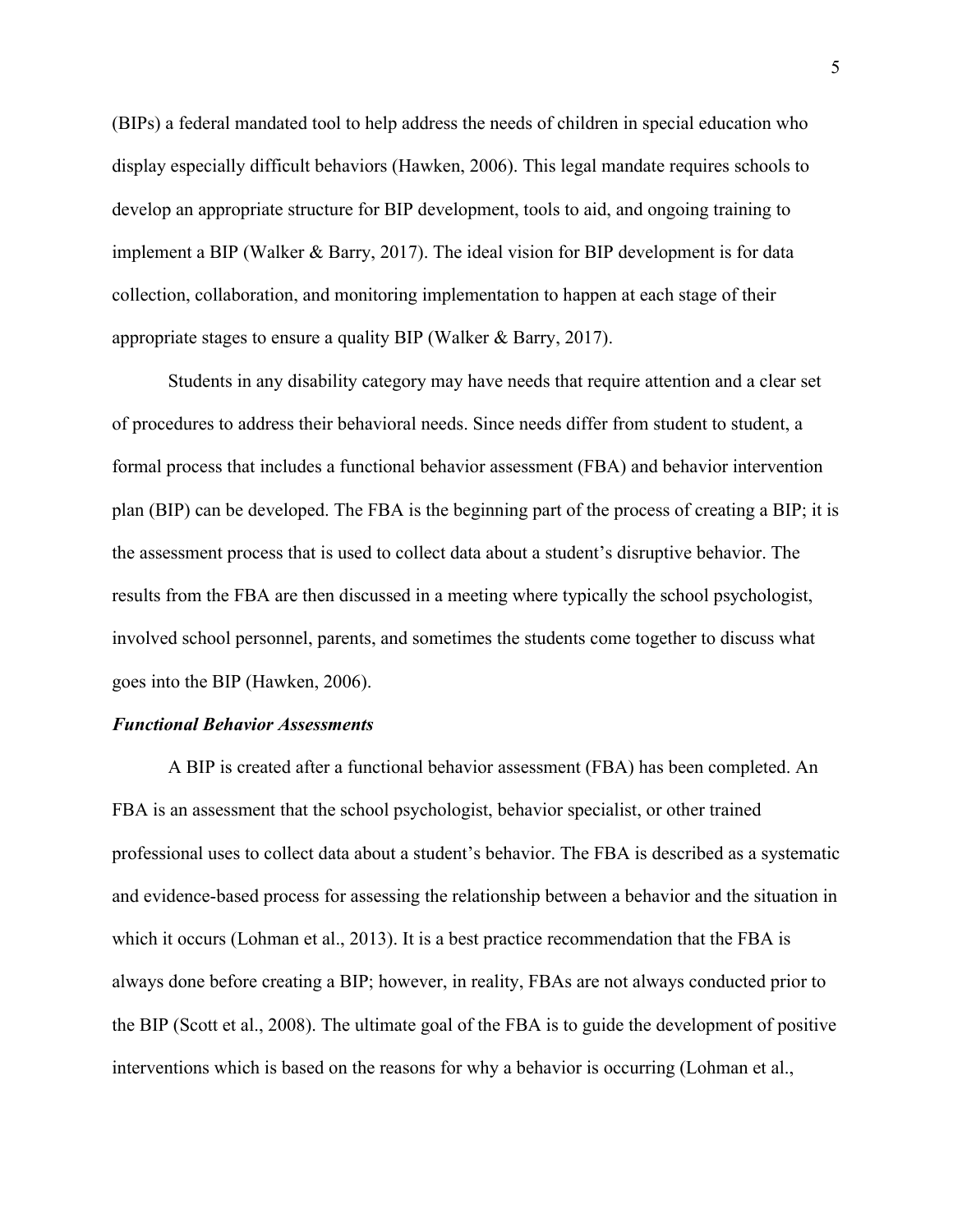(BIPs) a federal mandated tool to help address the needs of children in special education who display especially difficult behaviors (Hawken, 2006). This legal mandate requires schools to develop an appropriate structure for BIP development, tools to aid, and ongoing training to implement a BIP (Walker & Barry, 2017). The ideal vision for BIP development is for data collection, collaboration, and monitoring implementation to happen at each stage of their appropriate stages to ensure a quality BIP (Walker & Barry, 2017).

Students in any disability category may have needs that require attention and a clear set of procedures to address their behavioral needs. Since needs differ from student to student, a formal process that includes a functional behavior assessment (FBA) and behavior intervention plan (BIP) can be developed. The FBA is the beginning part of the process of creating a BIP; it is the assessment process that is used to collect data about a student's disruptive behavior. The results from the FBA are then discussed in a meeting where typically the school psychologist, involved school personnel, parents, and sometimes the students come together to discuss what goes into the BIP (Hawken, 2006).

### ***Functional Behavior Assessments***

A BIP is created after a functional behavior assessment (FBA) has been completed. An FBA is an assessment that the school psychologist, behavior specialist, or other trained professional uses to collect data about a student's behavior. The FBA is described as a systematic and evidence-based process for assessing the relationship between a behavior and the situation in which it occurs (Lohman et al., 2013). It is a best practice recommendation that the FBA is always done before creating a BIP; however, in reality, FBAs are not always conducted prior to the BIP (Scott et al., 2008). The ultimate goal of the FBA is to guide the development of positive interventions which is based on the reasons for why a behavior is occurring (Lohman et al.,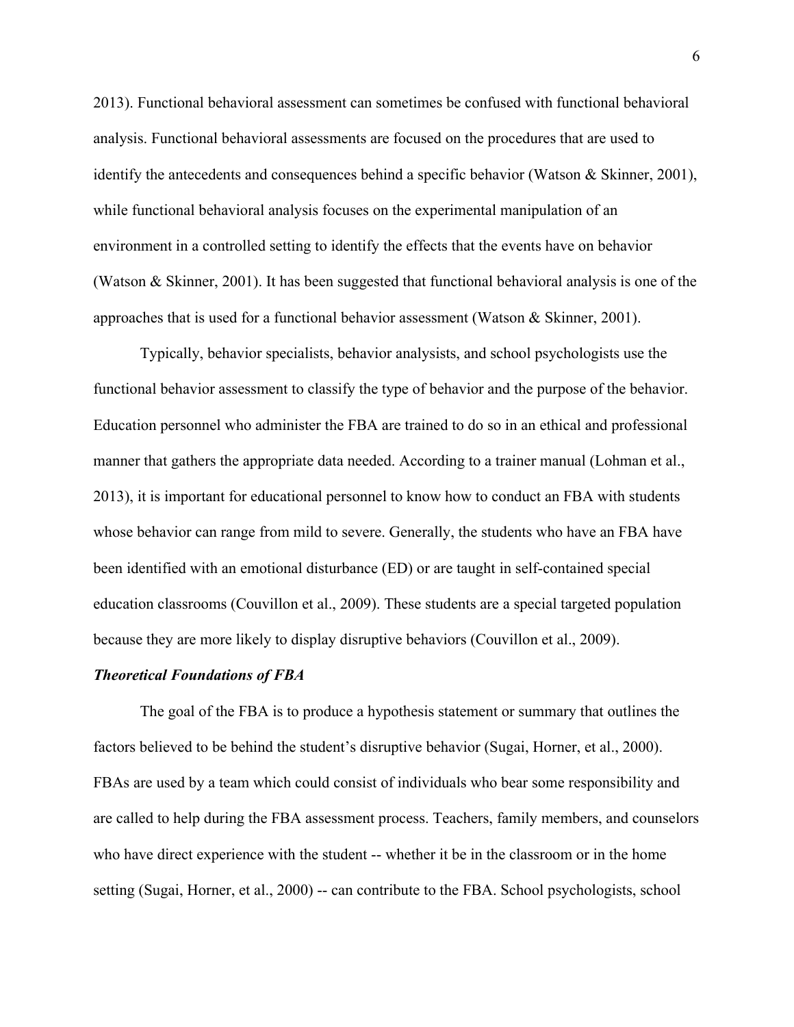2013). Functional behavioral assessment can sometimes be confused with functional behavioral analysis. Functional behavioral assessments are focused on the procedures that are used to identify the antecedents and consequences behind a specific behavior (Watson & Skinner, 2001), while functional behavioral analysis focuses on the experimental manipulation of an environment in a controlled setting to identify the effects that the events have on behavior (Watson & Skinner, 2001). It has been suggested that functional behavioral analysis is one of the approaches that is used for a functional behavior assessment (Watson & Skinner, 2001).

Typically, behavior specialists, behavior analysists, and school psychologists use the functional behavior assessment to classify the type of behavior and the purpose of the behavior. Education personnel who administer the FBA are trained to do so in an ethical and professional manner that gathers the appropriate data needed. According to a trainer manual (Lohman et al., 2013), it is important for educational personnel to know how to conduct an FBA with students whose behavior can range from mild to severe. Generally, the students who have an FBA have been identified with an emotional disturbance (ED) or are taught in self-contained special education classrooms (Couvillon et al., 2009). These students are a special targeted population because they are more likely to display disruptive behaviors (Couvillon et al., 2009).

***Theoretical Foundations of FBA***

The goal of the FBA is to produce a hypothesis statement or summary that outlines the factors believed to be behind the student's disruptive behavior (Sugai, Horner, et al., 2000). FBAs are used by a team which could consist of individuals who bear some responsibility and are called to help during the FBA assessment process. Teachers, family members, and counselors who have direct experience with the student -- whether it be in the classroom or in the home setting (Sugai, Horner, et al., 2000) -- can contribute to the FBA. School psychologists, school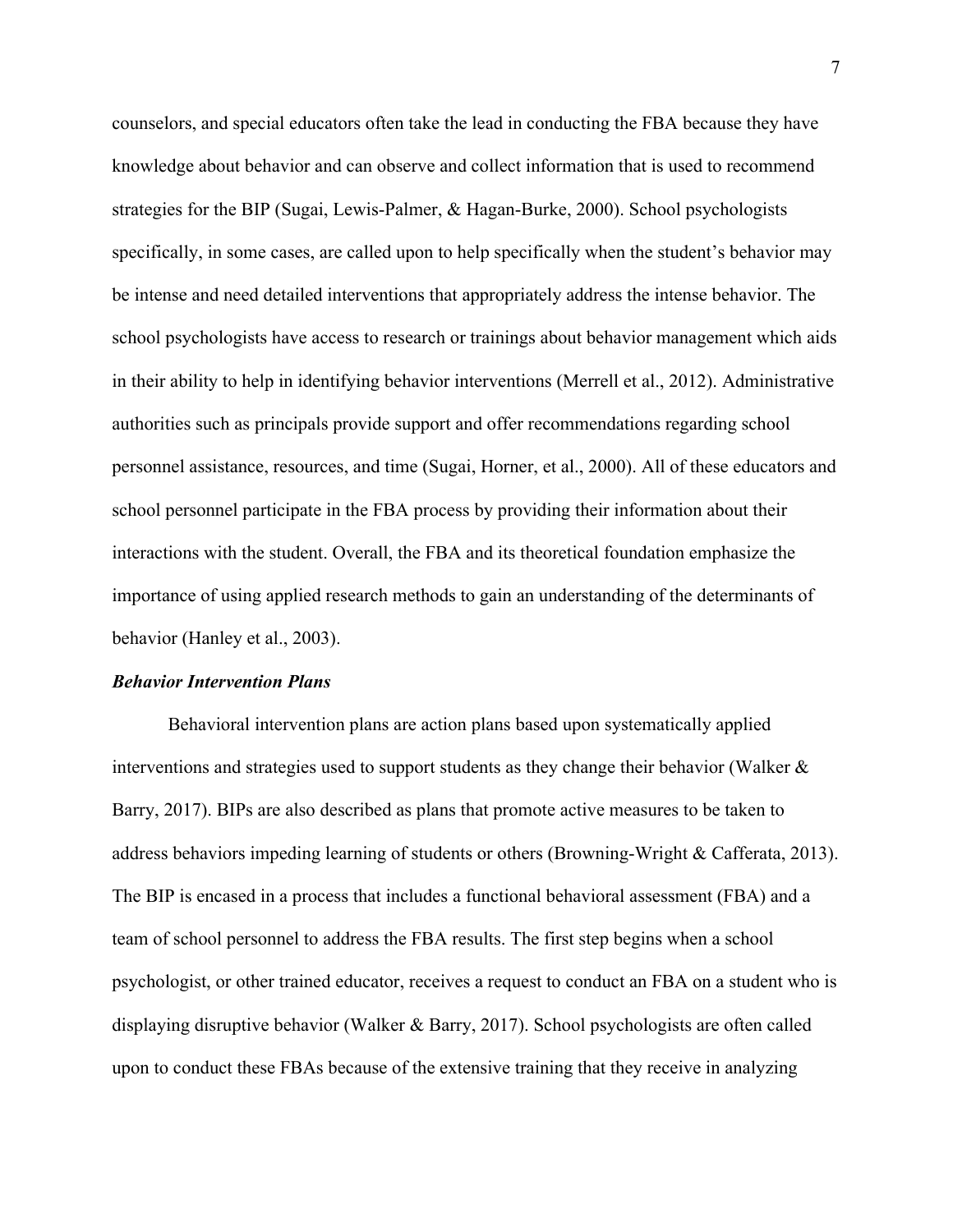counselors, and special educators often take the lead in conducting the FBA because they have knowledge about behavior and can observe and collect information that is used to recommend strategies for the BIP (Sugai, Lewis-Palmer, & Hagan-Burke, 2000). School psychologists specifically, in some cases, are called upon to help specifically when the student's behavior may be intense and need detailed interventions that appropriately address the intense behavior. The school psychologists have access to research or trainings about behavior management which aids in their ability to help in identifying behavior interventions (Merrell et al., 2012). Administrative authorities such as principals provide support and offer recommendations regarding school personnel assistance, resources, and time (Sugai, Horner, et al., 2000). All of these educators and school personnel participate in the FBA process by providing their information about their interactions with the student. Overall, the FBA and its theoretical foundation emphasize the importance of using applied research methods to gain an understanding of the determinants of behavior (Hanley et al., 2003).

### *Behavior Intervention Plans*

Behavioral intervention plans are action plans based upon systematically applied interventions and strategies used to support students as they change their behavior (Walker & Barry, 2017). BIPs are also described as plans that promote active measures to be taken to address behaviors impeding learning of students or others (Browning-Wright & Cafferata, 2013). The BIP is encased in a process that includes a functional behavioral assessment (FBA) and a team of school personnel to address the FBA results. The first step begins when a school psychologist, or other trained educator, receives a request to conduct an FBA on a student who is displaying disruptive behavior (Walker & Barry, 2017). School psychologists are often called upon to conduct these FBAs because of the extensive training that they receive in analyzing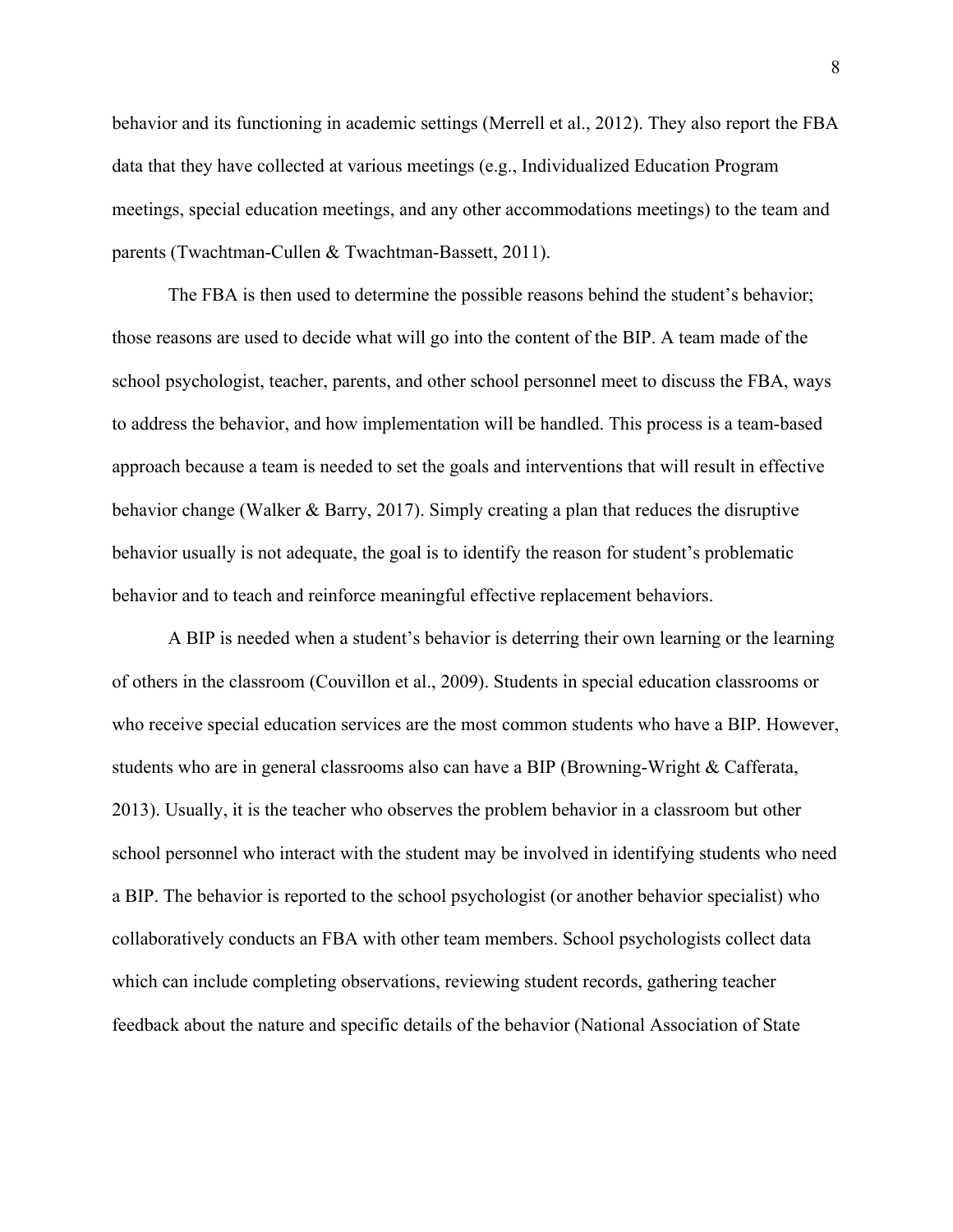behavior and its functioning in academic settings (Merrell et al., 2012). They also report the FBA data that they have collected at various meetings (e.g., Individualized Education Program meetings, special education meetings, and any other accommodations meetings) to the team and parents (Twachtman-Cullen & Twachtman-Bassett, 2011).

The FBA is then used to determine the possible reasons behind the student's behavior; those reasons are used to decide what will go into the content of the BIP. A team made of the school psychologist, teacher, parents, and other school personnel meet to discuss the FBA, ways to address the behavior, and how implementation will be handled. This process is a team-based approach because a team is needed to set the goals and interventions that will result in effective behavior change (Walker & Barry, 2017). Simply creating a plan that reduces the disruptive behavior usually is not adequate, the goal is to identify the reason for student's problematic behavior and to teach and reinforce meaningful effective replacement behaviors.

A BIP is needed when a student's behavior is deterring their own learning or the learning of others in the classroom (Couvillon et al., 2009). Students in special education classrooms or who receive special education services are the most common students who have a BIP. However, students who are in general classrooms also can have a BIP (Browning-Wright & Cafferata, 2013). Usually, it is the teacher who observes the problem behavior in a classroom but other school personnel who interact with the student may be involved in identifying students who need a BIP. The behavior is reported to the school psychologist (or another behavior specialist) who collaboratively conducts an FBA with other team members. School psychologists collect data which can include completing observations, reviewing student records, gathering teacher feedback about the nature and specific details of the behavior (National Association of State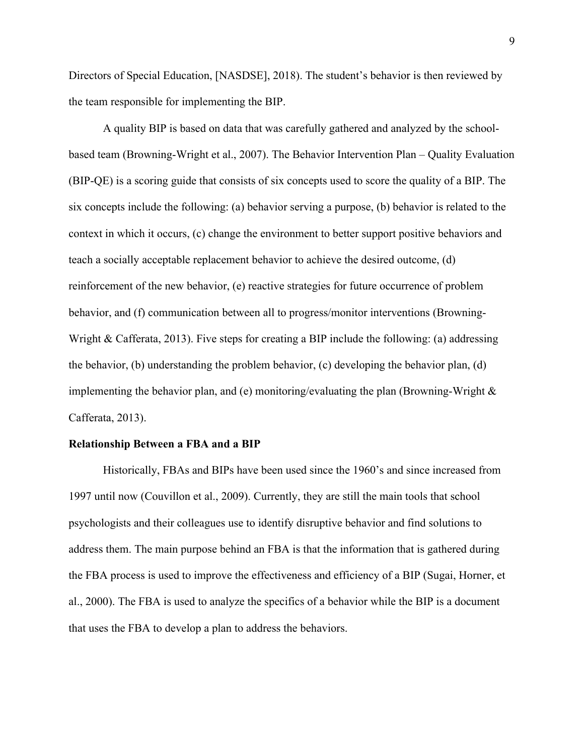Directors of Special Education, [NASDSE], 2018). The student's behavior is then reviewed by the team responsible for implementing the BIP.

A quality BIP is based on data that was carefully gathered and analyzed by the school-based team (Browning-Wright et al., 2007). The Behavior Intervention Plan – Quality Evaluation (BIP-QE) is a scoring guide that consists of six concepts used to score the quality of a BIP. The six concepts include the following: (a) behavior serving a purpose, (b) behavior is related to the context in which it occurs, (c) change the environment to better support positive behaviors and teach a socially acceptable replacement behavior to achieve the desired outcome, (d) reinforcement of the new behavior, (e) reactive strategies for future occurrence of problem behavior, and (f) communication between all to progress/monitor interventions (Browning-Wright & Cafferata, 2013). Five steps for creating a BIP include the following: (a) addressing the behavior, (b) understanding the problem behavior, (c) developing the behavior plan, (d) implementing the behavior plan, and (e) monitoring/evaluating the plan (Browning-Wright & Cafferata, 2013).

**Relationship Between a FBA and a BIP**

Historically, FBAs and BIPs have been used since the 1960's and since increased from 1997 until now (Couvillon et al., 2009). Currently, they are still the main tools that school psychologists and their colleagues use to identify disruptive behavior and find solutions to address them. The main purpose behind an FBA is that the information that is gathered during the FBA process is used to improve the effectiveness and efficiency of a BIP (Sugai, Horner, et al., 2000). The FBA is used to analyze the specifics of a behavior while the BIP is a document that uses the FBA to develop a plan to address the behaviors.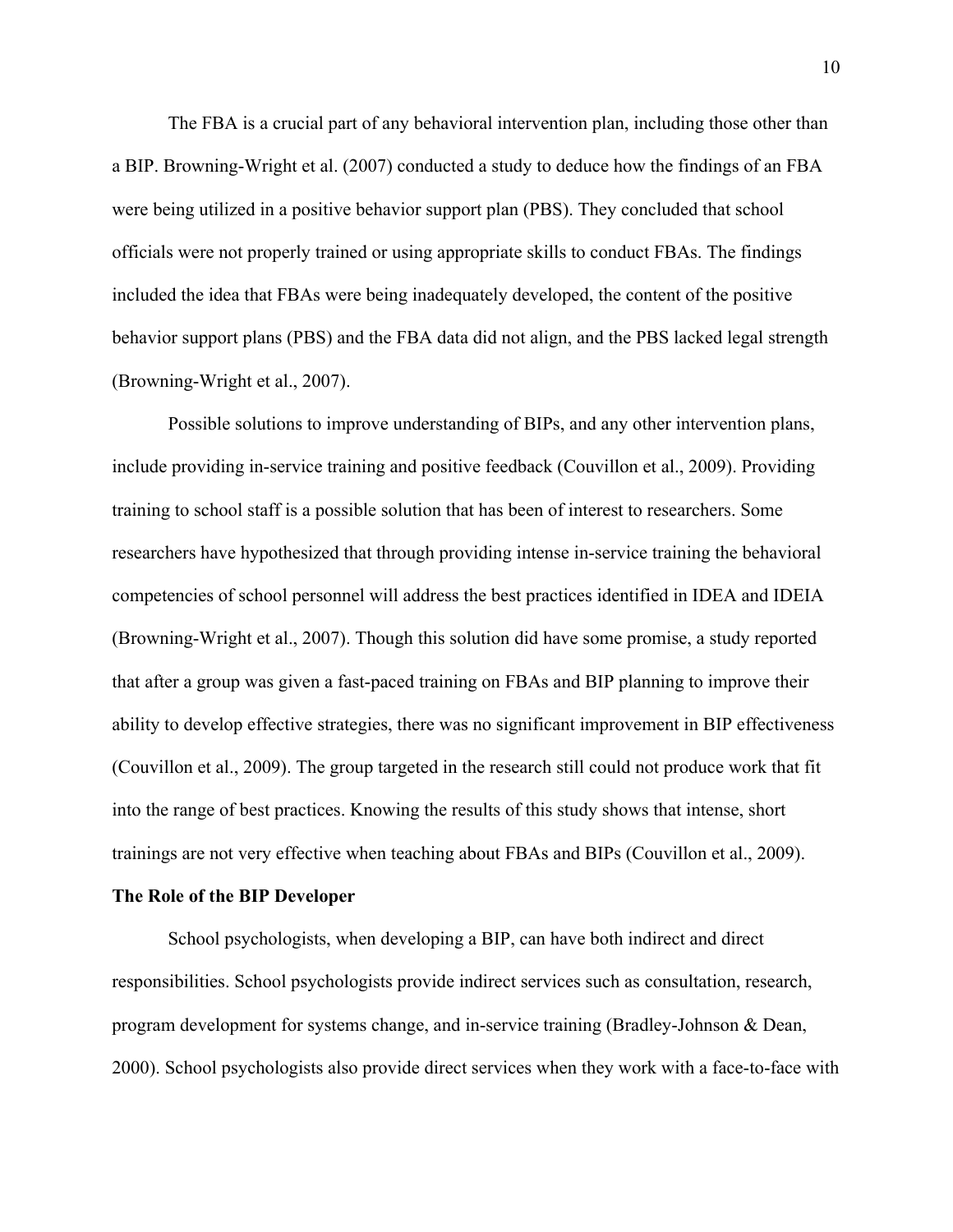The FBA is a crucial part of any behavioral intervention plan, including those other than a BIP. Browning-Wright et al. (2007) conducted a study to deduce how the findings of an FBA were being utilized in a positive behavior support plan (PBS). They concluded that school officials were not properly trained or using appropriate skills to conduct FBAs. The findings included the idea that FBAs were being inadequately developed, the content of the positive behavior support plans (PBS) and the FBA data did not align, and the PBS lacked legal strength (Browning-Wright et al., 2007).

Possible solutions to improve understanding of BIPs, and any other intervention plans, include providing in-service training and positive feedback (Couvillon et al., 2009). Providing training to school staff is a possible solution that has been of interest to researchers. Some researchers have hypothesized that through providing intense in-service training the behavioral competencies of school personnel will address the best practices identified in IDEA and IDEIA (Browning-Wright et al., 2007). Though this solution did have some promise, a study reported that after a group was given a fast-paced training on FBAs and BIP planning to improve their ability to develop effective strategies, there was no significant improvement in BIP effectiveness (Couvillon et al., 2009). The group targeted in the research still could not produce work that fit into the range of best practices. Knowing the results of this study shows that intense, short trainings are not very effective when teaching about FBAs and BIPs (Couvillon et al., 2009).

**The Role of the BIP Developer**

School psychologists, when developing a BIP, can have both indirect and direct responsibilities. School psychologists provide indirect services such as consultation, research, program development for systems change, and in-service training (Bradley-Johnson & Dean, 2000). School psychologists also provide direct services when they work with a face-to-face with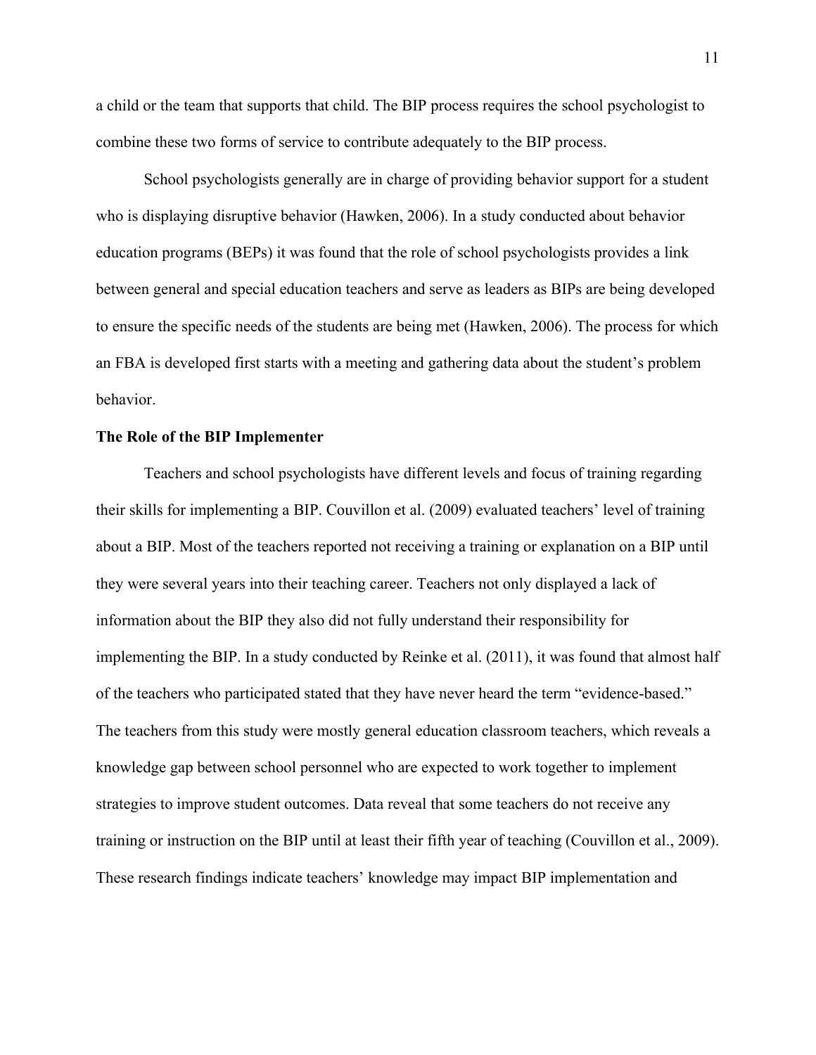a child or the team that supports that child. The BIP process requires the school psychologist to combine these two forms of service to contribute adequately to the BIP process.

School psychologists generally are in charge of providing behavior support for a student who is displaying disruptive behavior (Hawken, 2006). In a study conducted about behavior education programs (BEPs) it was found that the role of school psychologists provides a link between general and special education teachers and serve as leaders as BIPs are being developed to ensure the specific needs of the students are being met (Hawken, 2006). The process for which an FBA is developed first starts with a meeting and gathering data about the student's problem behavior.

### The Role of the BIP Implementer

Teachers and school psychologists have different levels and focus of training regarding their skills for implementing a BIP. Couvillon et al. (2009) evaluated teachers' level of training about a BIP. Most of the teachers reported not receiving a training or explanation on a BIP until they were several years into their teaching career. Teachers not only displayed a lack of information about the BIP they also did not fully understand their responsibility for implementing the BIP. In a study conducted by Reinke et al. (2011), it was found that almost half of the teachers who participated stated that they have never heard the term "evidence-based." The teachers from this study were mostly general education classroom teachers, which reveals a knowledge gap between school personnel who are expected to work together to implement strategies to improve student outcomes. Data reveal that some teachers do not receive any training or instruction on the BIP until at least their fifth year of teaching (Couvillon et al., 2009). These research findings indicate teachers' knowledge may impact BIP implementation and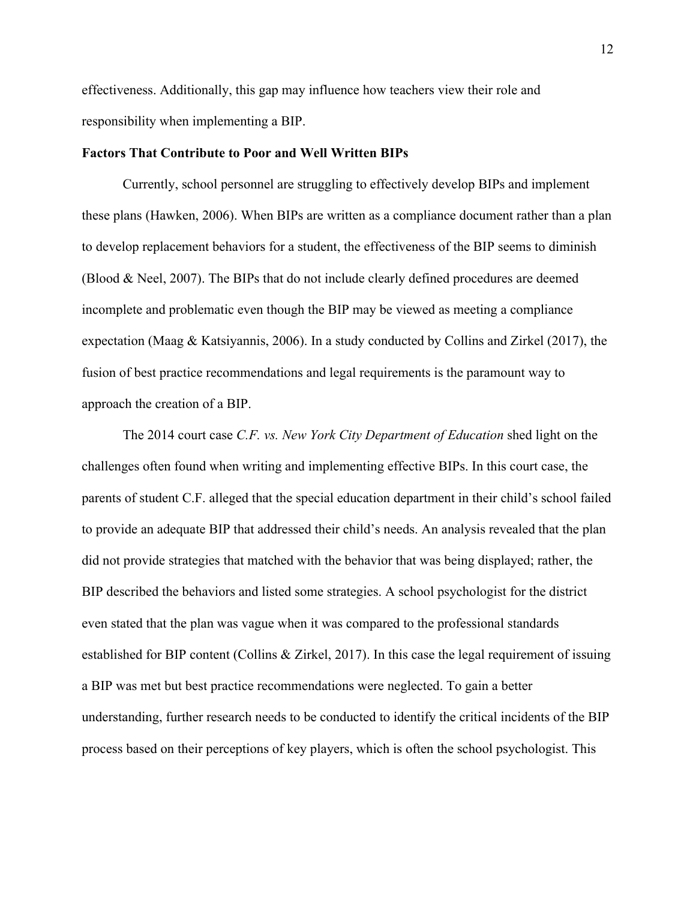effectiveness. Additionally, this gap may influence how teachers view their role and responsibility when implementing a BIP.

**Factors That Contribute to Poor and Well Written BIPs**

Currently, school personnel are struggling to effectively develop BIPs and implement these plans (Hawken, 2006). When BIPs are written as a compliance document rather than a plan to develop replacement behaviors for a student, the effectiveness of the BIP seems to diminish (Blood & Neel, 2007). The BIPs that do not include clearly defined procedures are deemed incomplete and problematic even though the BIP may be viewed as meeting a compliance expectation (Maag & Katsiyannis, 2006). In a study conducted by Collins and Zirkel (2017), the fusion of best practice recommendations and legal requirements is the paramount way to approach the creation of a BIP.

The 2014 court case *C.F. vs. New York City Department of Education* shed light on the challenges often found when writing and implementing effective BIPs. In this court case, the parents of student C.F. alleged that the special education department in their child's school failed to provide an adequate BIP that addressed their child's needs. An analysis revealed that the plan did not provide strategies that matched with the behavior that was being displayed; rather, the BIP described the behaviors and listed some strategies. A school psychologist for the district even stated that the plan was vague when it was compared to the professional standards established for BIP content (Collins & Zirkel, 2017). In this case the legal requirement of issuing a BIP was met but best practice recommendations were neglected. To gain a better understanding, further research needs to be conducted to identify the critical incidents of the BIP process based on their perceptions of key players, which is often the school psychologist. This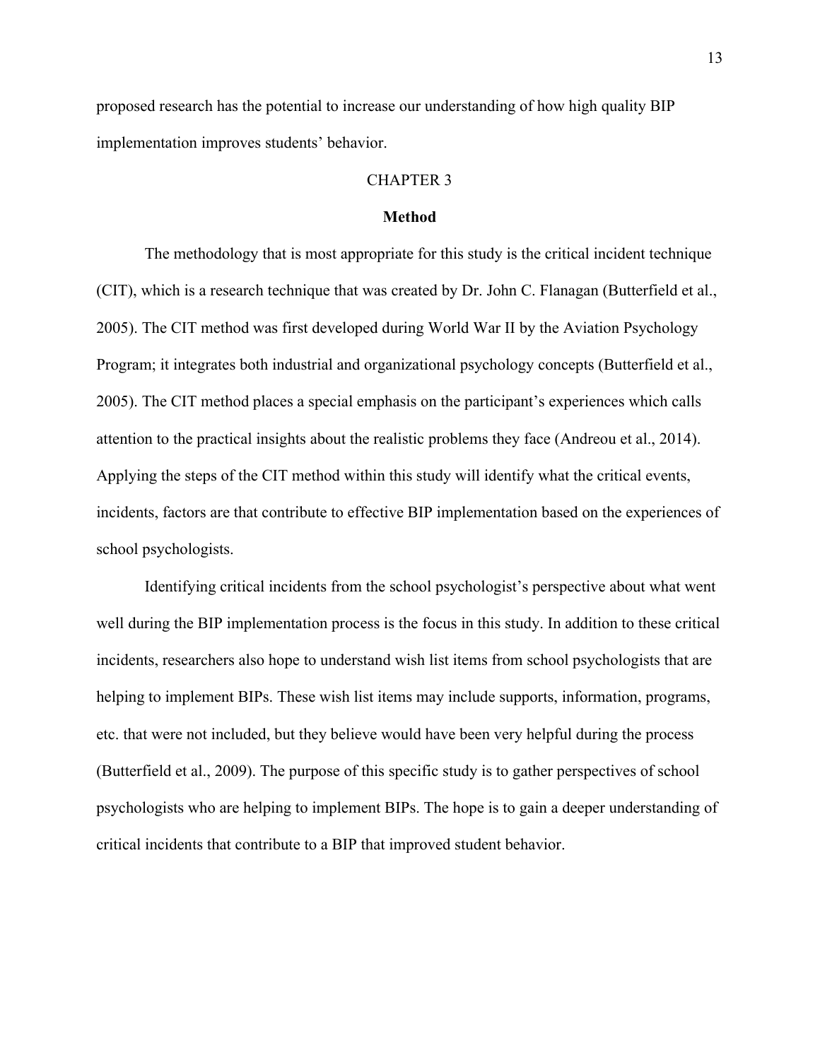proposed research has the potential to increase our understanding of how high quality BIP implementation improves students' behavior.

# CHAPTER 3

## Method

The methodology that is most appropriate for this study is the critical incident technique (CIT), which is a research technique that was created by Dr. John C. Flanagan (Butterfield et al., 2005). The CIT method was first developed during World War II by the Aviation Psychology Program; it integrates both industrial and organizational psychology concepts (Butterfield et al., 2005). The CIT method places a special emphasis on the participant's experiences which calls attention to the practical insights about the realistic problems they face (Andreou et al., 2014). Applying the steps of the CIT method within this study will identify what the critical events, incidents, factors are that contribute to effective BIP implementation based on the experiences of school psychologists.

Identifying critical incidents from the school psychologist's perspective about what went well during the BIP implementation process is the focus in this study. In addition to these critical incidents, researchers also hope to understand wish list items from school psychologists that are helping to implement BIPs. These wish list items may include supports, information, programs, etc. that were not included, but they believe would have been very helpful during the process (Butterfield et al., 2009). The purpose of this specific study is to gather perspectives of school psychologists who are helping to implement BIPs. The hope is to gain a deeper understanding of critical incidents that contribute to a BIP that improved student behavior.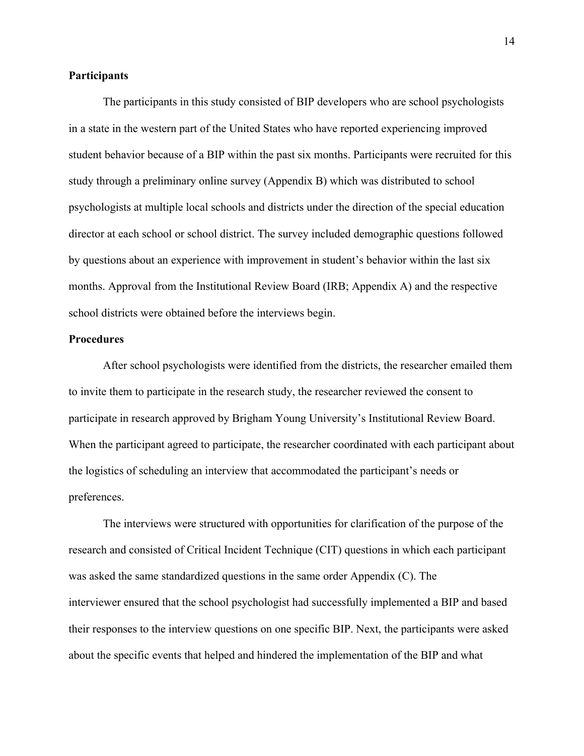**Participants**

The participants in this study consisted of BIP developers who are school psychologists in a state in the western part of the United States who have reported experiencing improved student behavior because of a BIP within the past six months. Participants were recruited for this study through a preliminary online survey (Appendix B) which was distributed to school psychologists at multiple local schools and districts under the direction of the special education director at each school or school district. The survey included demographic questions followed by questions about an experience with improvement in student's behavior within the last six months. Approval from the Institutional Review Board (IRB; Appendix A) and the respective school districts were obtained before the interviews begin.

**Procedures**

After school psychologists were identified from the districts, the researcher emailed them to invite them to participate in the research study, the researcher reviewed the consent to participate in research approved by Brigham Young University's Institutional Review Board. When the participant agreed to participate, the researcher coordinated with each participant about the logistics of scheduling an interview that accommodated the participant's needs or preferences.

The interviews were structured with opportunities for clarification of the purpose of the research and consisted of Critical Incident Technique (CIT) questions in which each participant was asked the same standardized questions in the same order Appendix (C). The interviewer ensured that the school psychologist had successfully implemented a BIP and based their responses to the interview questions on one specific BIP. Next, the participants were asked about the specific events that helped and hindered the implementation of the BIP and what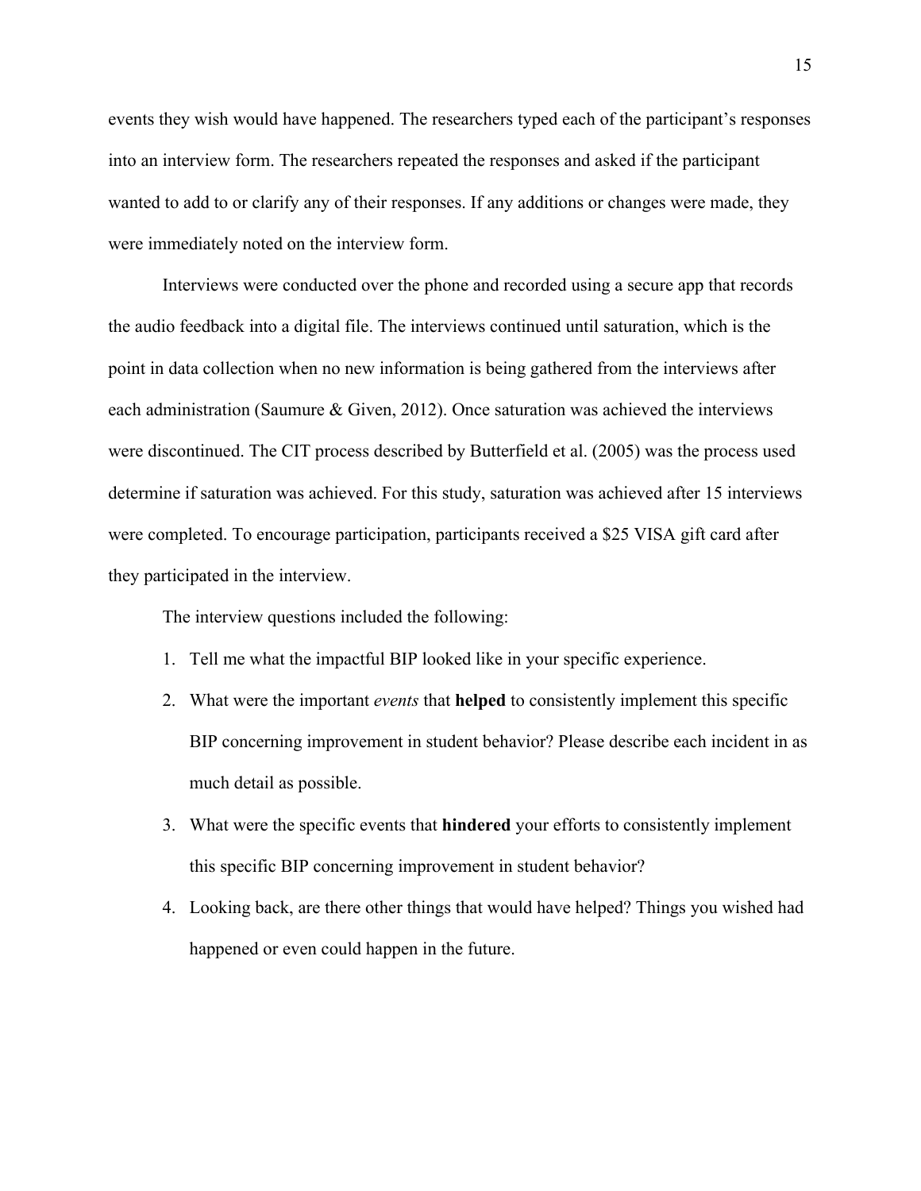events they wish would have happened. The researchers typed each of the participant's responses into an interview form. The researchers repeated the responses and asked if the participant wanted to add to or clarify any of their responses. If any additions or changes were made, they were immediately noted on the interview form.

Interviews were conducted over the phone and recorded using a secure app that records the audio feedback into a digital file. The interviews continued until saturation, which is the point in data collection when no new information is being gathered from the interviews after each administration (Saumure & Given, 2012). Once saturation was achieved the interviews were discontinued. The CIT process described by Butterfield et al. (2005) was the process used determine if saturation was achieved. For this study, saturation was achieved after 15 interviews were completed. To encourage participation, participants received a $25 VISA gift card after they participated in the interview.

The interview questions included the following:

1. Tell me what the impactful BIP looked like in your specific experience.
2. What were the important *events* that **helped** to consistently implement this specific BIP concerning improvement in student behavior? Please describe each incident in as much detail as possible.
3. What were the specific events that **hindered** your efforts to consistently implement this specific BIP concerning improvement in student behavior?
4. Looking back, are there other things that would have helped? Things you wished had happened or even could happen in the future.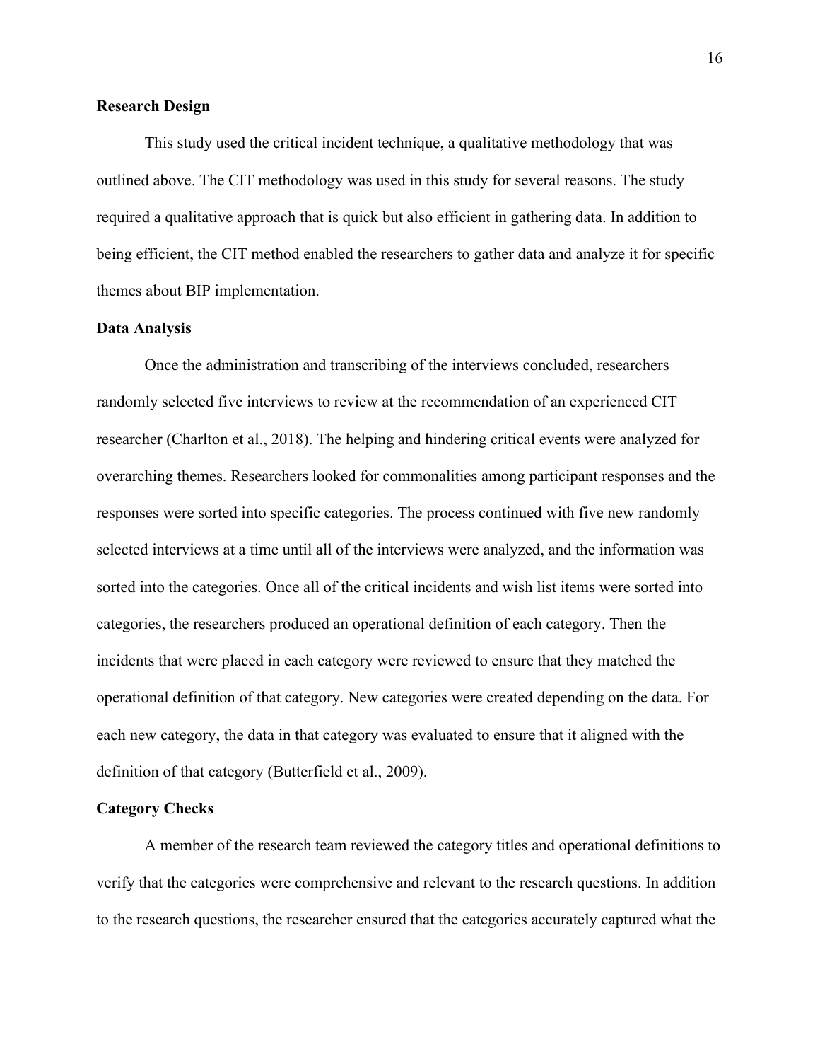**Research Design**

This study used the critical incident technique, a qualitative methodology that was outlined above. The CIT methodology was used in this study for several reasons. The study required a qualitative approach that is quick but also efficient in gathering data. In addition to being efficient, the CIT method enabled the researchers to gather data and analyze it for specific themes about BIP implementation.

**Data Analysis**

Once the administration and transcribing of the interviews concluded, researchers randomly selected five interviews to review at the recommendation of an experienced CIT researcher (Charlton et al., 2018). The helping and hindering critical events were analyzed for overarching themes. Researchers looked for commonalities among participant responses and the responses were sorted into specific categories. The process continued with five new randomly selected interviews at a time until all of the interviews were analyzed, and the information was sorted into the categories. Once all of the critical incidents and wish list items were sorted into categories, the researchers produced an operational definition of each category. Then the incidents that were placed in each category were reviewed to ensure that they matched the operational definition of that category. New categories were created depending on the data. For each new category, the data in that category was evaluated to ensure that it aligned with the definition of that category (Butterfield et al., 2009).

**Category Checks**

A member of the research team reviewed the category titles and operational definitions to verify that the categories were comprehensive and relevant to the research questions. In addition to the research questions, the researcher ensured that the categories accurately captured what the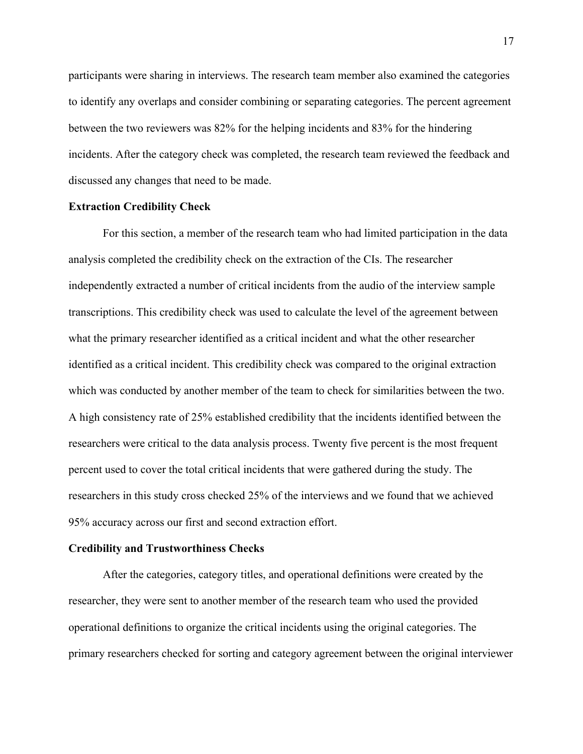participants were sharing in interviews. The research team member also examined the categories to identify any overlaps and consider combining or separating categories. The percent agreement between the two reviewers was 82% for the helping incidents and 83% for the hindering incidents. After the category check was completed, the research team reviewed the feedback and discussed any changes that need to be made.

**Extraction Credibility Check**

For this section, a member of the research team who had limited participation in the data analysis completed the credibility check on the extraction of the CIs. The researcher independently extracted a number of critical incidents from the audio of the interview sample transcriptions. This credibility check was used to calculate the level of the agreement between what the primary researcher identified as a critical incident and what the other researcher identified as a critical incident. This credibility check was compared to the original extraction which was conducted by another member of the team to check for similarities between the two. A high consistency rate of 25% established credibility that the incidents identified between the researchers were critical to the data analysis process. Twenty five percent is the most frequent percent used to cover the total critical incidents that were gathered during the study. The researchers in this study cross checked 25% of the interviews and we found that we achieved 95% accuracy across our first and second extraction effort.

**Credibility and Trustworthiness Checks**

After the categories, category titles, and operational definitions were created by the researcher, they were sent to another member of the research team who used the provided operational definitions to organize the critical incidents using the original categories. The primary researchers checked for sorting and category agreement between the original interviewer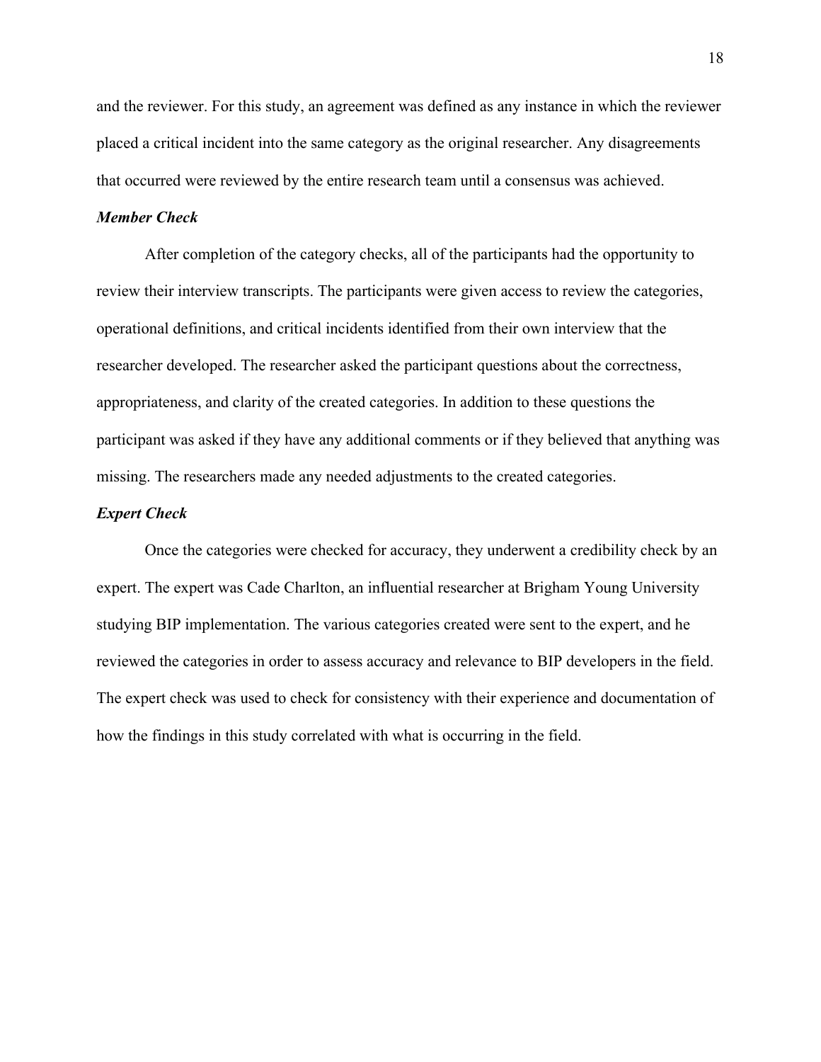and the reviewer. For this study, an agreement was defined as any instance in which the reviewer placed a critical incident into the same category as the original researcher. Any disagreements that occurred were reviewed by the entire research team until a consensus was achieved.

### *Member Check*

After completion of the category checks, all of the participants had the opportunity to review their interview transcripts. The participants were given access to review the categories, operational definitions, and critical incidents identified from their own interview that the researcher developed. The researcher asked the participant questions about the correctness, appropriateness, and clarity of the created categories. In addition to these questions the participant was asked if they have any additional comments or if they believed that anything was missing. The researchers made any needed adjustments to the created categories.

### *Expert Check*

Once the categories were checked for accuracy, they underwent a credibility check by an expert. The expert was Cade Charlton, an influential researcher at Brigham Young University studying BIP implementation. The various categories created were sent to the expert, and he reviewed the categories in order to assess accuracy and relevance to BIP developers in the field. The expert check was used to check for consistency with their experience and documentation of how the findings in this study correlated with what is occurring in the field.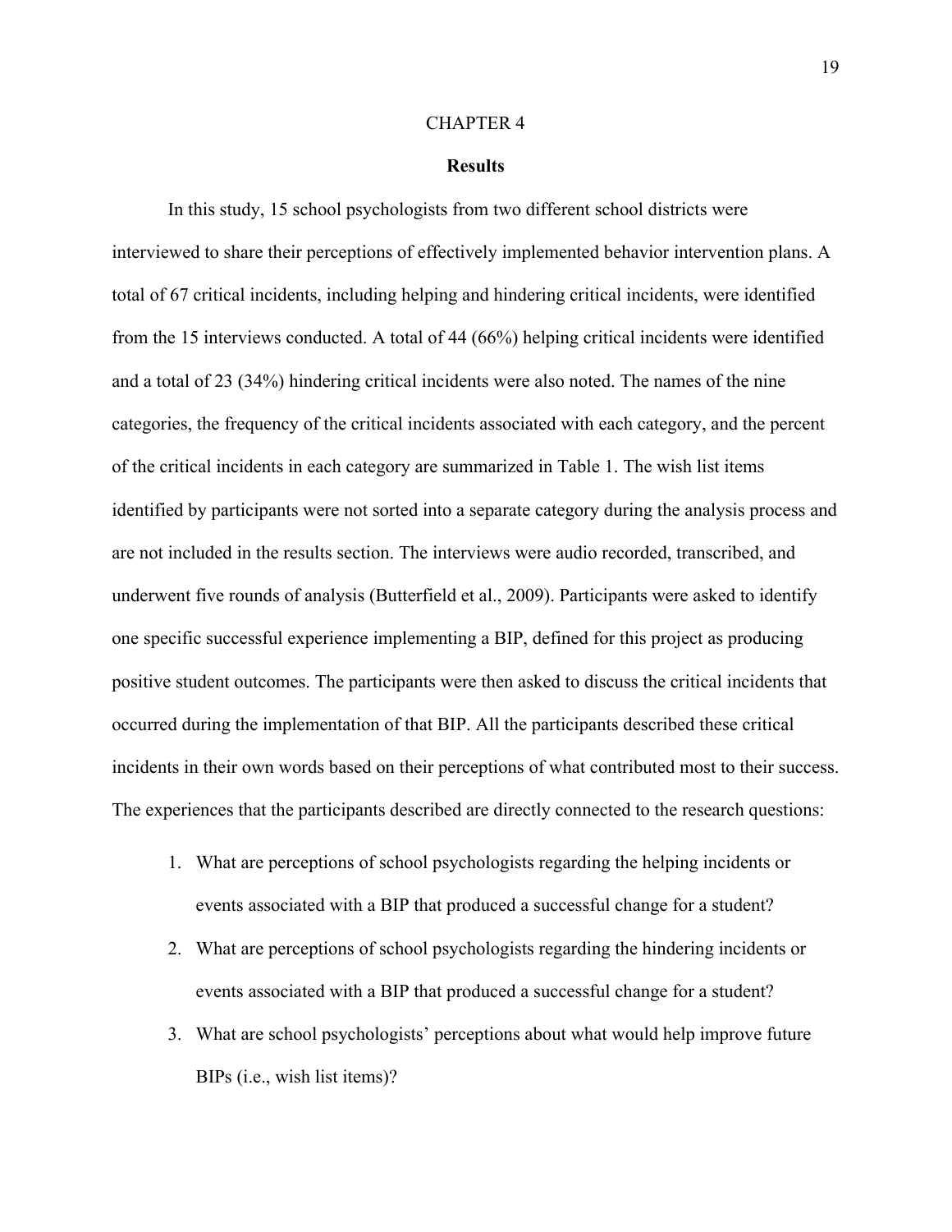# CHAPTER 4

## Results

In this study, 15 school psychologists from two different school districts were interviewed to share their perceptions of effectively implemented behavior intervention plans. A total of 67 critical incidents, including helping and hindering critical incidents, were identified from the 15 interviews conducted. A total of 44 (66%) helping critical incidents were identified and a total of 23 (34%) hindering critical incidents were also noted. The names of the nine categories, the frequency of the critical incidents associated with each category, and the percent of the critical incidents in each category are summarized in Table 1. The wish list items identified by participants were not sorted into a separate category during the analysis process and are not included in the results section. The interviews were audio recorded, transcribed, and underwent five rounds of analysis (Butterfield et al., 2009). Participants were asked to identify one specific successful experience implementing a BIP, defined for this project as producing positive student outcomes. The participants were then asked to discuss the critical incidents that occurred during the implementation of that BIP. All the participants described these critical incidents in their own words based on their perceptions of what contributed most to their success. The experiences that the participants described are directly connected to the research questions:

1. What are perceptions of school psychologists regarding the helping incidents or events associated with a BIP that produced a successful change for a student?
2. What are perceptions of school psychologists regarding the hindering incidents or events associated with a BIP that produced a successful change for a student?
3. What are school psychologists' perceptions about what would help improve future BIPs (i.e., wish list items)?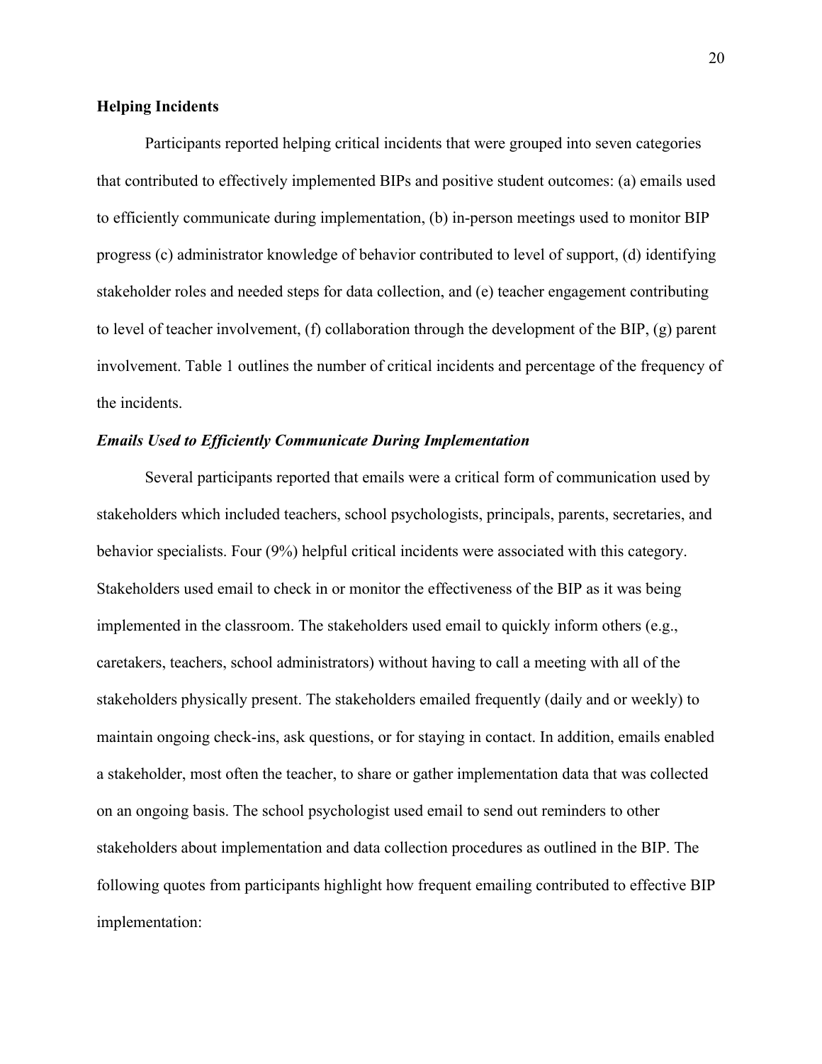**Helping Incidents**

Participants reported helping critical incidents that were grouped into seven categories that contributed to effectively implemented BIPs and positive student outcomes: (a) emails used to efficiently communicate during implementation, (b) in-person meetings used to monitor BIP progress (c) administrator knowledge of behavior contributed to level of support, (d) identifying stakeholder roles and needed steps for data collection, and (e) teacher engagement contributing to level of teacher involvement, (f) collaboration through the development of the BIP, (g) parent involvement. Table 1 outlines the number of critical incidents and percentage of the frequency of the incidents.

***Emails Used to Efficiently Communicate During Implementation***

Several participants reported that emails were a critical form of communication used by stakeholders which included teachers, school psychologists, principals, parents, secretaries, and behavior specialists. Four (9%) helpful critical incidents were associated with this category. Stakeholders used email to check in or monitor the effectiveness of the BIP as it was being implemented in the classroom. The stakeholders used email to quickly inform others (e.g., caretakers, teachers, school administrators) without having to call a meeting with all of the stakeholders physically present. The stakeholders emailed frequently (daily and or weekly) to maintain ongoing check-ins, ask questions, or for staying in contact. In addition, emails enabled a stakeholder, most often the teacher, to share or gather implementation data that was collected on an ongoing basis. The school psychologist used email to send out reminders to other stakeholders about implementation and data collection procedures as outlined in the BIP. The following quotes from participants highlight how frequent emailing contributed to effective BIP implementation: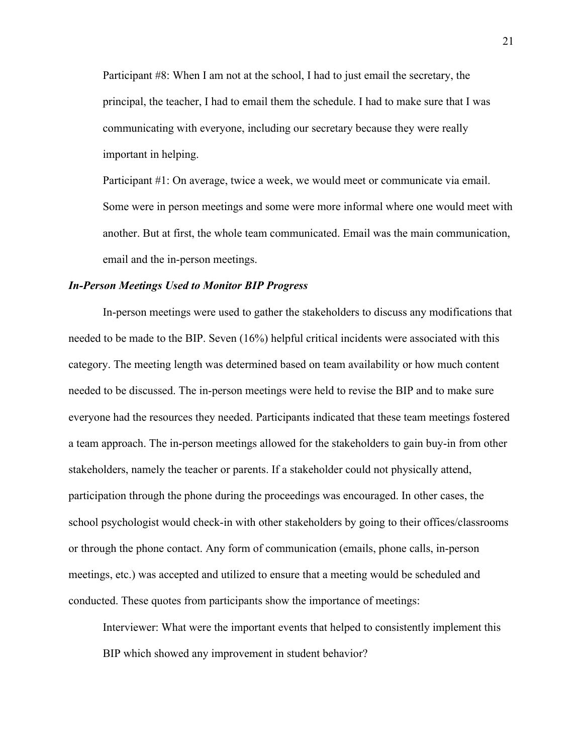Participant #8: When I am not at the school, I had to just email the secretary, the principal, the teacher, I had to email them the schedule. I had to make sure that I was communicating with everyone, including our secretary because they were really important in helping.

Participant #1: On average, twice a week, we would meet or communicate via email. Some were in person meetings and some were more informal where one would meet with another. But at first, the whole team communicated. Email was the main communication, email and the in-person meetings.

### *In-Person Meetings Used to Monitor BIP Progress*

In-person meetings were used to gather the stakeholders to discuss any modifications that needed to be made to the BIP. Seven (16%) helpful critical incidents were associated with this category. The meeting length was determined based on team availability or how much content needed to be discussed. The in-person meetings were held to revise the BIP and to make sure everyone had the resources they needed. Participants indicated that these team meetings fostered a team approach. The in-person meetings allowed for the stakeholders to gain buy-in from other stakeholders, namely the teacher or parents. If a stakeholder could not physically attend, participation through the phone during the proceedings was encouraged. In other cases, the school psychologist would check-in with other stakeholders by going to their offices/classrooms or through the phone contact. Any form of communication (emails, phone calls, in-person meetings, etc.) was accepted and utilized to ensure that a meeting would be scheduled and conducted. These quotes from participants show the importance of meetings:

Interviewer: What were the important events that helped to consistently implement this BIP which showed any improvement in student behavior?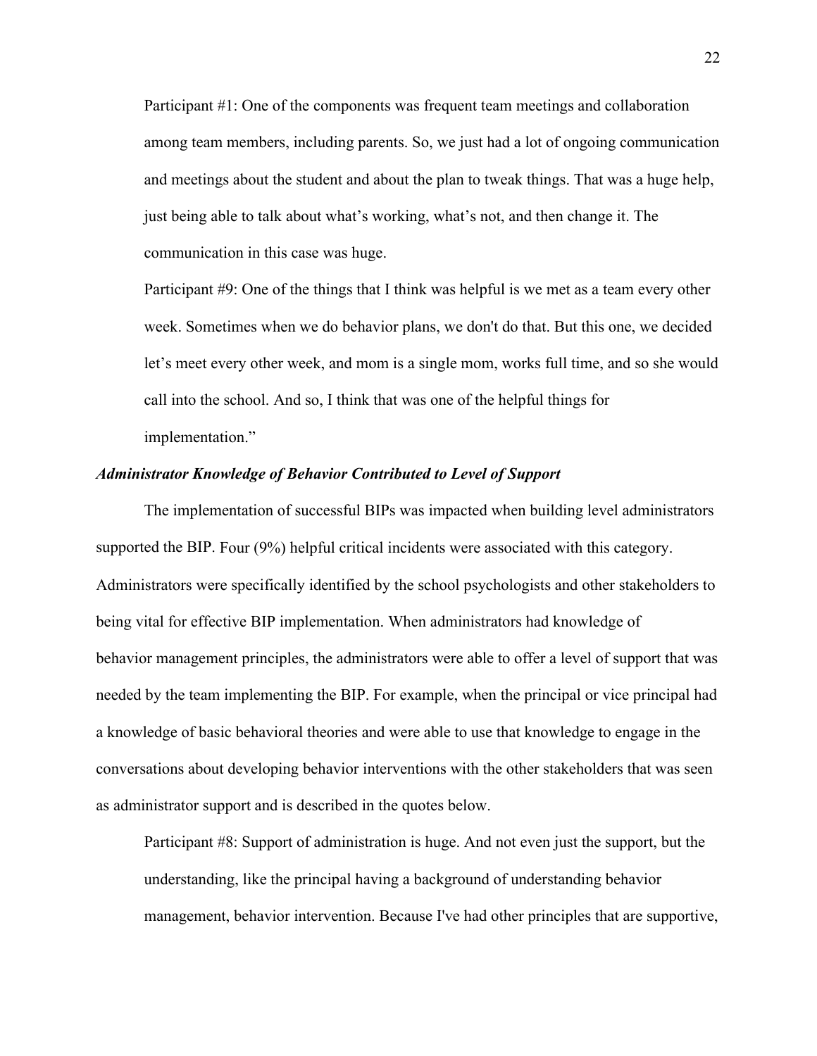> Participant #1: One of the components was frequent team meetings and collaboration among team members, including parents. So, we just had a lot of ongoing communication and meetings about the student and about the plan to tweak things. That was a huge help, just being able to talk about what's working, what's not, and then change it. The communication in this case was huge.
>
> Participant #9: One of the things that I think was helpful is we met as a team every other week. Sometimes when we do behavior plans, we don't do that. But this one, we decided let's meet every other week, and mom is a single mom, works full time, and so she would call into the school. And so, I think that was one of the helpful things for implementation."

***Administrator Knowledge of Behavior Contributed to Level of Support***

The implementation of successful BIPs was impacted when building level administrators supported the BIP. Four (9%) helpful critical incidents were associated with this category. Administrators were specifically identified by the school psychologists and other stakeholders to being vital for effective BIP implementation. When administrators had knowledge of behavior management principles, the administrators were able to offer a level of support that was needed by the team implementing the BIP. For example, when the principal or vice principal had a knowledge of basic behavioral theories and were able to use that knowledge to engage in the conversations about developing behavior interventions with the other stakeholders that was seen as administrator support and is described in the quotes below.

> Participant #8: Support of administration is huge. And not even just the support, but the understanding, like the principal having a background of understanding behavior management, behavior intervention. Because I've had other principles that are supportive,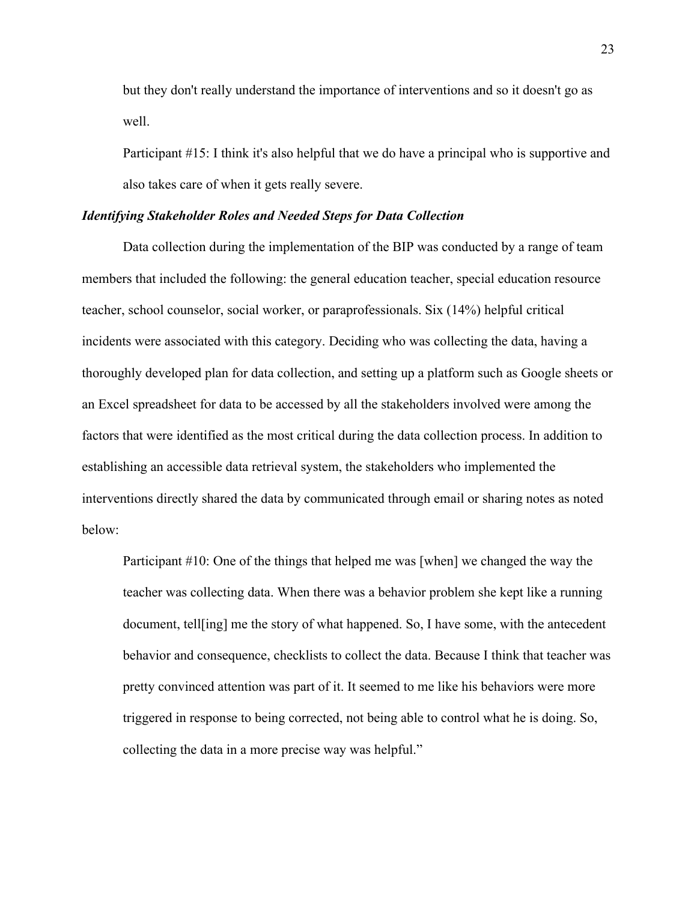but they don't really understand the importance of interventions and so it doesn't go as well.

Participant #15: I think it's also helpful that we do have a principal who is supportive and also takes care of when it gets really severe.

### ***Identifying Stakeholder Roles and Needed Steps for Data Collection***

Data collection during the implementation of the BIP was conducted by a range of team members that included the following: the general education teacher, special education resource teacher, school counselor, social worker, or paraprofessionals. Six (14%) helpful critical incidents were associated with this category. Deciding who was collecting the data, having a thoroughly developed plan for data collection, and setting up a platform such as Google sheets or an Excel spreadsheet for data to be accessed by all the stakeholders involved were among the factors that were identified as the most critical during the data collection process. In addition to establishing an accessible data retrieval system, the stakeholders who implemented the interventions directly shared the data by communicated through email or sharing notes as noted below:

Participant #10: One of the things that helped me was [when] we changed the way the teacher was collecting data. When there was a behavior problem she kept like a running document, tell[ing] me the story of what happened. So, I have some, with the antecedent behavior and consequence, checklists to collect the data. Because I think that teacher was pretty convinced attention was part of it. It seemed to me like his behaviors were more triggered in response to being corrected, not being able to control what he is doing. So, collecting the data in a more precise way was helpful."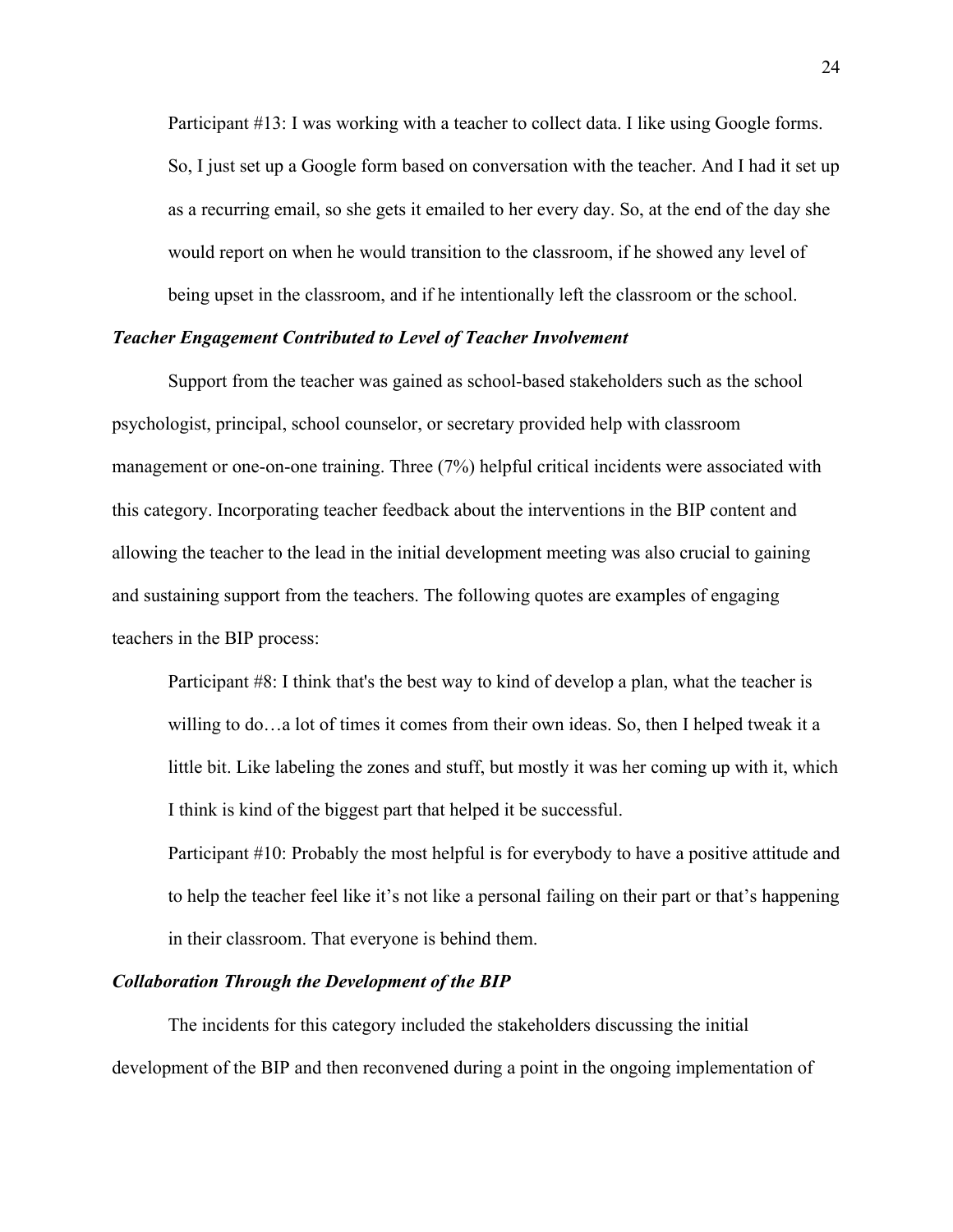Participant #13: I was working with a teacher to collect data. I like using Google forms. So, I just set up a Google form based on conversation with the teacher. And I had it set up as a recurring email, so she gets it emailed to her every day. So, at the end of the day she would report on when he would transition to the classroom, if he showed any level of being upset in the classroom, and if he intentionally left the classroom or the school.

### *Teacher Engagement Contributed to Level of Teacher Involvement*

Support from the teacher was gained as school-based stakeholders such as the school psychologist, principal, school counselor, or secretary provided help with classroom management or one-on-one training. Three (7%) helpful critical incidents were associated with this category. Incorporating teacher feedback about the interventions in the BIP content and allowing the teacher to the lead in the initial development meeting was also crucial to gaining and sustaining support from the teachers. The following quotes are examples of engaging teachers in the BIP process:

Participant #8: I think that's the best way to kind of develop a plan, what the teacher is willing to do…a lot of times it comes from their own ideas. So, then I helped tweak it a little bit. Like labeling the zones and stuff, but mostly it was her coming up with it, which I think is kind of the biggest part that helped it be successful.

Participant #10: Probably the most helpful is for everybody to have a positive attitude and to help the teacher feel like it's not like a personal failing on their part or that's happening in their classroom. That everyone is behind them.

### *Collaboration Through the Development of the BIP*

The incidents for this category included the stakeholders discussing the initial development of the BIP and then reconvened during a point in the ongoing implementation of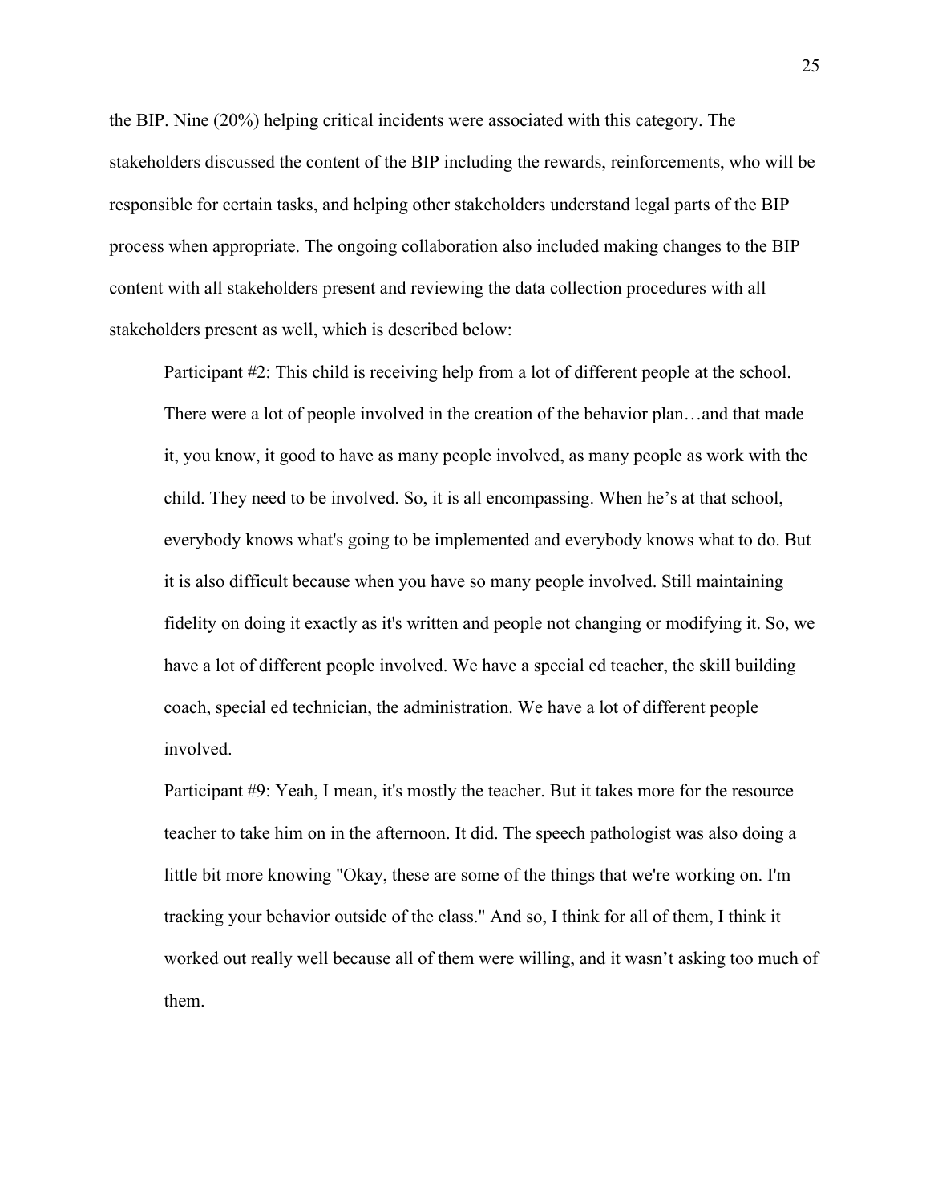the BIP. Nine (20%) helping critical incidents were associated with this category. The stakeholders discussed the content of the BIP including the rewards, reinforcements, who will be responsible for certain tasks, and helping other stakeholders understand legal parts of the BIP process when appropriate. The ongoing collaboration also included making changes to the BIP content with all stakeholders present and reviewing the data collection procedures with all stakeholders present as well, which is described below:

> Participant #2: This child is receiving help from a lot of different people at the school. There were a lot of people involved in the creation of the behavior plan…and that made it, you know, it good to have as many people involved, as many people as work with the child. They need to be involved. So, it is all encompassing. When he's at that school, everybody knows what's going to be implemented and everybody knows what to do. But it is also difficult because when you have so many people involved. Still maintaining fidelity on doing it exactly as it's written and people not changing or modifying it. So, we have a lot of different people involved. We have a special ed teacher, the skill building coach, special ed technician, the administration. We have a lot of different people involved.
>
> Participant #9: Yeah, I mean, it's mostly the teacher. But it takes more for the resource teacher to take him on in the afternoon. It did. The speech pathologist was also doing a little bit more knowing "Okay, these are some of the things that we're working on. I'm tracking your behavior outside of the class." And so, I think for all of them, I think it worked out really well because all of them were willing, and it wasn't asking too much of them.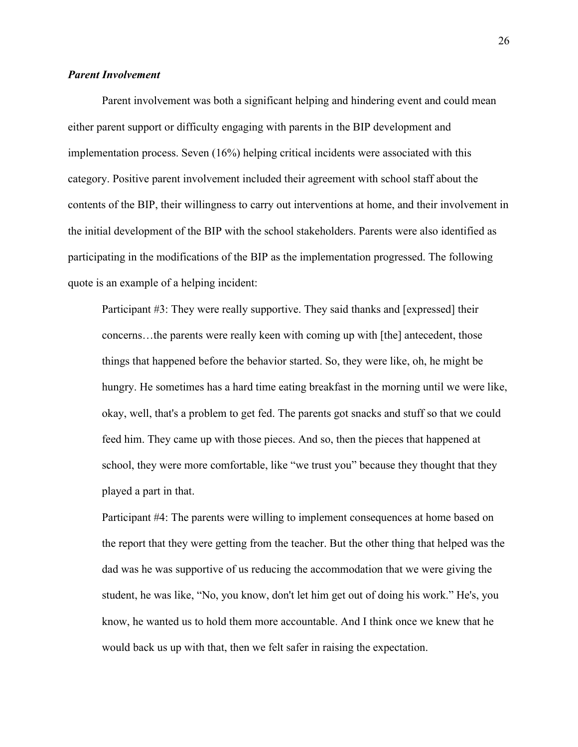### ***Parent Involvement***

Parent involvement was both a significant helping and hindering event and could mean either parent support or difficulty engaging with parents in the BIP development and implementation process. Seven (16%) helping critical incidents were associated with this category. Positive parent involvement included their agreement with school staff about the contents of the BIP, their willingness to carry out interventions at home, and their involvement in the initial development of the BIP with the school stakeholders. Parents were also identified as participating in the modifications of the BIP as the implementation progressed. The following quote is an example of a helping incident:

> Participant #3: They were really supportive. They said thanks and [expressed] their concerns…the parents were really keen with coming up with [the] antecedent, those things that happened before the behavior started. So, they were like, oh, he might be hungry. He sometimes has a hard time eating breakfast in the morning until we were like, okay, well, that's a problem to get fed. The parents got snacks and stuff so that we could feed him. They came up with those pieces. And so, then the pieces that happened at school, they were more comfortable, like "we trust you" because they thought that they played a part in that.
>
> Participant #4: The parents were willing to implement consequences at home based on the report that they were getting from the teacher. But the other thing that helped was the dad was he was supportive of us reducing the accommodation that we were giving the student, he was like, "No, you know, don't let him get out of doing his work." He's, you know, he wanted us to hold them more accountable. And I think once we knew that he would back us up with that, then we felt safer in raising the expectation.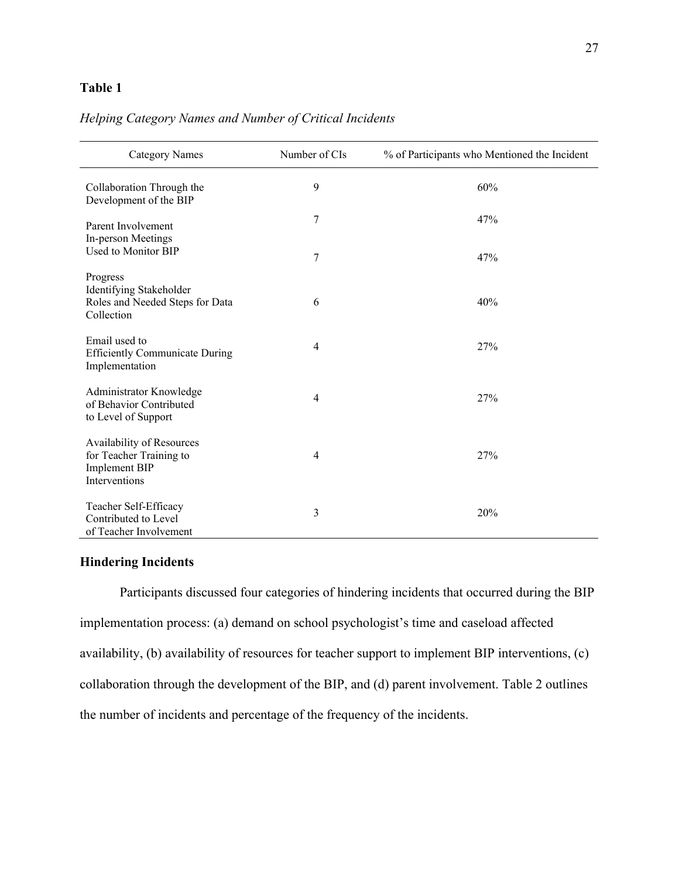**Table 1**

*Helping Category Names and Number of Critical Incidents*

| Category Names | Number of CIs | % of Participants who Mentioned the Incident |
|---|---|---|
| Collaboration Through the Development of the BIP | 9 | 60% |
| Parent Involvement | 7 | 47% |
| In-person Meetings Used to Monitor BIP Progress | 7 | 47% |
| Identifying Stakeholder Roles and Needed Steps for Data Collection | 6 | 40% |
| Email used to Efficiently Communicate During Implementation | 4 | 27% |
| Administrator Knowledge of Behavior Contributed to Level of Support | 4 | 27% |
| Availability of Resources for Teacher Training to Implement BIP Interventions | 4 | 27% |
| Teacher Self-Efficacy Contributed to Level of Teacher Involvement | 3 | 20% |

## Hindering Incidents

Participants discussed four categories of hindering incidents that occurred during the BIP implementation process: (a) demand on school psychologist's time and caseload affected availability, (b) availability of resources for teacher support to implement BIP interventions, (c) collaboration through the development of the BIP, and (d) parent involvement. Table 2 outlines the number of incidents and percentage of the frequency of the incidents.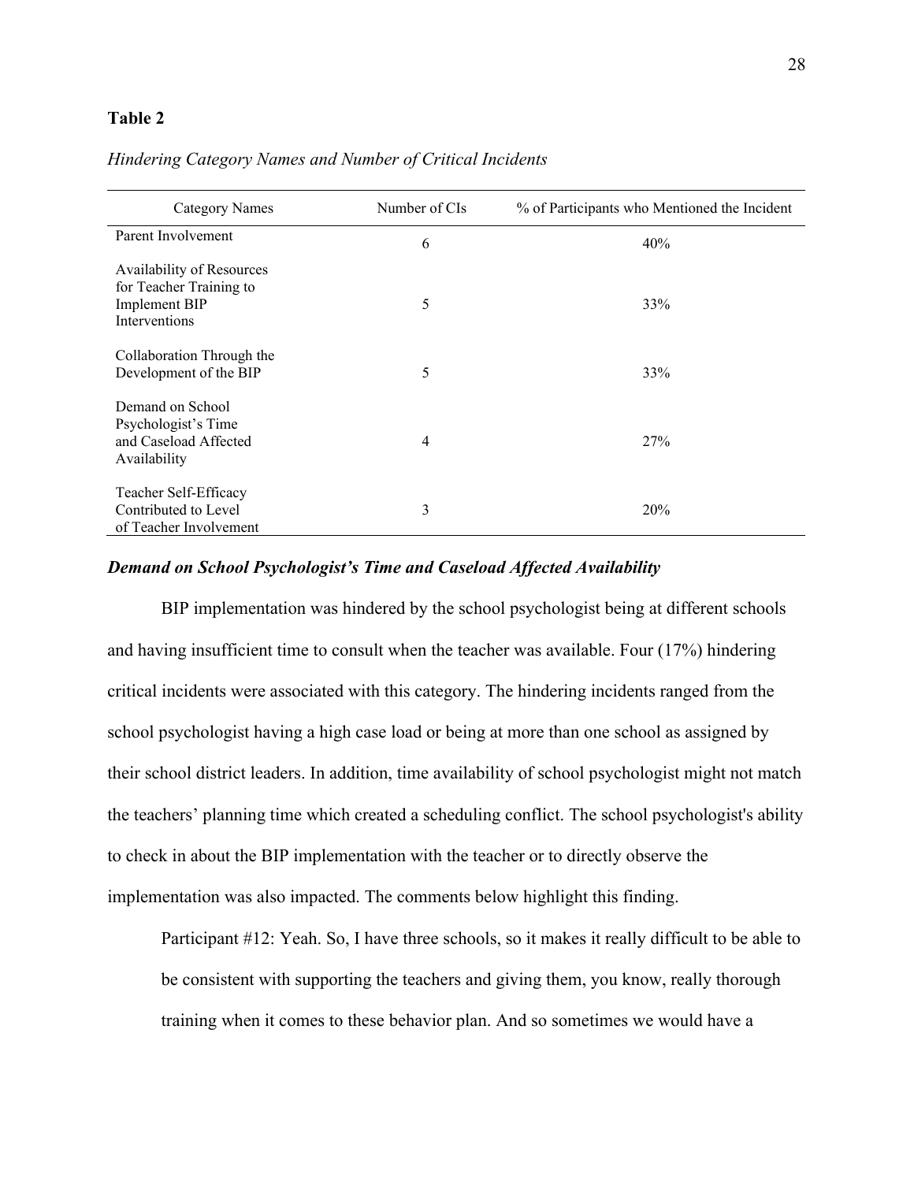**Table 2**

*Hindering Category Names and Number of Critical Incidents*

| Category Names | Number of CIs | % of Participants who Mentioned the Incident |
|---|---|---|
| Parent Involvement | 6 | 40% |
| Availability of Resources for Teacher Training to Implement BIP Interventions | 5 | 33% |
| Collaboration Through the Development of the BIP | 5 | 33% |
| Demand on School Psychologist's Time and Caseload Affected Availability | 4 | 27% |
| Teacher Self-Efficacy Contributed to Level of Teacher Involvement | 3 | 20% |

### *Demand on School Psychologist's Time and Caseload Affected Availability*

BIP implementation was hindered by the school psychologist being at different schools and having insufficient time to consult when the teacher was available. Four (17%) hindering critical incidents were associated with this category. The hindering incidents ranged from the school psychologist having a high case load or being at more than one school as assigned by their school district leaders. In addition, time availability of school psychologist might not match the teachers' planning time which created a scheduling conflict. The school psychologist's ability to check in about the BIP implementation with the teacher or to directly observe the implementation was also impacted. The comments below highlight this finding.

> Participant #12: Yeah. So, I have three schools, so it makes it really difficult to be able to be consistent with supporting the teachers and giving them, you know, really thorough training when it comes to these behavior plan. And so sometimes we would have a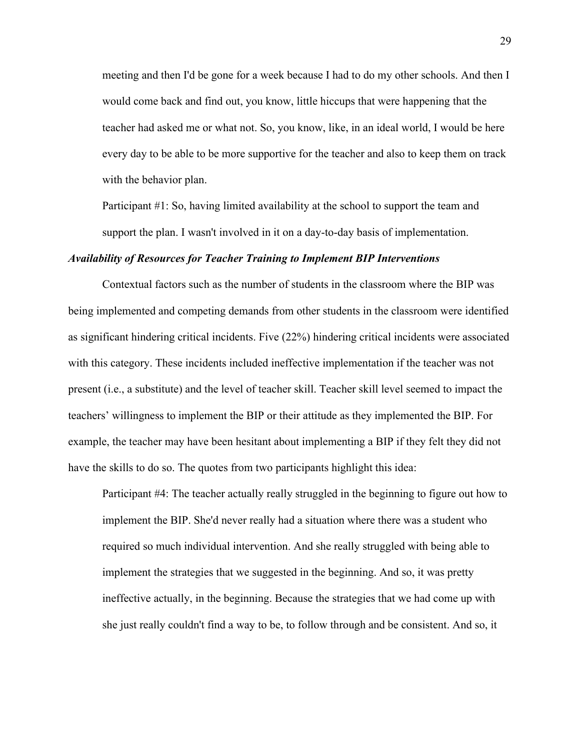meeting and then I'd be gone for a week because I had to do my other schools. And then I would come back and find out, you know, little hiccups that were happening that the teacher had asked me or what not. So, you know, like, in an ideal world, I would be here every day to be able to be more supportive for the teacher and also to keep them on track with the behavior plan.

Participant #1: So, having limited availability at the school to support the team and support the plan. I wasn't involved in it on a day-to-day basis of implementation.

### *Availability of Resources for Teacher Training to Implement BIP Interventions*

Contextual factors such as the number of students in the classroom where the BIP was being implemented and competing demands from other students in the classroom were identified as significant hindering critical incidents. Five (22%) hindering critical incidents were associated with this category. These incidents included ineffective implementation if the teacher was not present (i.e., a substitute) and the level of teacher skill. Teacher skill level seemed to impact the teachers' willingness to implement the BIP or their attitude as they implemented the BIP. For example, the teacher may have been hesitant about implementing a BIP if they felt they did not have the skills to do so. The quotes from two participants highlight this idea:

Participant #4: The teacher actually really struggled in the beginning to figure out how to implement the BIP. She'd never really had a situation where there was a student who required so much individual intervention. And she really struggled with being able to implement the strategies that we suggested in the beginning. And so, it was pretty ineffective actually, in the beginning. Because the strategies that we had come up with she just really couldn't find a way to be, to follow through and be consistent. And so, it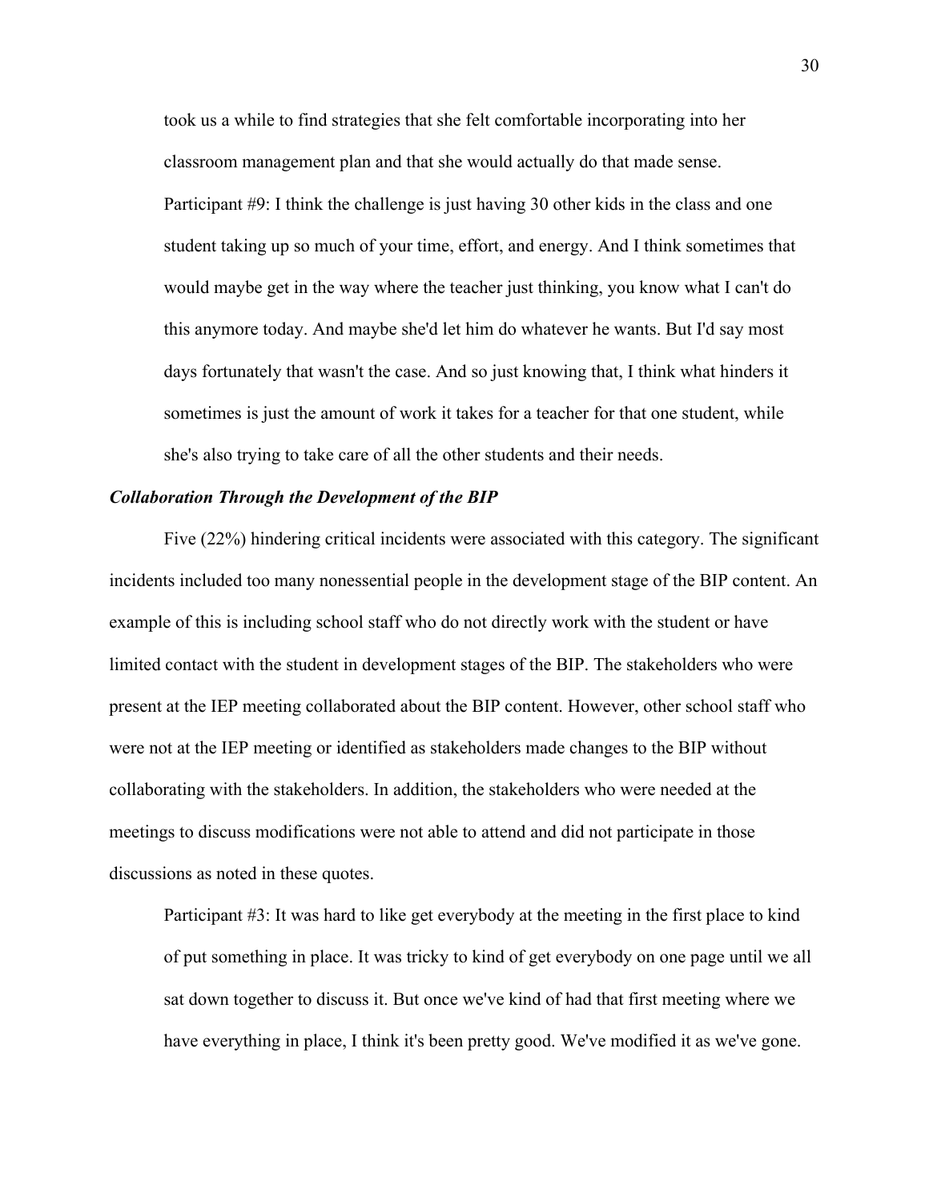took us a while to find strategies that she felt comfortable incorporating into her classroom management plan and that she would actually do that made sense.

Participant #9: I think the challenge is just having 30 other kids in the class and one student taking up so much of your time, effort, and energy. And I think sometimes that would maybe get in the way where the teacher just thinking, you know what I can't do this anymore today. And maybe she'd let him do whatever he wants. But I'd say most days fortunately that wasn't the case. And so just knowing that, I think what hinders it sometimes is just the amount of work it takes for a teacher for that one student, while she's also trying to take care of all the other students and their needs.

### ***Collaboration Through the Development of the BIP***

Five (22%) hindering critical incidents were associated with this category. The significant incidents included too many nonessential people in the development stage of the BIP content. An example of this is including school staff who do not directly work with the student or have limited contact with the student in development stages of the BIP. The stakeholders who were present at the IEP meeting collaborated about the BIP content. However, other school staff who were not at the IEP meeting or identified as stakeholders made changes to the BIP without collaborating with the stakeholders. In addition, the stakeholders who were needed at the meetings to discuss modifications were not able to attend and did not participate in those discussions as noted in these quotes.

Participant #3: It was hard to like get everybody at the meeting in the first place to kind of put something in place. It was tricky to kind of get everybody on one page until we all sat down together to discuss it. But once we've kind of had that first meeting where we have everything in place, I think it's been pretty good. We've modified it as we've gone.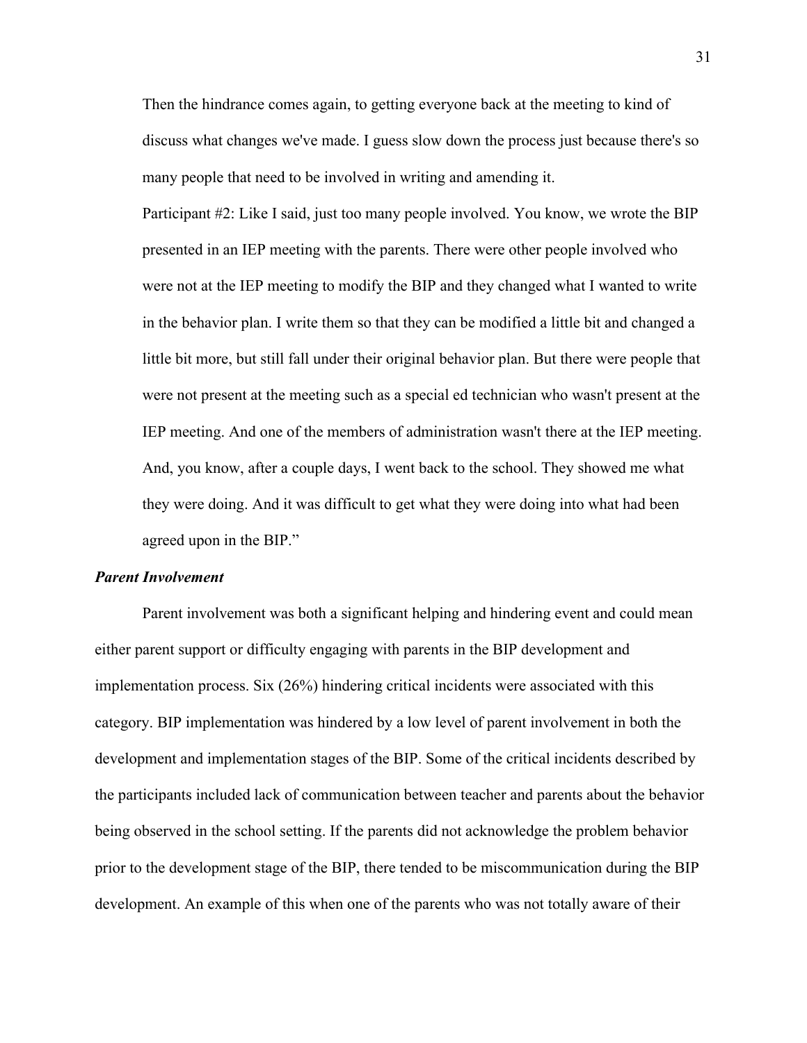Then the hindrance comes again, to getting everyone back at the meeting to kind of discuss what changes we've made. I guess slow down the process just because there's so many people that need to be involved in writing and amending it.

Participant #2: Like I said, just too many people involved. You know, we wrote the BIP presented in an IEP meeting with the parents. There were other people involved who were not at the IEP meeting to modify the BIP and they changed what I wanted to write in the behavior plan. I write them so that they can be modified a little bit and changed a little bit more, but still fall under their original behavior plan. But there were people that were not present at the meeting such as a special ed technician who wasn't present at the IEP meeting. And one of the members of administration wasn't there at the IEP meeting. And, you know, after a couple days, I went back to the school. They showed me what they were doing. And it was difficult to get what they were doing into what had been agreed upon in the BIP."

### *Parent Involvement*

Parent involvement was both a significant helping and hindering event and could mean either parent support or difficulty engaging with parents in the BIP development and implementation process. Six (26%) hindering critical incidents were associated with this category. BIP implementation was hindered by a low level of parent involvement in both the development and implementation stages of the BIP. Some of the critical incidents described by the participants included lack of communication between teacher and parents about the behavior being observed in the school setting. If the parents did not acknowledge the problem behavior prior to the development stage of the BIP, there tended to be miscommunication during the BIP development. An example of this when one of the parents who was not totally aware of their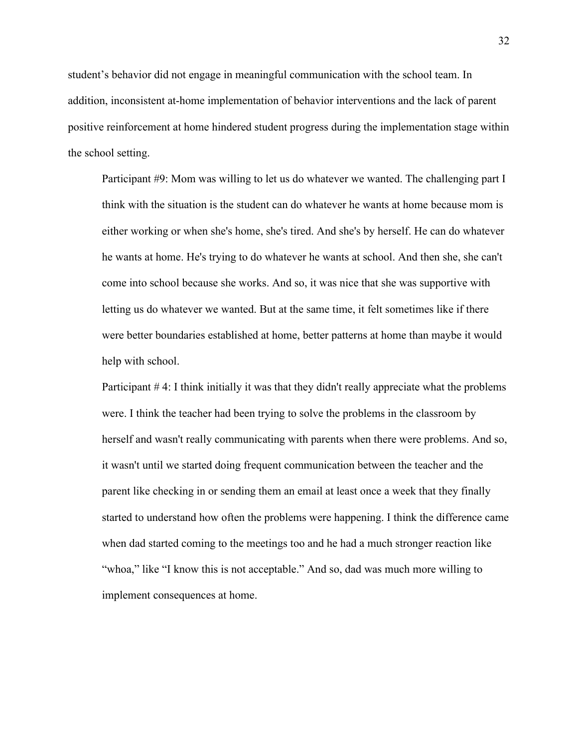student's behavior did not engage in meaningful communication with the school team. In addition, inconsistent at-home implementation of behavior interventions and the lack of parent positive reinforcement at home hindered student progress during the implementation stage within the school setting.

> Participant #9: Mom was willing to let us do whatever we wanted. The challenging part I think with the situation is the student can do whatever he wants at home because mom is either working or when she's home, she's tired. And she's by herself. He can do whatever he wants at home. He's trying to do whatever he wants at school. And then she, she can't come into school because she works. And so, it was nice that she was supportive with letting us do whatever we wanted. But at the same time, it felt sometimes like if there were better boundaries established at home, better patterns at home than maybe it would help with school.
>
> Participant # 4: I think initially it was that they didn't really appreciate what the problems were. I think the teacher had been trying to solve the problems in the classroom by herself and wasn't really communicating with parents when there were problems. And so, it wasn't until we started doing frequent communication between the teacher and the parent like checking in or sending them an email at least once a week that they finally started to understand how often the problems were happening. I think the difference came when dad started coming to the meetings too and he had a much stronger reaction like "whoa," like "I know this is not acceptable." And so, dad was much more willing to implement consequences at home.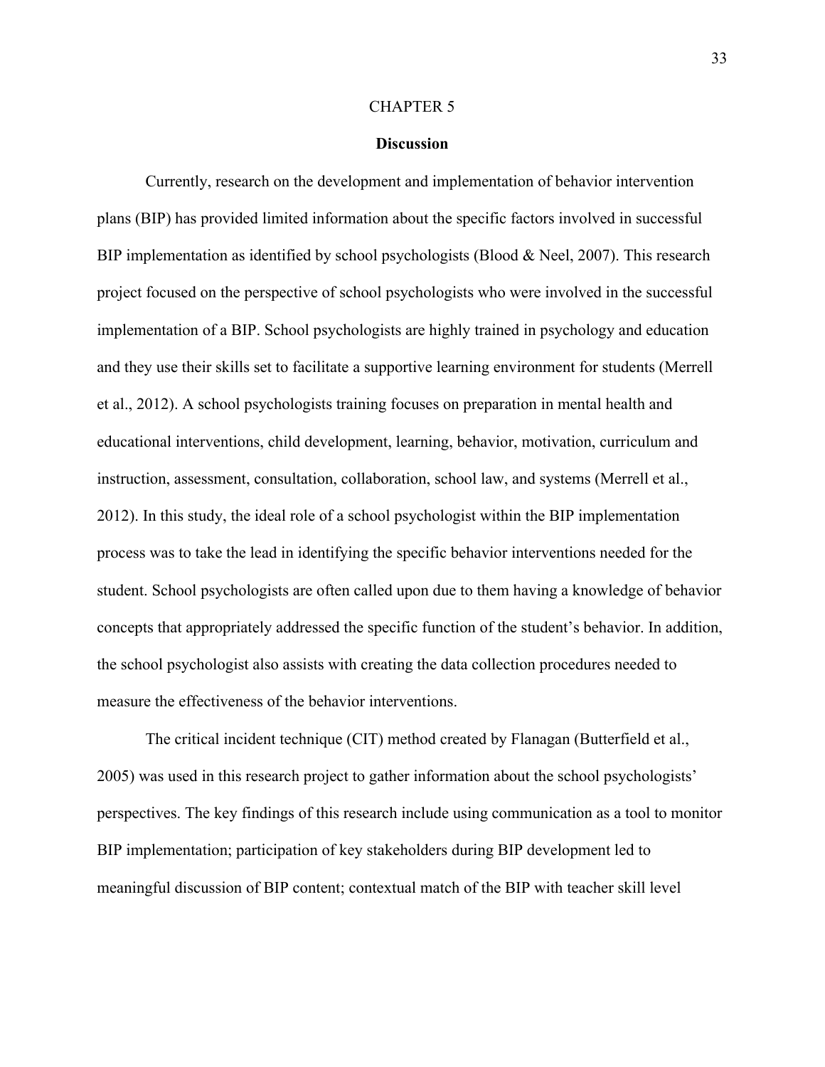# CHAPTER 5

## Discussion

Currently, research on the development and implementation of behavior intervention plans (BIP) has provided limited information about the specific factors involved in successful BIP implementation as identified by school psychologists (Blood & Neel, 2007). This research project focused on the perspective of school psychologists who were involved in the successful implementation of a BIP. School psychologists are highly trained in psychology and education and they use their skills set to facilitate a supportive learning environment for students (Merrell et al., 2012). A school psychologists training focuses on preparation in mental health and educational interventions, child development, learning, behavior, motivation, curriculum and instruction, assessment, consultation, collaboration, school law, and systems (Merrell et al., 2012). In this study, the ideal role of a school psychologist within the BIP implementation process was to take the lead in identifying the specific behavior interventions needed for the student. School psychologists are often called upon due to them having a knowledge of behavior concepts that appropriately addressed the specific function of the student's behavior. In addition, the school psychologist also assists with creating the data collection procedures needed to measure the effectiveness of the behavior interventions.

The critical incident technique (CIT) method created by Flanagan (Butterfield et al., 2005) was used in this research project to gather information about the school psychologists' perspectives. The key findings of this research include using communication as a tool to monitor BIP implementation; participation of key stakeholders during BIP development led to meaningful discussion of BIP content; contextual match of the BIP with teacher skill level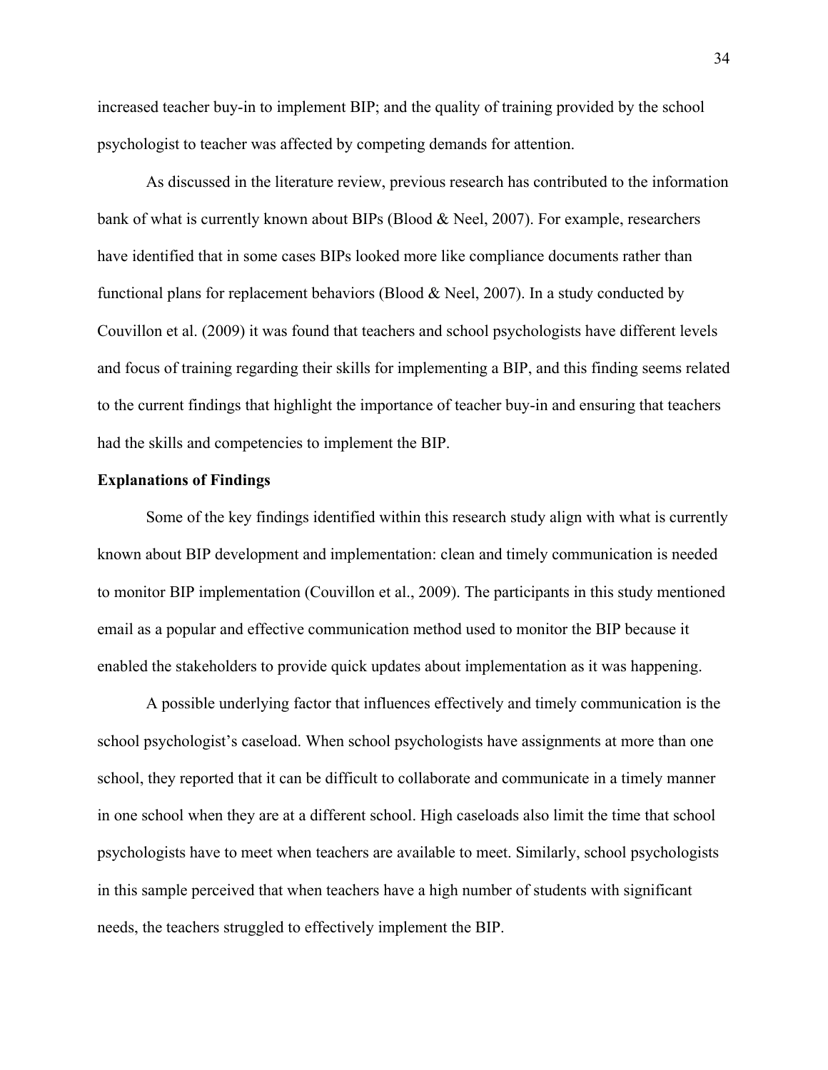increased teacher buy-in to implement BIP; and the quality of training provided by the school psychologist to teacher was affected by competing demands for attention.

As discussed in the literature review, previous research has contributed to the information bank of what is currently known about BIPs (Blood & Neel, 2007). For example, researchers have identified that in some cases BIPs looked more like compliance documents rather than functional plans for replacement behaviors (Blood & Neel, 2007). In a study conducted by Couvillon et al. (2009) it was found that teachers and school psychologists have different levels and focus of training regarding their skills for implementing a BIP, and this finding seems related to the current findings that highlight the importance of teacher buy-in and ensuring that teachers had the skills and competencies to implement the BIP.

**Explanations of Findings**

Some of the key findings identified within this research study align with what is currently known about BIP development and implementation: clean and timely communication is needed to monitor BIP implementation (Couvillon et al., 2009). The participants in this study mentioned email as a popular and effective communication method used to monitor the BIP because it enabled the stakeholders to provide quick updates about implementation as it was happening.

A possible underlying factor that influences effectively and timely communication is the school psychologist's caseload. When school psychologists have assignments at more than one school, they reported that it can be difficult to collaborate and communicate in a timely manner in one school when they are at a different school. High caseloads also limit the time that school psychologists have to meet when teachers are available to meet. Similarly, school psychologists in this sample perceived that when teachers have a high number of students with significant needs, the teachers struggled to effectively implement the BIP.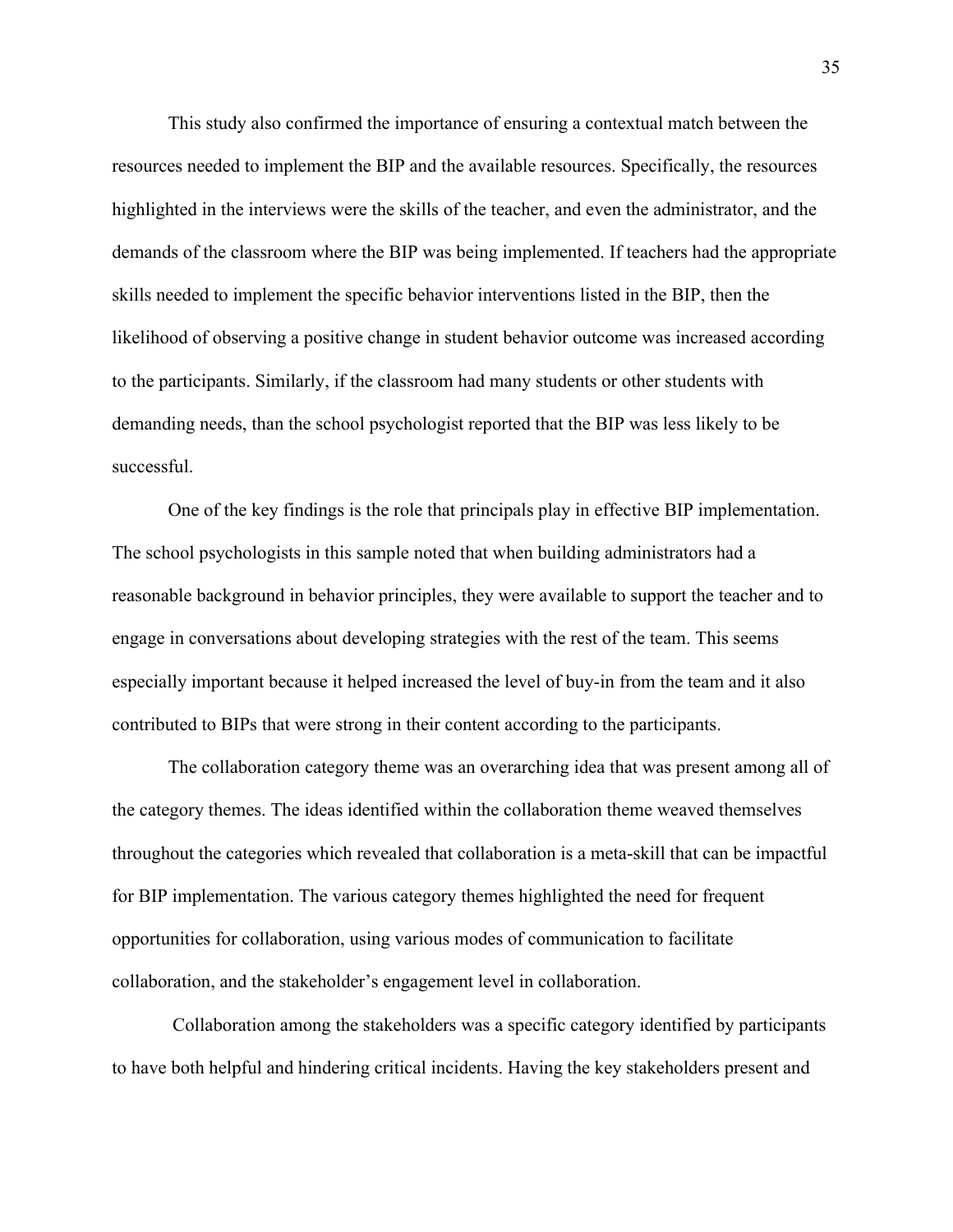This study also confirmed the importance of ensuring a contextual match between the resources needed to implement the BIP and the available resources. Specifically, the resources highlighted in the interviews were the skills of the teacher, and even the administrator, and the demands of the classroom where the BIP was being implemented. If teachers had the appropriate skills needed to implement the specific behavior interventions listed in the BIP, then the likelihood of observing a positive change in student behavior outcome was increased according to the participants. Similarly, if the classroom had many students or other students with demanding needs, than the school psychologist reported that the BIP was less likely to be successful.

One of the key findings is the role that principals play in effective BIP implementation. The school psychologists in this sample noted that when building administrators had a reasonable background in behavior principles, they were available to support the teacher and to engage in conversations about developing strategies with the rest of the team. This seems especially important because it helped increased the level of buy-in from the team and it also contributed to BIPs that were strong in their content according to the participants.

The collaboration category theme was an overarching idea that was present among all of the category themes. The ideas identified within the collaboration theme weaved themselves throughout the categories which revealed that collaboration is a meta-skill that can be impactful for BIP implementation. The various category themes highlighted the need for frequent opportunities for collaboration, using various modes of communication to facilitate collaboration, and the stakeholder's engagement level in collaboration.

Collaboration among the stakeholders was a specific category identified by participants to have both helpful and hindering critical incidents. Having the key stakeholders present and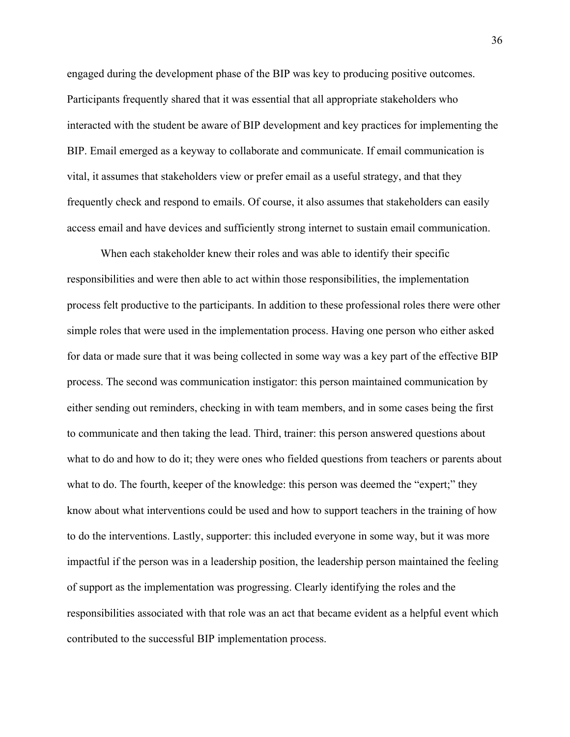engaged during the development phase of the BIP was key to producing positive outcomes. Participants frequently shared that it was essential that all appropriate stakeholders who interacted with the student be aware of BIP development and key practices for implementing the BIP. Email emerged as a keyway to collaborate and communicate. If email communication is vital, it assumes that stakeholders view or prefer email as a useful strategy, and that they frequently check and respond to emails. Of course, it also assumes that stakeholders can easily access email and have devices and sufficiently strong internet to sustain email communication.

When each stakeholder knew their roles and was able to identify their specific responsibilities and were then able to act within those responsibilities, the implementation process felt productive to the participants. In addition to these professional roles there were other simple roles that were used in the implementation process. Having one person who either asked for data or made sure that it was being collected in some way was a key part of the effective BIP process. The second was communication instigator: this person maintained communication by either sending out reminders, checking in with team members, and in some cases being the first to communicate and then taking the lead. Third, trainer: this person answered questions about what to do and how to do it; they were ones who fielded questions from teachers or parents about what to do. The fourth, keeper of the knowledge: this person was deemed the "expert;" they know about what interventions could be used and how to support teachers in the training of how to do the interventions. Lastly, supporter: this included everyone in some way, but it was more impactful if the person was in a leadership position, the leadership person maintained the feeling of support as the implementation was progressing. Clearly identifying the roles and the responsibilities associated with that role was an act that became evident as a helpful event which contributed to the successful BIP implementation process.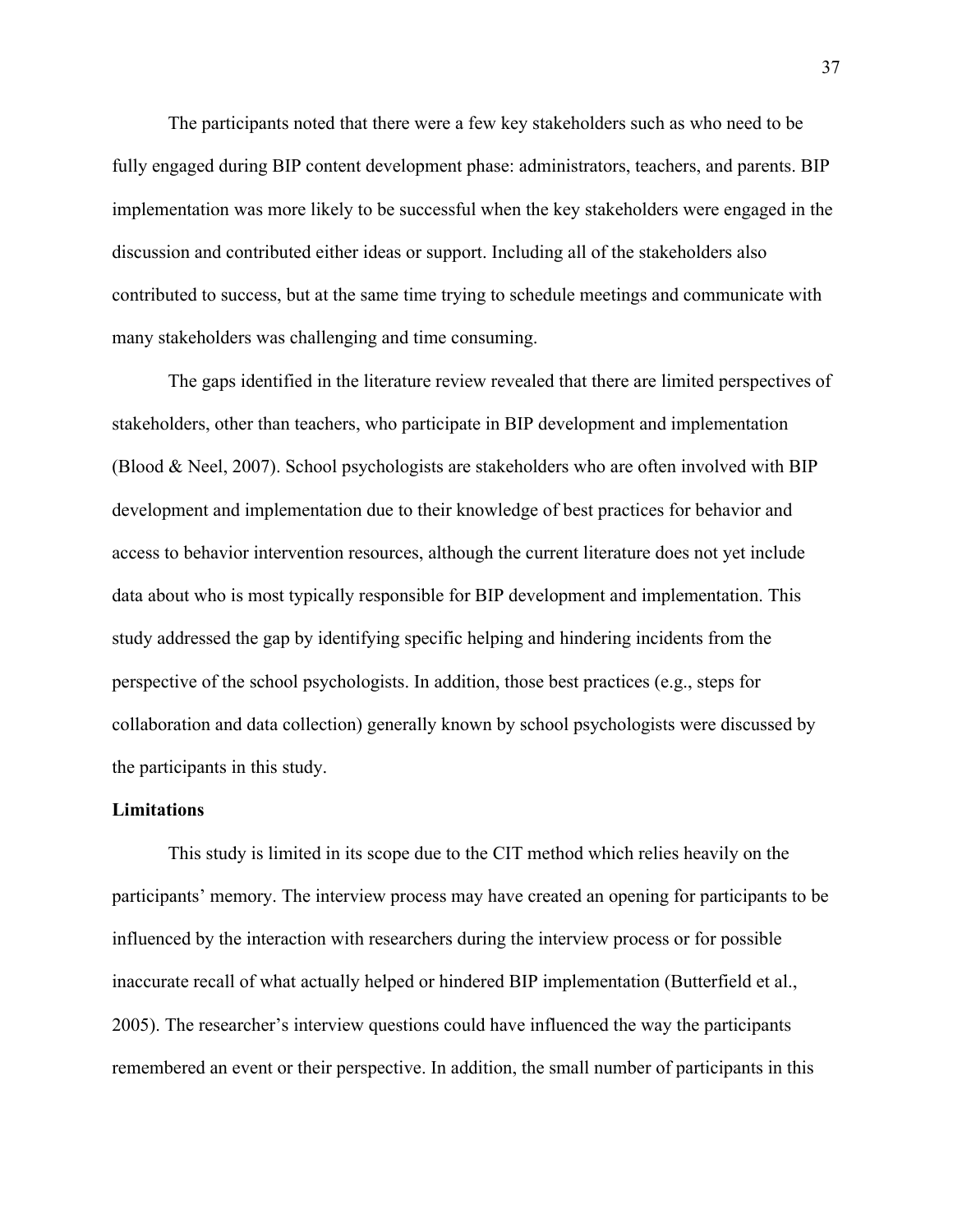The participants noted that there were a few key stakeholders such as who need to be fully engaged during BIP content development phase: administrators, teachers, and parents. BIP implementation was more likely to be successful when the key stakeholders were engaged in the discussion and contributed either ideas or support. Including all of the stakeholders also contributed to success, but at the same time trying to schedule meetings and communicate with many stakeholders was challenging and time consuming.

The gaps identified in the literature review revealed that there are limited perspectives of stakeholders, other than teachers, who participate in BIP development and implementation (Blood & Neel, 2007). School psychologists are stakeholders who are often involved with BIP development and implementation due to their knowledge of best practices for behavior and access to behavior intervention resources, although the current literature does not yet include data about who is most typically responsible for BIP development and implementation. This study addressed the gap by identifying specific helping and hindering incidents from the perspective of the school psychologists. In addition, those best practices (e.g., steps for collaboration and data collection) generally known by school psychologists were discussed by the participants in this study.

**Limitations**

This study is limited in its scope due to the CIT method which relies heavily on the participants' memory. The interview process may have created an opening for participants to be influenced by the interaction with researchers during the interview process or for possible inaccurate recall of what actually helped or hindered BIP implementation (Butterfield et al., 2005). The researcher's interview questions could have influenced the way the participants remembered an event or their perspective. In addition, the small number of participants in this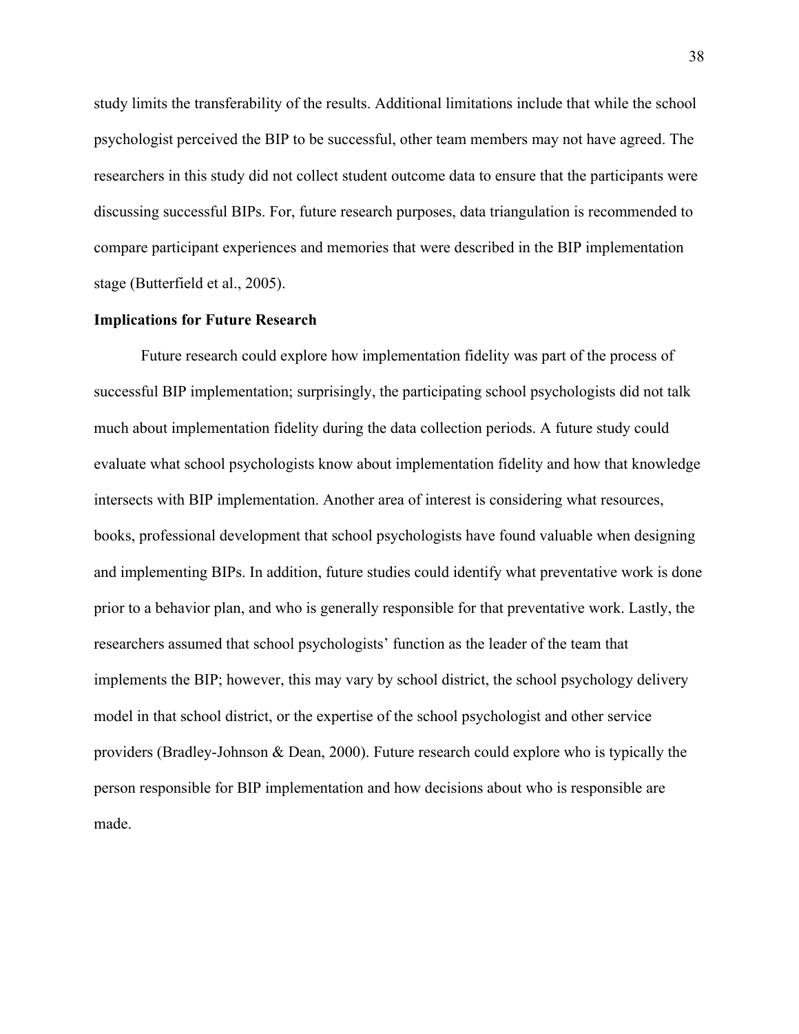study limits the transferability of the results. Additional limitations include that while the school psychologist perceived the BIP to be successful, other team members may not have agreed. The researchers in this study did not collect student outcome data to ensure that the participants were discussing successful BIPs. For, future research purposes, data triangulation is recommended to compare participant experiences and memories that were described in the BIP implementation stage (Butterfield et al., 2005).

**Implications for Future Research**

Future research could explore how implementation fidelity was part of the process of successful BIP implementation; surprisingly, the participating school psychologists did not talk much about implementation fidelity during the data collection periods. A future study could evaluate what school psychologists know about implementation fidelity and how that knowledge intersects with BIP implementation. Another area of interest is considering what resources, books, professional development that school psychologists have found valuable when designing and implementing BIPs. In addition, future studies could identify what preventative work is done prior to a behavior plan, and who is generally responsible for that preventative work. Lastly, the researchers assumed that school psychologists' function as the leader of the team that implements the BIP; however, this may vary by school district, the school psychology delivery model in that school district, or the expertise of the school psychologist and other service providers (Bradley-Johnson & Dean, 2000). Future research could explore who is typically the person responsible for BIP implementation and how decisions about who is responsible are made.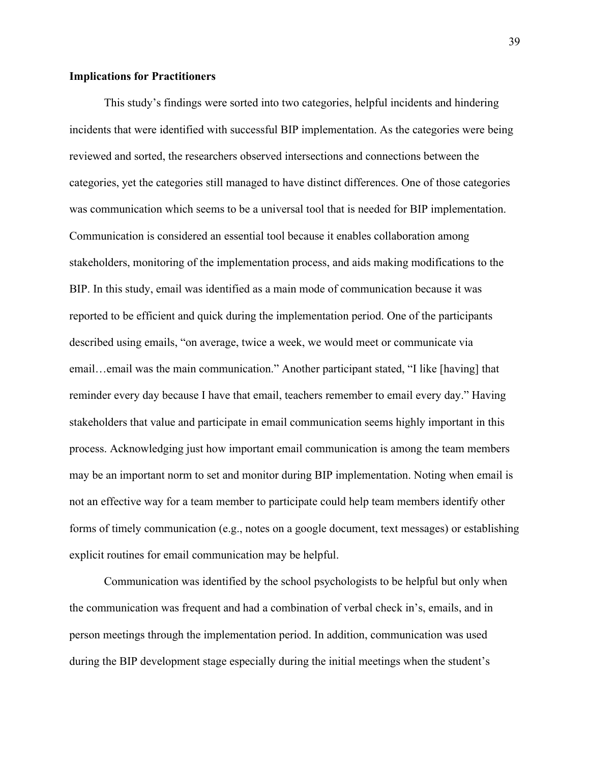**Implications for Practitioners**

This study's findings were sorted into two categories, helpful incidents and hindering incidents that were identified with successful BIP implementation. As the categories were being reviewed and sorted, the researchers observed intersections and connections between the categories, yet the categories still managed to have distinct differences. One of those categories was communication which seems to be a universal tool that is needed for BIP implementation. Communication is considered an essential tool because it enables collaboration among stakeholders, monitoring of the implementation process, and aids making modifications to the BIP. In this study, email was identified as a main mode of communication because it was reported to be efficient and quick during the implementation period. One of the participants described using emails, "on average, twice a week, we would meet or communicate via email…email was the main communication." Another participant stated, "I like [having] that reminder every day because I have that email, teachers remember to email every day." Having stakeholders that value and participate in email communication seems highly important in this process. Acknowledging just how important email communication is among the team members may be an important norm to set and monitor during BIP implementation. Noting when email is not an effective way for a team member to participate could help team members identify other forms of timely communication (e.g., notes on a google document, text messages) or establishing explicit routines for email communication may be helpful.

Communication was identified by the school psychologists to be helpful but only when the communication was frequent and had a combination of verbal check in's, emails, and in person meetings through the implementation period. In addition, communication was used during the BIP development stage especially during the initial meetings when the student's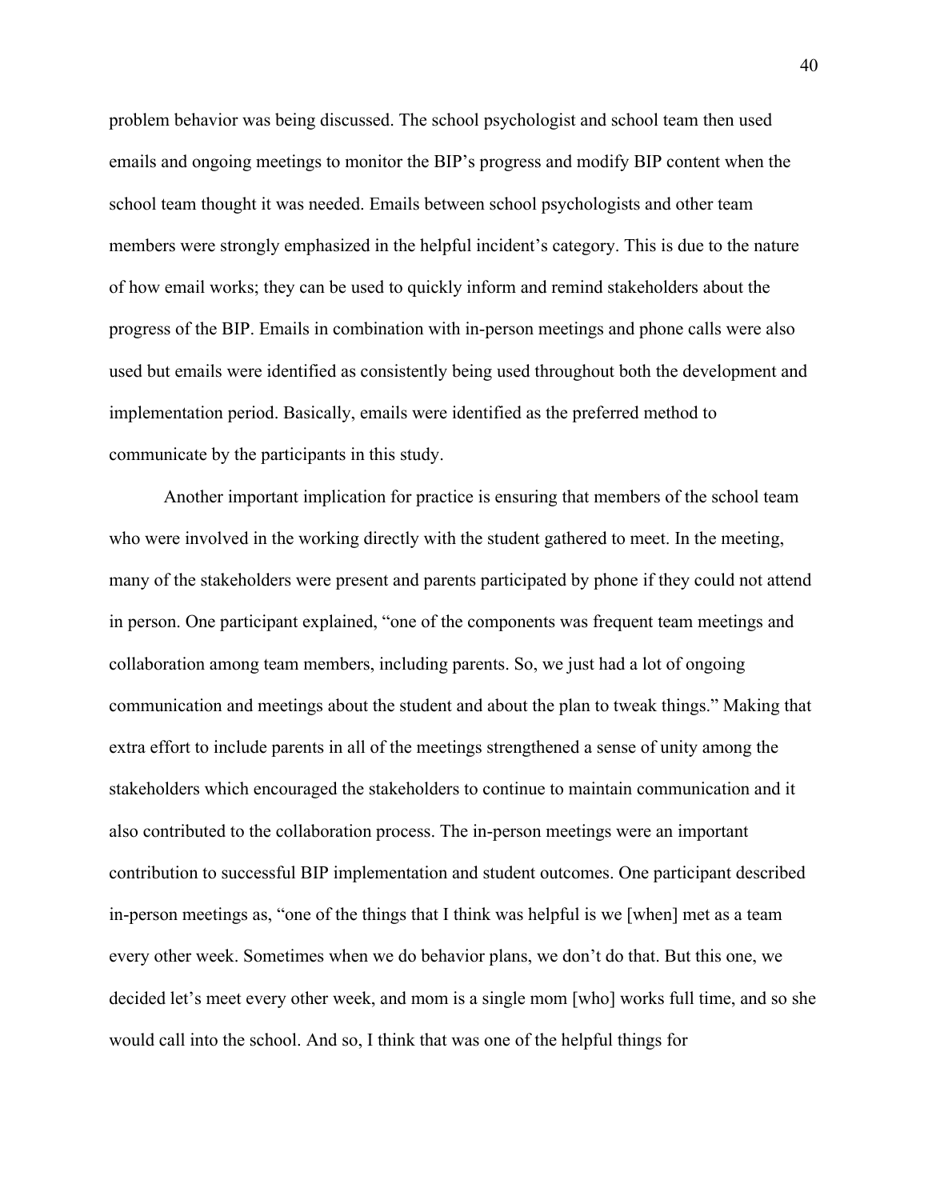problem behavior was being discussed. The school psychologist and school team then used emails and ongoing meetings to monitor the BIP's progress and modify BIP content when the school team thought it was needed. Emails between school psychologists and other team members were strongly emphasized in the helpful incident's category. This is due to the nature of how email works; they can be used to quickly inform and remind stakeholders about the progress of the BIP. Emails in combination with in-person meetings and phone calls were also used but emails were identified as consistently being used throughout both the development and implementation period. Basically, emails were identified as the preferred method to communicate by the participants in this study.

Another important implication for practice is ensuring that members of the school team who were involved in the working directly with the student gathered to meet. In the meeting, many of the stakeholders were present and parents participated by phone if they could not attend in person. One participant explained, "one of the components was frequent team meetings and collaboration among team members, including parents. So, we just had a lot of ongoing communication and meetings about the student and about the plan to tweak things." Making that extra effort to include parents in all of the meetings strengthened a sense of unity among the stakeholders which encouraged the stakeholders to continue to maintain communication and it also contributed to the collaboration process. The in-person meetings were an important contribution to successful BIP implementation and student outcomes. One participant described in-person meetings as, "one of the things that I think was helpful is we [when] met as a team every other week. Sometimes when we do behavior plans, we don't do that. But this one, we decided let's meet every other week, and mom is a single mom [who] works full time, and so she would call into the school. And so, I think that was one of the helpful things for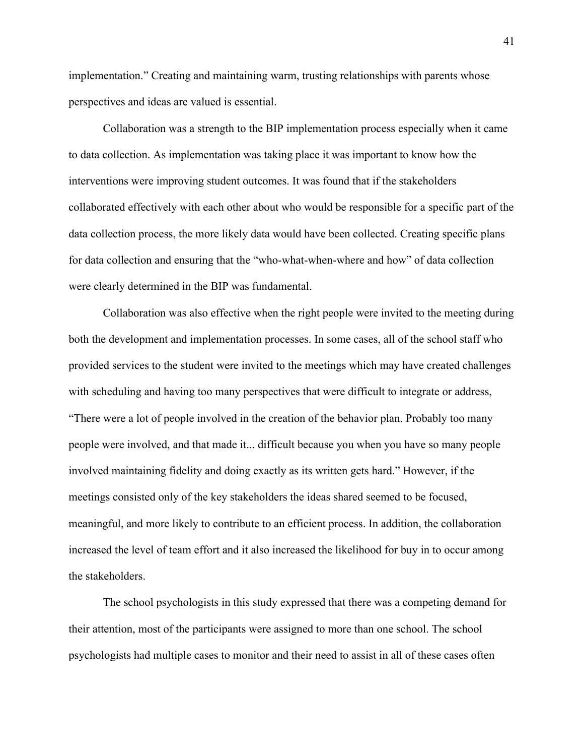implementation." Creating and maintaining warm, trusting relationships with parents whose perspectives and ideas are valued is essential.

Collaboration was a strength to the BIP implementation process especially when it came to data collection. As implementation was taking place it was important to know how the interventions were improving student outcomes. It was found that if the stakeholders collaborated effectively with each other about who would be responsible for a specific part of the data collection process, the more likely data would have been collected. Creating specific plans for data collection and ensuring that the "who-what-when-where and how" of data collection were clearly determined in the BIP was fundamental.

Collaboration was also effective when the right people were invited to the meeting during both the development and implementation processes. In some cases, all of the school staff who provided services to the student were invited to the meetings which may have created challenges with scheduling and having too many perspectives that were difficult to integrate or address, "There were a lot of people involved in the creation of the behavior plan. Probably too many people were involved, and that made it... difficult because you when you have so many people involved maintaining fidelity and doing exactly as its written gets hard." However, if the meetings consisted only of the key stakeholders the ideas shared seemed to be focused, meaningful, and more likely to contribute to an efficient process. In addition, the collaboration increased the level of team effort and it also increased the likelihood for buy in to occur among the stakeholders.

The school psychologists in this study expressed that there was a competing demand for their attention, most of the participants were assigned to more than one school. The school psychologists had multiple cases to monitor and their need to assist in all of these cases often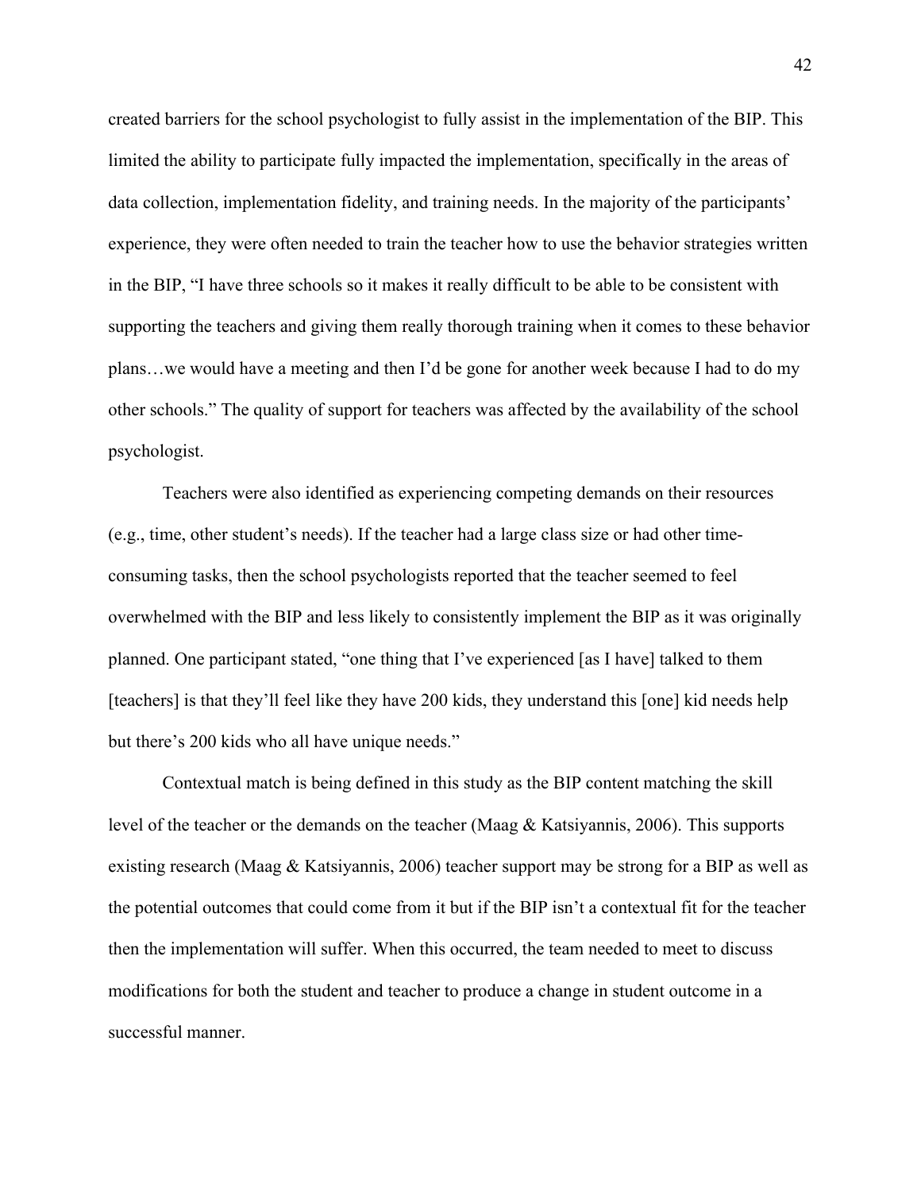created barriers for the school psychologist to fully assist in the implementation of the BIP. This limited the ability to participate fully impacted the implementation, specifically in the areas of data collection, implementation fidelity, and training needs. In the majority of the participants' experience, they were often needed to train the teacher how to use the behavior strategies written in the BIP, "I have three schools so it makes it really difficult to be able to be consistent with supporting the teachers and giving them really thorough training when it comes to these behavior plans…we would have a meeting and then I'd be gone for another week because I had to do my other schools." The quality of support for teachers was affected by the availability of the school psychologist.

Teachers were also identified as experiencing competing demands on their resources (e.g., time, other student's needs). If the teacher had a large class size or had other time-consuming tasks, then the school psychologists reported that the teacher seemed to feel overwhelmed with the BIP and less likely to consistently implement the BIP as it was originally planned. One participant stated, "one thing that I've experienced [as I have] talked to them [teachers] is that they'll feel like they have 200 kids, they understand this [one] kid needs help but there's 200 kids who all have unique needs."

Contextual match is being defined in this study as the BIP content matching the skill level of the teacher or the demands on the teacher (Maag & Katsiyannis, 2006). This supports existing research (Maag & Katsiyannis, 2006) teacher support may be strong for a BIP as well as the potential outcomes that could come from it but if the BIP isn't a contextual fit for the teacher then the implementation will suffer. When this occurred, the team needed to meet to discuss modifications for both the student and teacher to produce a change in student outcome in a successful manner.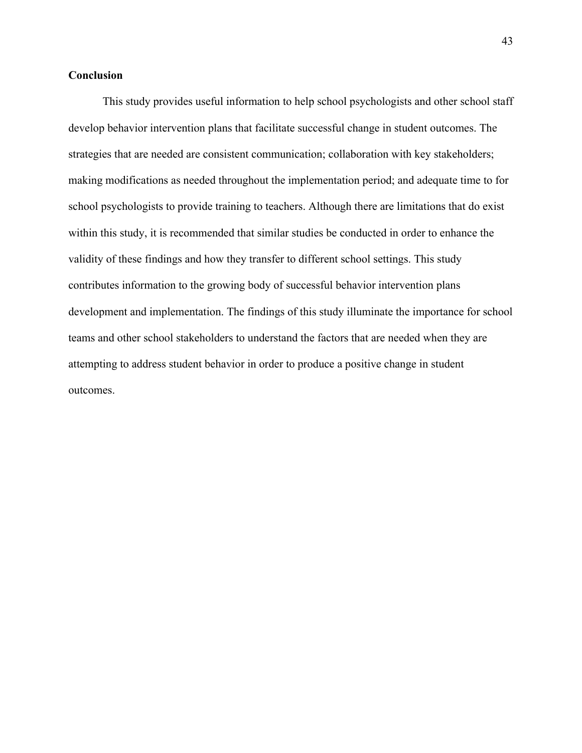**Conclusion**

This study provides useful information to help school psychologists and other school staff develop behavior intervention plans that facilitate successful change in student outcomes. The strategies that are needed are consistent communication; collaboration with key stakeholders; making modifications as needed throughout the implementation period; and adequate time to for school psychologists to provide training to teachers. Although there are limitations that do exist within this study, it is recommended that similar studies be conducted in order to enhance the validity of these findings and how they transfer to different school settings. This study contributes information to the growing body of successful behavior intervention plans development and implementation. The findings of this study illuminate the importance for school teams and other school stakeholders to understand the factors that are needed when they are attempting to address student behavior in order to produce a positive change in student outcomes.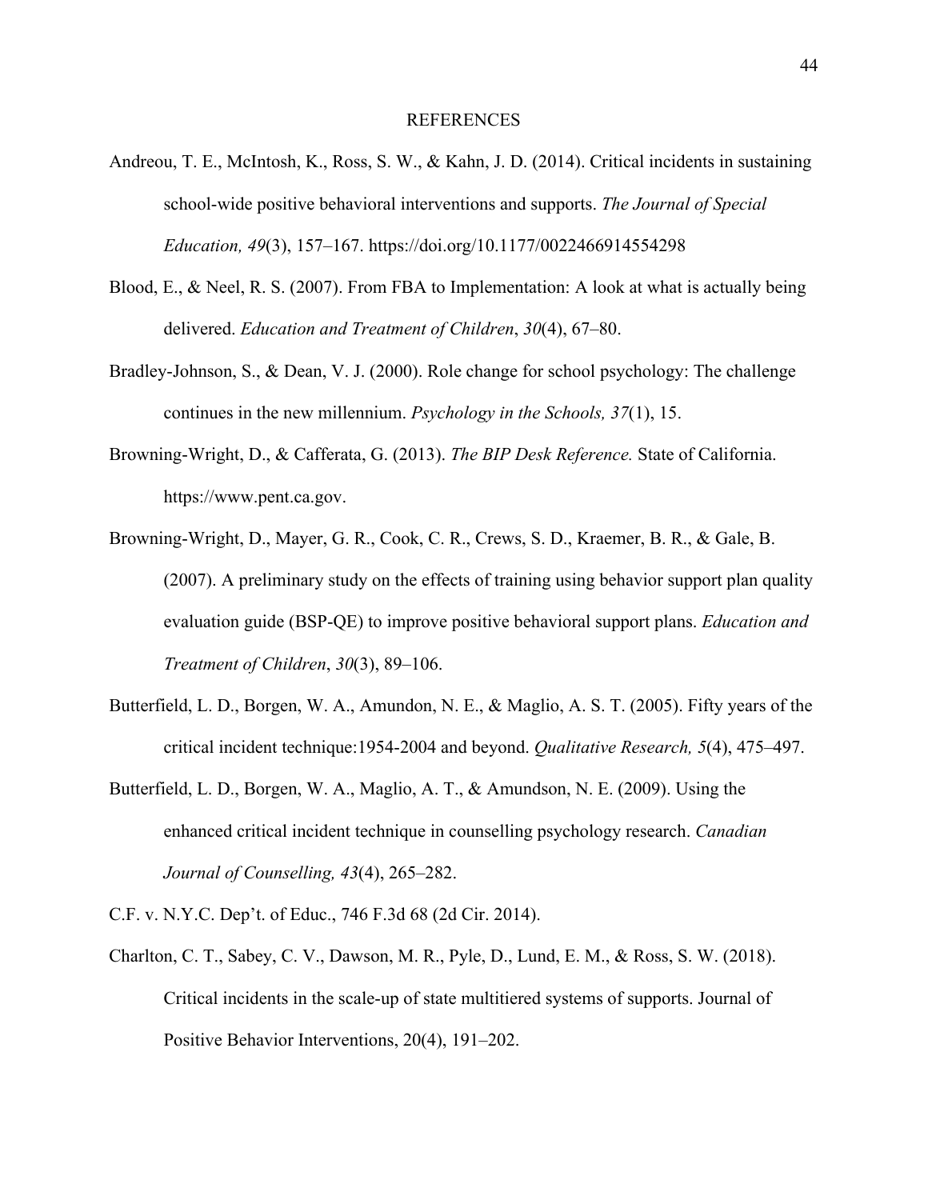# REFERENCES

Andreou, T. E., McIntosh, K., Ross, S. W., & Kahn, J. D. (2014). Critical incidents in sustaining school-wide positive behavioral interventions and supports. *The Journal of Special Education, 49*(3), 157–167. https://doi.org/10.1177/0022466914554298

Blood, E., & Neel, R. S. (2007). From FBA to Implementation: A look at what is actually being delivered. *Education and Treatment of Children*, *30*(4), 67–80.

Bradley-Johnson, S., & Dean, V. J. (2000). Role change for school psychology: The challenge continues in the new millennium. *Psychology in the Schools, 37*(1), 15.

Browning-Wright, D., & Cafferata, G. (2013). *The BIP Desk Reference.* State of California. https://www.pent.ca.gov.

Browning-Wright, D., Mayer, G. R., Cook, C. R., Crews, S. D., Kraemer, B. R., & Gale, B. (2007). A preliminary study on the effects of training using behavior support plan quality evaluation guide (BSP-QE) to improve positive behavioral support plans. *Education and Treatment of Children*, *30*(3), 89–106.

Butterfield, L. D., Borgen, W. A., Amundon, N. E., & Maglio, A. S. T. (2005). Fifty years of the critical incident technique:1954-2004 and beyond. *Qualitative Research, 5*(4), 475–497.

Butterfield, L. D., Borgen, W. A., Maglio, A. T., & Amundson, N. E. (2009). Using the enhanced critical incident technique in counselling psychology research. *Canadian Journal of Counselling, 43*(4), 265–282.

C.F. v. N.Y.C. Dep't. of Educ., 746 F.3d 68 (2d Cir. 2014).

Charlton, C. T., Sabey, C. V., Dawson, M. R., Pyle, D., Lund, E. M., & Ross, S. W. (2018). Critical incidents in the scale-up of state multitiered systems of supports. Journal of Positive Behavior Interventions, 20(4), 191–202.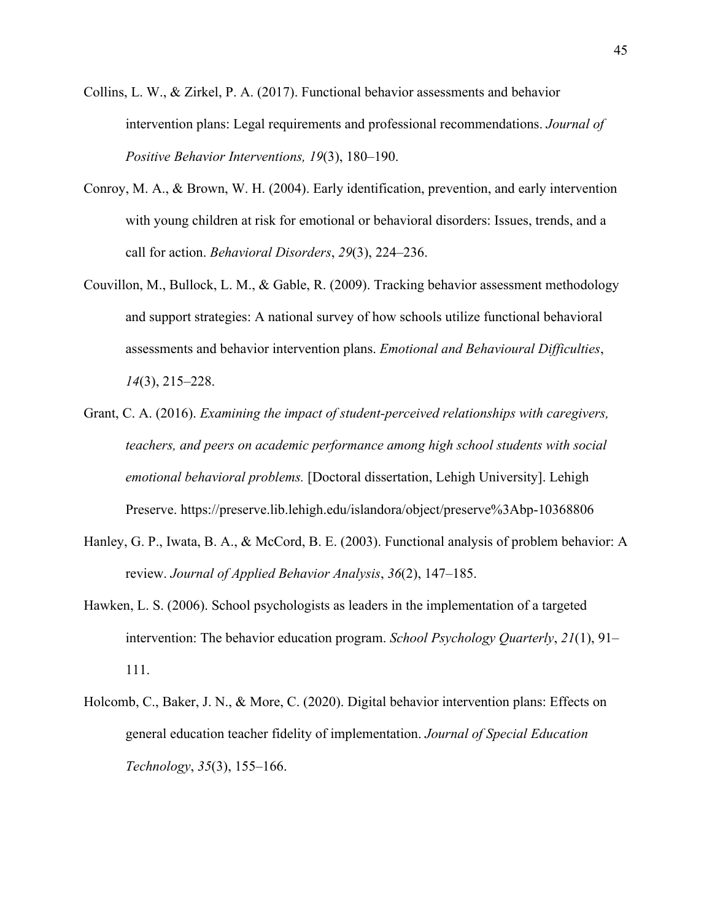Collins, L. W., & Zirkel, P. A. (2017). Functional behavior assessments and behavior intervention plans: Legal requirements and professional recommendations. *Journal of Positive Behavior Interventions, 19*(3), 180–190.

Conroy, M. A., & Brown, W. H. (2004). Early identification, prevention, and early intervention with young children at risk for emotional or behavioral disorders: Issues, trends, and a call for action. *Behavioral Disorders*, *29*(3), 224–236.

Couvillon, M., Bullock, L. M., & Gable, R. (2009). Tracking behavior assessment methodology and support strategies: A national survey of how schools utilize functional behavioral assessments and behavior intervention plans. *Emotional and Behavioural Difficulties*, *14*(3), 215–228.

Grant, C. A. (2016). *Examining the impact of student-perceived relationships with caregivers, teachers, and peers on academic performance among high school students with social emotional behavioral problems.* [Doctoral dissertation, Lehigh University]. Lehigh Preserve. https://preserve.lib.lehigh.edu/islandora/object/preserve%3Abp-10368806

Hanley, G. P., Iwata, B. A., & McCord, B. E. (2003). Functional analysis of problem behavior: A review. *Journal of Applied Behavior Analysis*, *36*(2), 147–185.

Hawken, L. S. (2006). School psychologists as leaders in the implementation of a targeted intervention: The behavior education program. *School Psychology Quarterly*, *21*(1), 91–111.

Holcomb, C., Baker, J. N., & More, C. (2020). Digital behavior intervention plans: Effects on general education teacher fidelity of implementation. *Journal of Special Education Technology*, *35*(3), 155–166.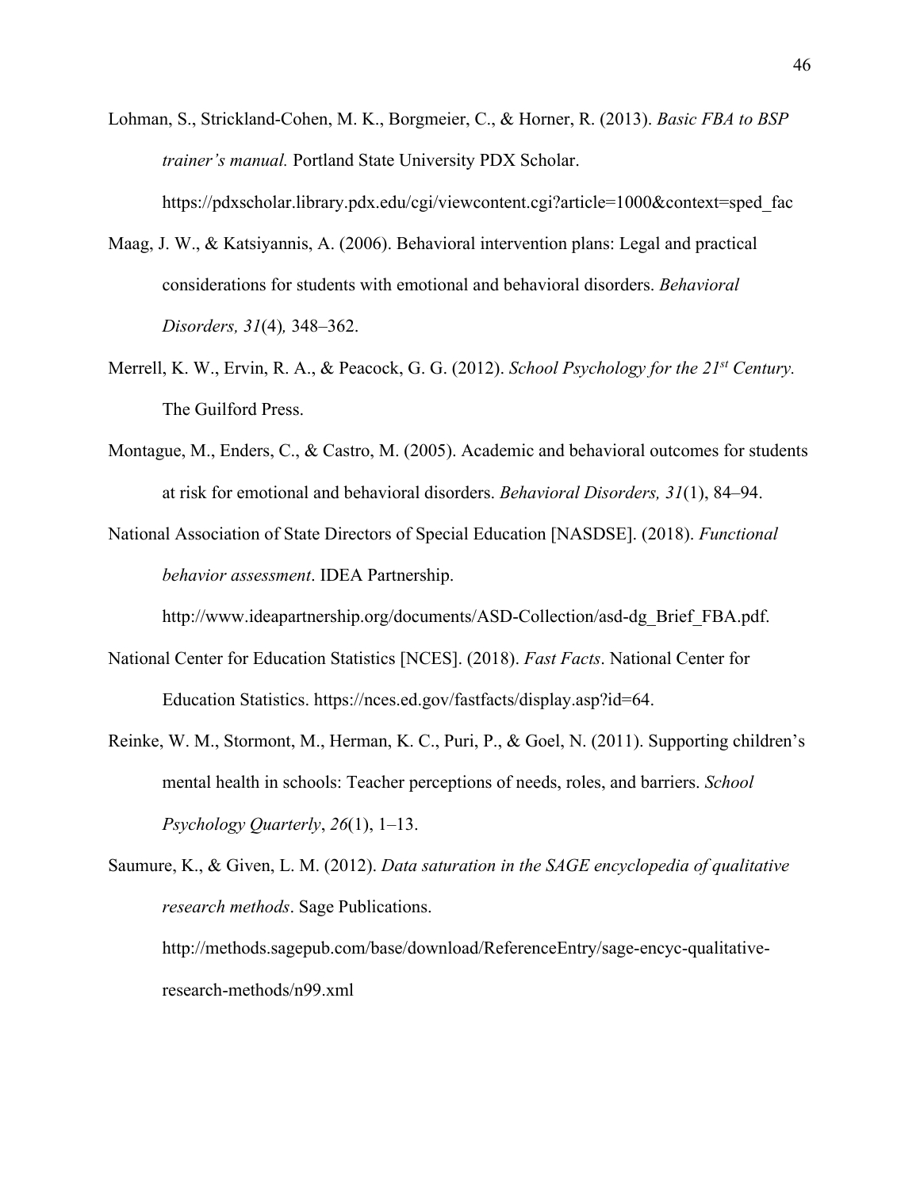Lohman, S., Strickland-Cohen, M. K., Borgmeier, C., & Horner, R. (2013). *Basic FBA to BSP trainer's manual.* Portland State University PDX Scholar. https://pdxscholar.library.pdx.edu/cgi/viewcontent.cgi?article=1000&context=sped_fac

Maag, J. W., & Katsiyannis, A. (2006). Behavioral intervention plans: Legal and practical considerations for students with emotional and behavioral disorders. *Behavioral Disorders, 31*(4)*,* 348–362.

Merrell, K. W., Ervin, R. A., & Peacock, G. G. (2012). *School Psychology for the 21st Century.* The Guilford Press.

Montague, M., Enders, C., & Castro, M. (2005). Academic and behavioral outcomes for students at risk for emotional and behavioral disorders. *Behavioral Disorders, 31*(1), 84–94.

National Association of State Directors of Special Education [NASDSE]. (2018). *Functional behavior assessment*. IDEA Partnership. http://www.ideapartnership.org/documents/ASD-Collection/asd-dg_Brief_FBA.pdf.

National Center for Education Statistics [NCES]. (2018). *Fast Facts*. National Center for Education Statistics. https://nces.ed.gov/fastfacts/display.asp?id=64.

Reinke, W. M., Stormont, M., Herman, K. C., Puri, P., & Goel, N. (2011). Supporting children's mental health in schools: Teacher perceptions of needs, roles, and barriers. *School Psychology Quarterly*, *26*(1), 1–13.

Saumure, K., & Given, L. M. (2012). *Data saturation in the SAGE encyclopedia of qualitative research methods*. Sage Publications. http://methods.sagepub.com/base/download/ReferenceEntry/sage-encyc-qualitative-research-methods/n99.xml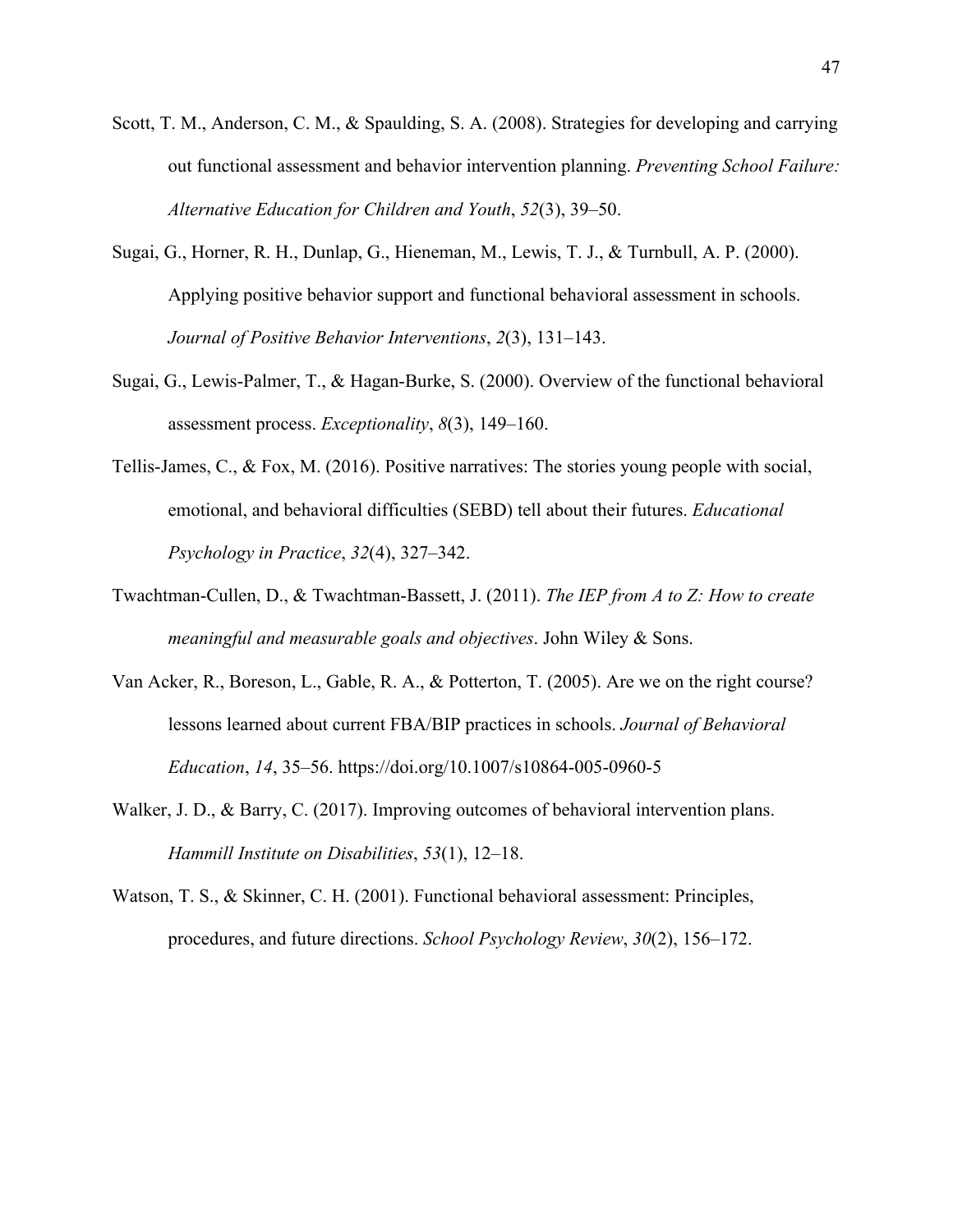Scott, T. M., Anderson, C. M., & Spaulding, S. A. (2008). Strategies for developing and carrying out functional assessment and behavior intervention planning. *Preventing School Failure: Alternative Education for Children and Youth*, *52*(3), 39–50.

Sugai, G., Horner, R. H., Dunlap, G., Hieneman, M., Lewis, T. J., & Turnbull, A. P. (2000). Applying positive behavior support and functional behavioral assessment in schools. *Journal of Positive Behavior Interventions*, *2*(3), 131–143.

Sugai, G., Lewis-Palmer, T., & Hagan-Burke, S. (2000). Overview of the functional behavioral assessment process. *Exceptionality*, *8*(3), 149–160.

Tellis-James, C., & Fox, M. (2016). Positive narratives: The stories young people with social, emotional, and behavioral difficulties (SEBD) tell about their futures. *Educational Psychology in Practice*, *32*(4), 327–342.

Twachtman-Cullen, D., & Twachtman-Bassett, J. (2011). *The IEP from A to Z: How to create meaningful and measurable goals and objectives*. John Wiley & Sons.

Van Acker, R., Boreson, L., Gable, R. A., & Potterton, T. (2005). Are we on the right course? lessons learned about current FBA/BIP practices in schools. *Journal of Behavioral Education*, *14*, 35–56. https://doi.org/10.1007/s10864-005-0960-5

Walker, J. D., & Barry, C. (2017). Improving outcomes of behavioral intervention plans. *Hammill Institute on Disabilities*, *53*(1), 12–18.

Watson, T. S., & Skinner, C. H. (2001). Functional behavioral assessment: Principles, procedures, and future directions. *School Psychology Review*, *30*(2), 156–172.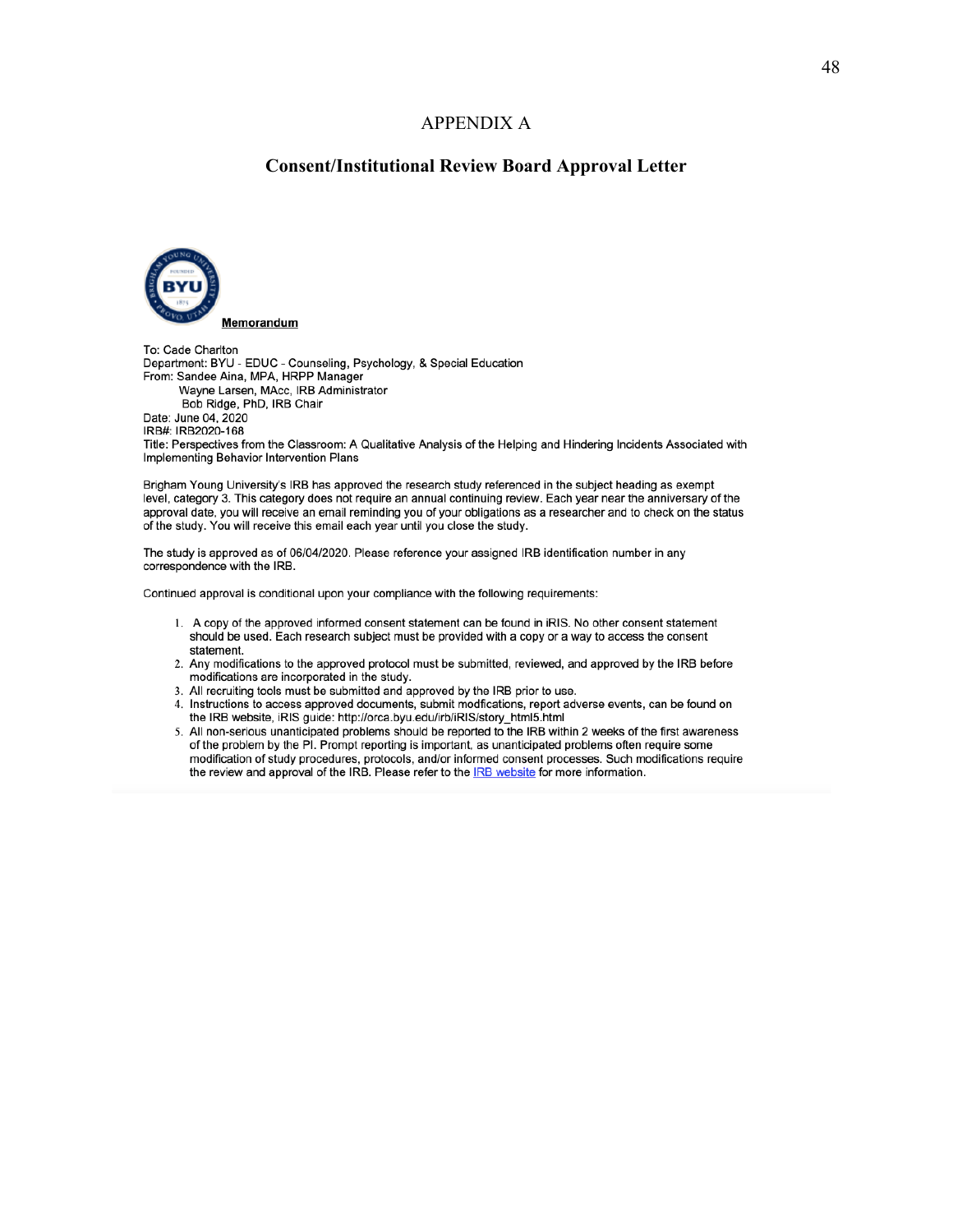# APPENDIX A

## Consent/Institutional Review Board Approval Letter

**Memorandum**

To: Cade Charlton
Department: BYU - EDUC - Counseling, Psychology, & Special Education
From: Sandee Aina, MPA, HRPP Manager
Wayne Larsen, MAcc, IRB Administrator
Bob Ridge, PhD, IRB Chair
Date: June 04, 2020
IRB#: IRB2020-168
Title: Perspectives from the Classroom: A Qualitative Analysis of the Helping and Hindering Incidents Associated with Implementing Behavior Intervention Plans

Brigham Young University's IRB has approved the research study referenced in the subject heading as exempt level, category 3. This category does not require an annual continuing review. Each year near the anniversary of the approval date, you will receive an email reminding you of your obligations as a researcher and to check on the status of the study. You will receive this email each year until you close the study.

The study is approved as of 06/04/2020. Please reference your assigned IRB identification number in any correspondence with the IRB.

Continued approval is conditional upon your compliance with the following requirements:

1. A copy of the approved informed consent statement can be found in iRIS. No other consent statement should be used. Each research subject must be provided with a copy or a way to access the consent statement.
2. Any modifications to the approved protocol must be submitted, reviewed, and approved by the IRB before modifications are incorporated in the study.
3. All recruiting tools must be submitted and approved by the IRB prior to use.
4. Instructions to access approved documents, submit modfications, report adverse events, can be found on the IRB website, iRIS guide: http://orca.byu.edu/irb/iRIS/story_html5.html
5. All non-serious unanticipated problems should be reported to the IRB within 2 weeks of the first awareness of the problem by the PI. Prompt reporting is important, as unanticipated problems often require some modification of study procedures, protocols, and/or informed consent processes. Such modifications require the review and approval of the IRB. Please refer to the IRB website for more information.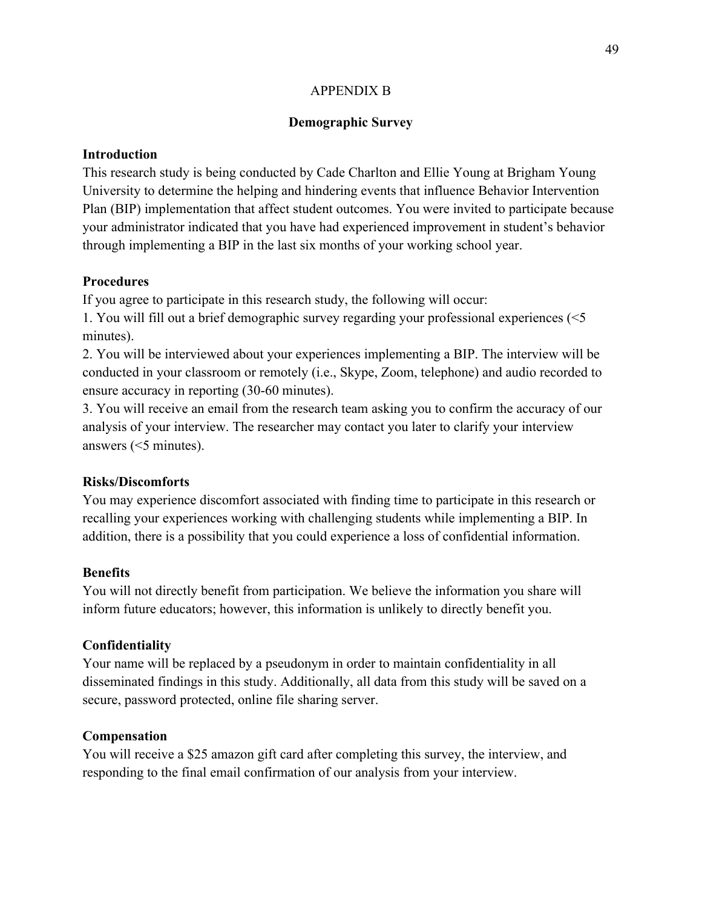APPENDIX B

**Demographic Survey**

**Introduction**

This research study is being conducted by Cade Charlton and Ellie Young at Brigham Young University to determine the helping and hindering events that influence Behavior Intervention Plan (BIP) implementation that affect student outcomes. You were invited to participate because your administrator indicated that you have had experienced improvement in student's behavior through implementing a BIP in the last six months of your working school year.

**Procedures**

If you agree to participate in this research study, the following will occur:

1. You will fill out a brief demographic survey regarding your professional experiences (<5 minutes).
2. You will be interviewed about your experiences implementing a BIP. The interview will be conducted in your classroom or remotely (i.e., Skype, Zoom, telephone) and audio recorded to ensure accuracy in reporting (30-60 minutes).
3. You will receive an email from the research team asking you to confirm the accuracy of our analysis of your interview. The researcher may contact you later to clarify your interview answers (<5 minutes).

**Risks/Discomforts**

You may experience discomfort associated with finding time to participate in this research or recalling your experiences working with challenging students while implementing a BIP. In addition, there is a possibility that you could experience a loss of confidential information.

**Benefits**

You will not directly benefit from participation. We believe the information you share will inform future educators; however, this information is unlikely to directly benefit you.

**Confidentiality**

Your name will be replaced by a pseudonym in order to maintain confidentiality in all disseminated findings in this study. Additionally, all data from this study will be saved on a secure, password protected, online file sharing server.

**Compensation**

You will receive a $25 amazon gift card after completing this survey, the interview, and responding to the final email confirmation of our analysis from your interview.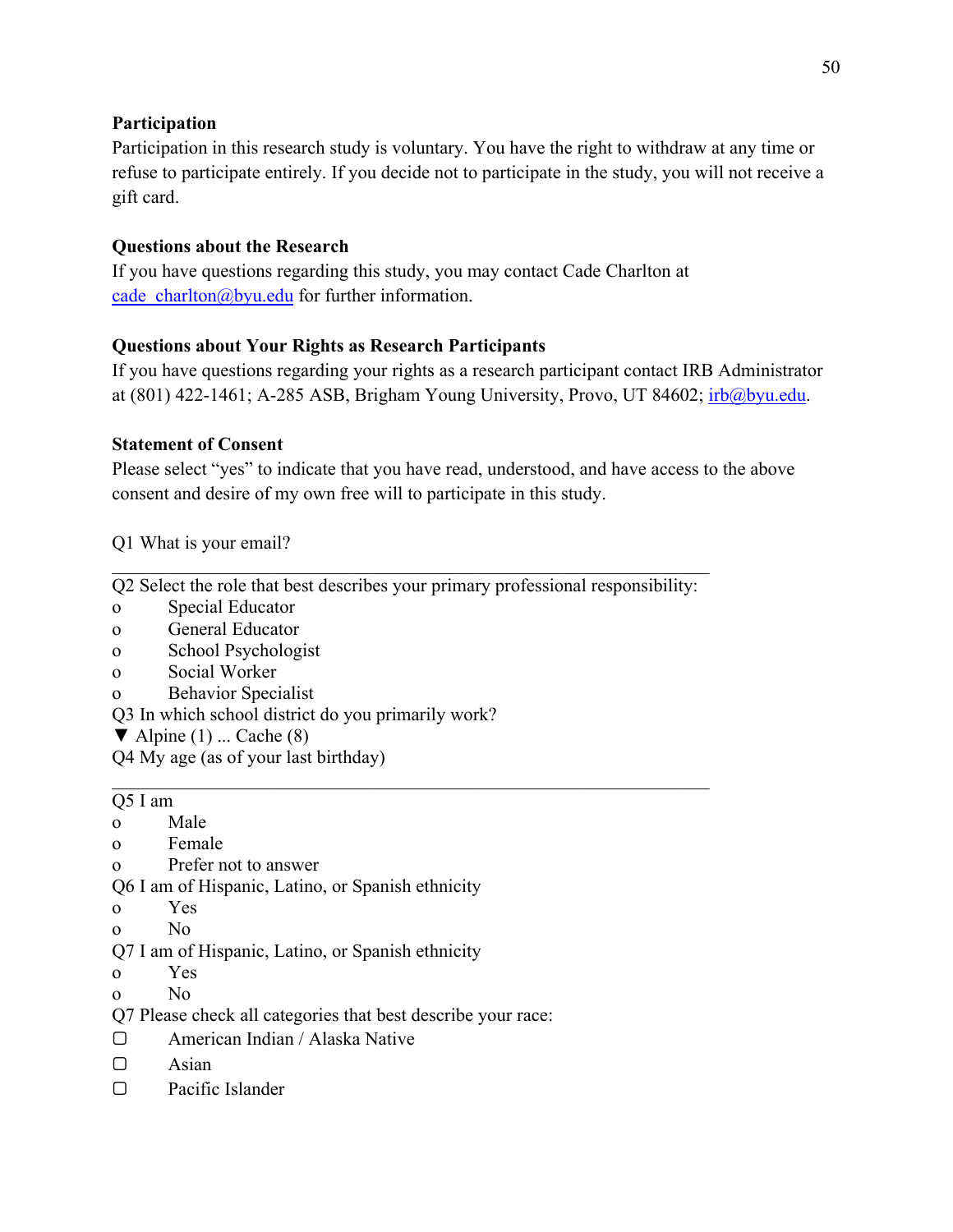**Participation**

Participation in this research study is voluntary. You have the right to withdraw at any time or refuse to participate entirely. If you decide not to participate in the study, you will not receive a gift card.

**Questions about the Research**

If you have questions regarding this study, you may contact Cade Charlton at cade_charlton@byu.edu for further information.

**Questions about Your Rights as Research Participants**

If you have questions regarding your rights as a research participant contact IRB Administrator at (801) 422-1461; A-285 ASB, Brigham Young University, Provo, UT 84602; irb@byu.edu.

**Statement of Consent**

Please select "yes" to indicate that you have read, understood, and have access to the above consent and desire of my own free will to participate in this study.

Q1 What is your email?

________________________________________________________________

Q2 Select the role that best describes your primary professional responsibility:

- o Special Educator
- o General Educator
- o School Psychologist
- o Social Worker
- o Behavior Specialist

Q3 In which school district do you primarily work?

▼ Alpine (1) ... Cache (8)

Q4 My age (as of your last birthday)

________________________________________________________________

Q5 I am

- o Male
- o Female
- o Prefer not to answer

Q6 I am of Hispanic, Latino, or Spanish ethnicity

- o Yes
- o No

Q7 I am of Hispanic, Latino, or Spanish ethnicity

- o Yes
- o No

Q7 Please check all categories that best describe your race:

- ▢ American Indian / Alaska Native
- ▢ Asian
- ▢ Pacific Islander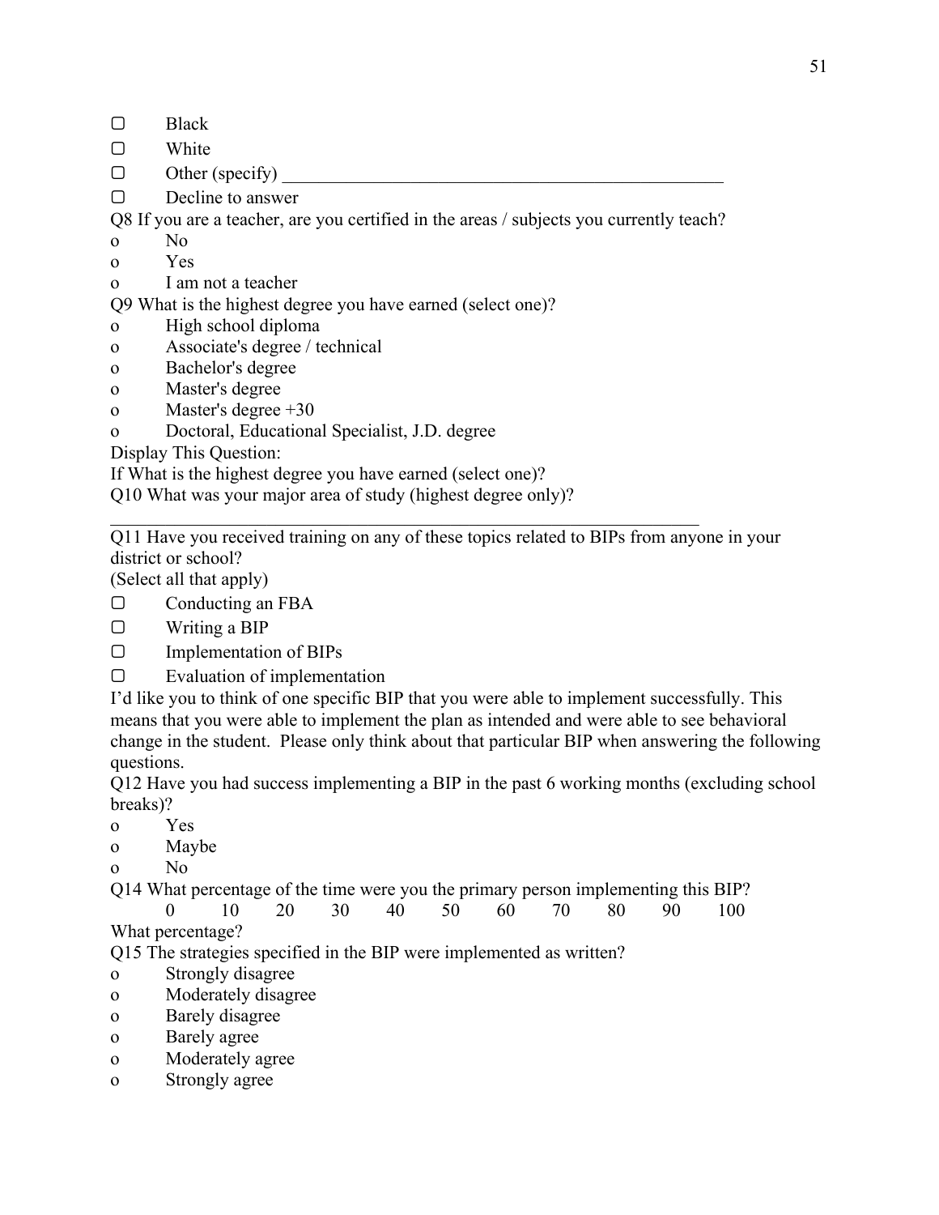▢ Black

▢ White

▢ Other (specify) ________________________________________________

▢ Decline to answer

Q8 If you are a teacher, are you certified in the areas / subjects you currently teach?

o No

o Yes

o I am not a teacher

Q9 What is the highest degree you have earned (select one)?

o High school diploma

o Associate's degree / technical

o Bachelor's degree

o Master's degree

o Master's degree +30

o Doctoral, Educational Specialist, J.D. degree

Display This Question:

If What is the highest degree you have earned (select one)?

Q10 What was your major area of study (highest degree only)?

________________________________________________________________

Q11 Have you received training on any of these topics related to BIPs from anyone in your district or school?

(Select all that apply)

▢ Conducting an FBA

▢ Writing a BIP

▢ Implementation of BIPs

▢ Evaluation of implementation

I'd like you to think of one specific BIP that you were able to implement successfully. This means that you were able to implement the plan as intended and were able to see behavioral change in the student. Please only think about that particular BIP when answering the following questions.

Q12 Have you had success implementing a BIP in the past 6 working months (excluding school breaks)?

o Yes

o Maybe

o No

Q14 What percentage of the time were you the primary person implementing this BIP?

0 10 20 30 40 50 60 70 80 90 100

What percentage?

Q15 The strategies specified in the BIP were implemented as written?

o Strongly disagree

o Moderately disagree

o Barely disagree

o Barely agree

o Moderately agree

o Strongly agree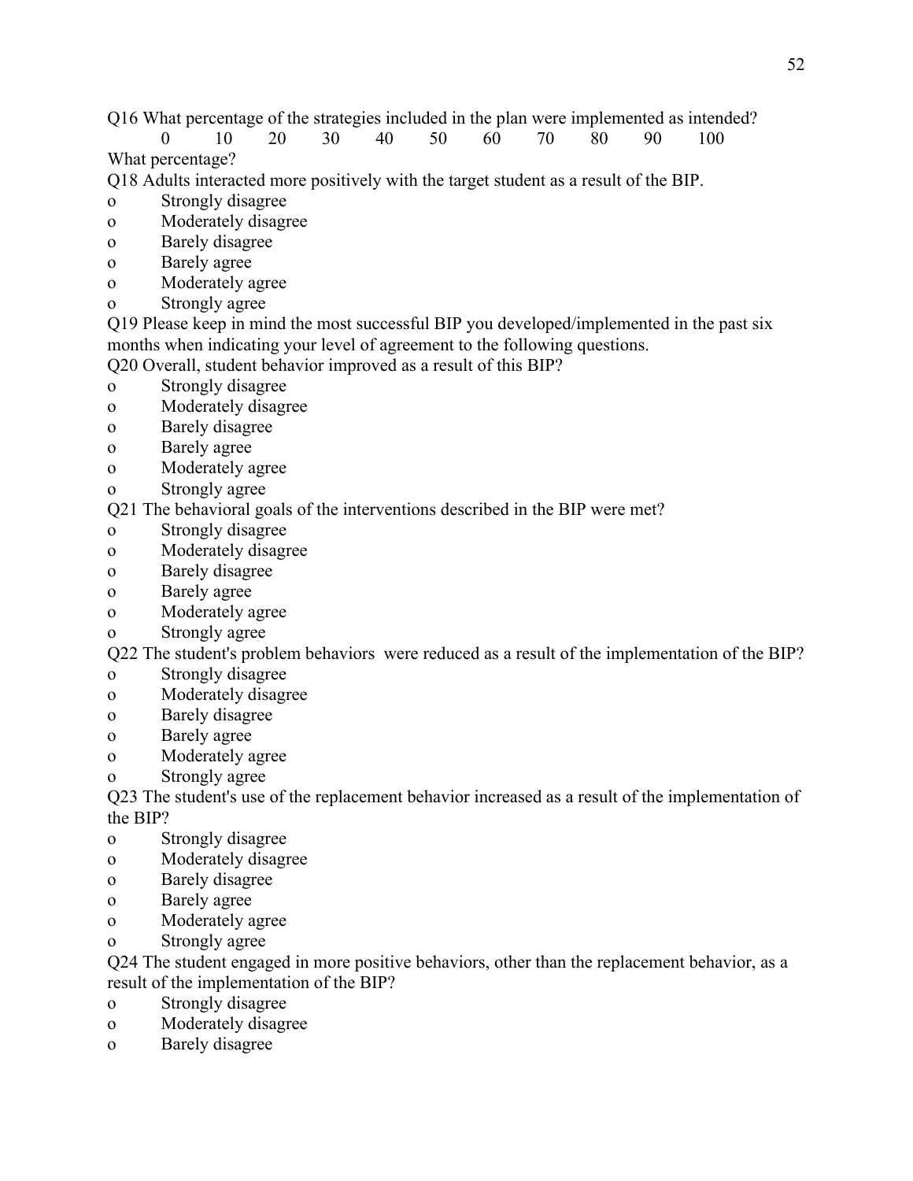Q16 What percentage of the strategies included in the plan were implemented as intended?

0 10 20 30 40 50 60 70 80 90 100

What percentage?

Q18 Adults interacted more positively with the target student as a result of the BIP.

- o Strongly disagree
- o Moderately disagree
- o Barely disagree
- o Barely agree
- o Moderately agree
- o Strongly agree

Q19 Please keep in mind the most successful BIP you developed/implemented in the past six months when indicating your level of agreement to the following questions.

Q20 Overall, student behavior improved as a result of this BIP?

- o Strongly disagree
- o Moderately disagree
- o Barely disagree
- o Barely agree
- o Moderately agree
- o Strongly agree

Q21 The behavioral goals of the interventions described in the BIP were met?

- o Strongly disagree
- o Moderately disagree
- o Barely disagree
- o Barely agree
- o Moderately agree
- o Strongly agree

Q22 The student's problem behaviors were reduced as a result of the implementation of the BIP?

- o Strongly disagree
- o Moderately disagree
- o Barely disagree
- o Barely agree
- o Moderately agree
- o Strongly agree

Q23 The student's use of the replacement behavior increased as a result of the implementation of the BIP?

- o Strongly disagree
- o Moderately disagree
- o Barely disagree
- o Barely agree
- o Moderately agree
- o Strongly agree

Q24 The student engaged in more positive behaviors, other than the replacement behavior, as a result of the implementation of the BIP?

- o Strongly disagree
- o Moderately disagree
- o Barely disagree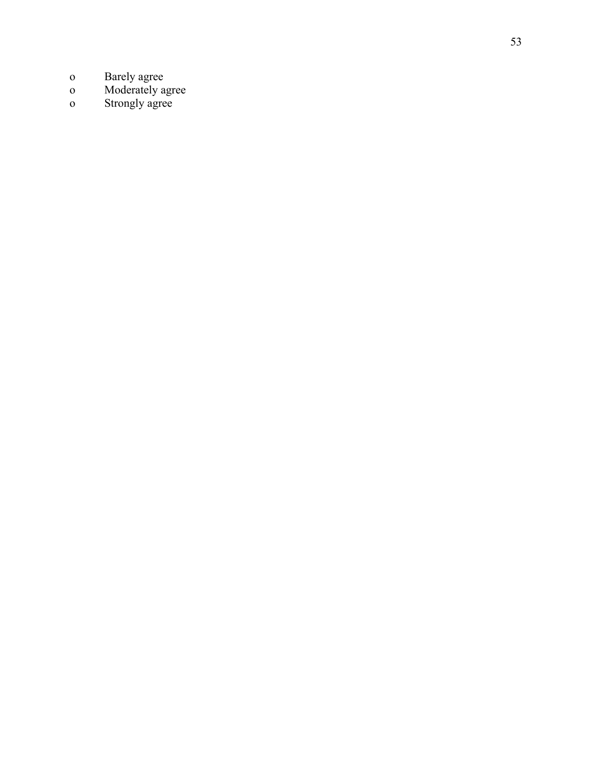- Barely agree
- Moderately agree
- Strongly agree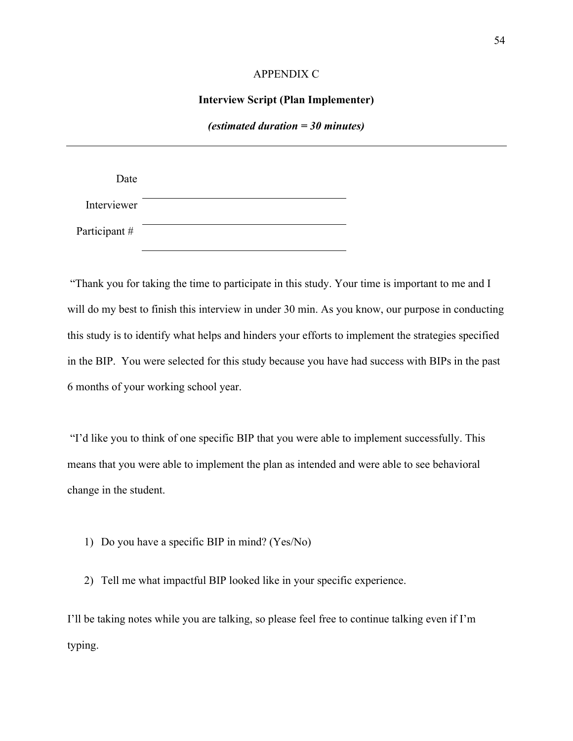APPENDIX C

**Interview Script (Plan Implementer)**

***(estimated duration = 30 minutes)***

---

Date ______________________________

Interviewer ______________________________

Participant # ______________________________

"Thank you for taking the time to participate in this study. Your time is important to me and I will do my best to finish this interview in under 30 min. As you know, our purpose in conducting this study is to identify what helps and hinders your efforts to implement the strategies specified in the BIP. You were selected for this study because you have had success with BIPs in the past 6 months of your working school year.

"I'd like you to think of one specific BIP that you were able to implement successfully. This means that you were able to implement the plan as intended and were able to see behavioral change in the student.

1) Do you have a specific BIP in mind? (Yes/No)

2) Tell me what impactful BIP looked like in your specific experience.

I'll be taking notes while you are talking, so please feel free to continue talking even if I'm typing.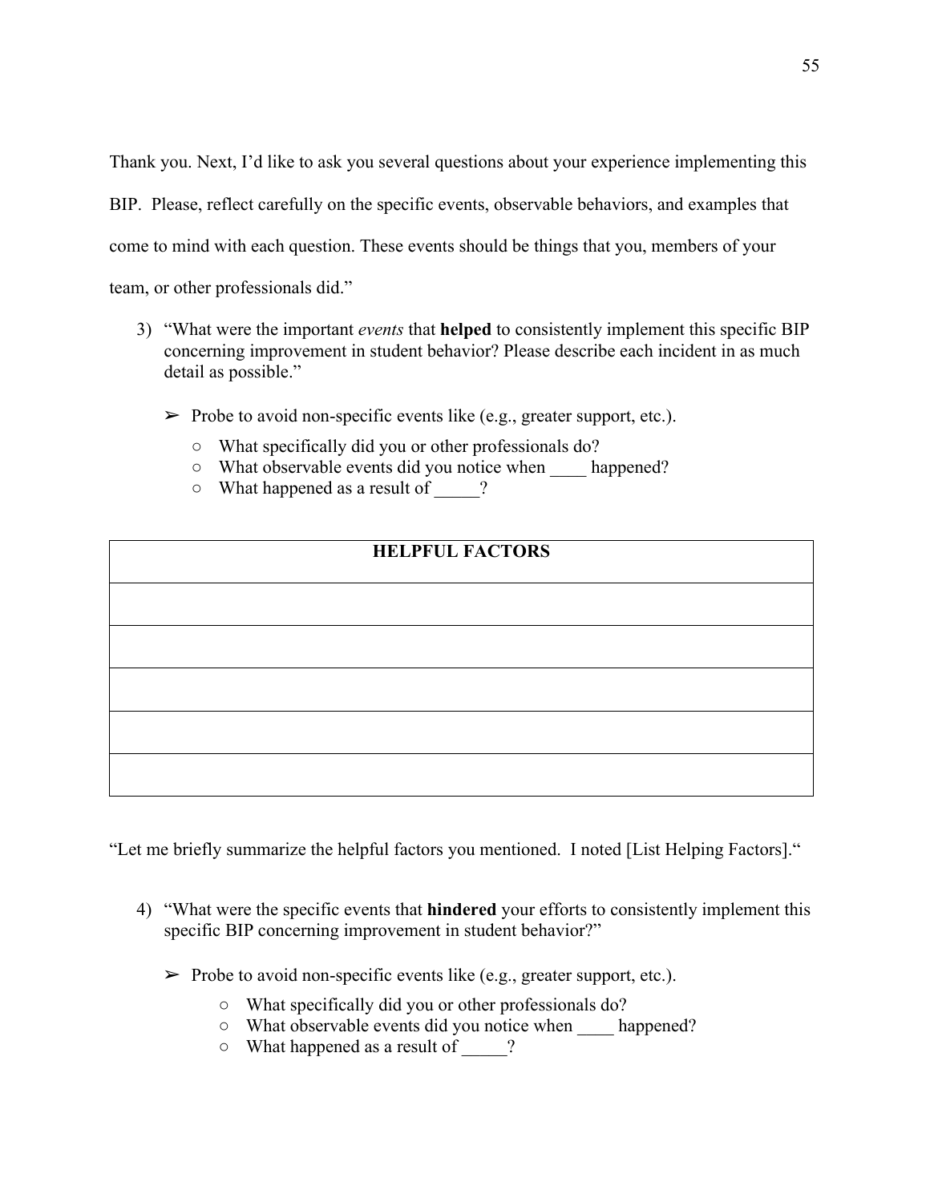Thank you. Next, I'd like to ask you several questions about your experience implementing this BIP. Please, reflect carefully on the specific events, observable behaviors, and examples that come to mind with each question. These events should be things that you, members of your team, or other professionals did."

3) "What were the important *events* that **helped** to consistently implement this specific BIP concerning improvement in student behavior? Please describe each incident in as much detail as possible."

   ➢ Probe to avoid non-specific events like (e.g., greater support, etc.).

      ○ What specifically did you or other professionals do?
      ○ What observable events did you notice when ____ happened?
      ○ What happened as a result of _____?

| **HELPFUL FACTORS** |
|---|
| |
| |
| |
| |
| |

"Let me briefly summarize the helpful factors you mentioned. I noted [List Helping Factors]."

4) "What were the specific events that **hindered** your efforts to consistently implement this specific BIP concerning improvement in student behavior?"

   ➢ Probe to avoid non-specific events like (e.g., greater support, etc.).

      ○ What specifically did you or other professionals do?
      ○ What observable events did you notice when ____ happened?
      ○ What happened as a result of _____?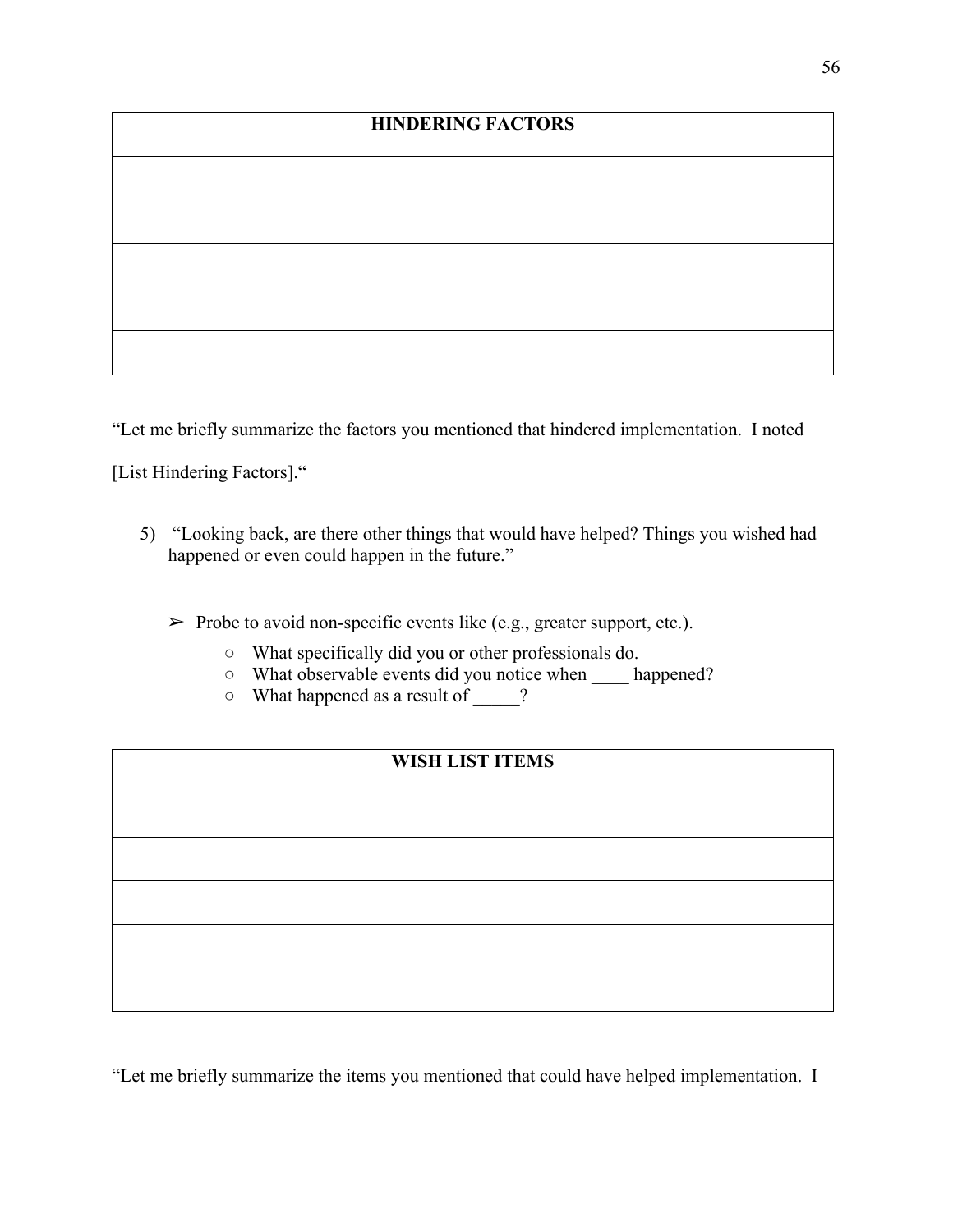| HINDERING FACTORS |
|---|
| |
| |
| |
| |
| |

“Let me briefly summarize the factors you mentioned that hindered implementation. I noted [List Hindering Factors].“

5) “Looking back, are there other things that would have helped? Things you wished had happened or even could happen in the future.”

   ➢ Probe to avoid non-specific events like (e.g., greater support, etc.).

      ○ What specifically did you or other professionals do.
      ○ What observable events did you notice when ____ happened?
      ○ What happened as a result of _____?

| WISH LIST ITEMS |
|---|
| |
| |
| |
| |
| |

“Let me briefly summarize the items you mentioned that could have helped implementation. I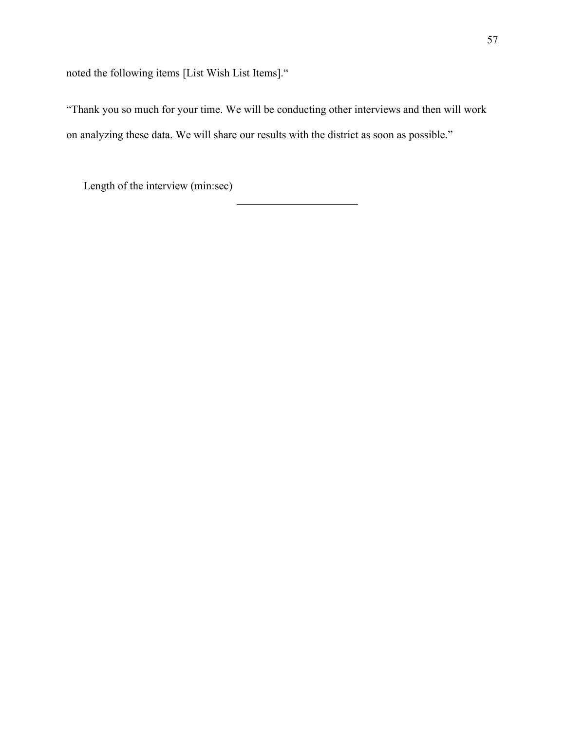noted the following items [List Wish List Items].“

“Thank you so much for your time. We will be conducting other interviews and then will work on analyzing these data. We will share our results with the district as soon as possible.”

Length of the interview (min:sec) \_\_\_\_\_\_\_\_\_\_\_\_\_\_\_\_\_\_\_\_\_\_